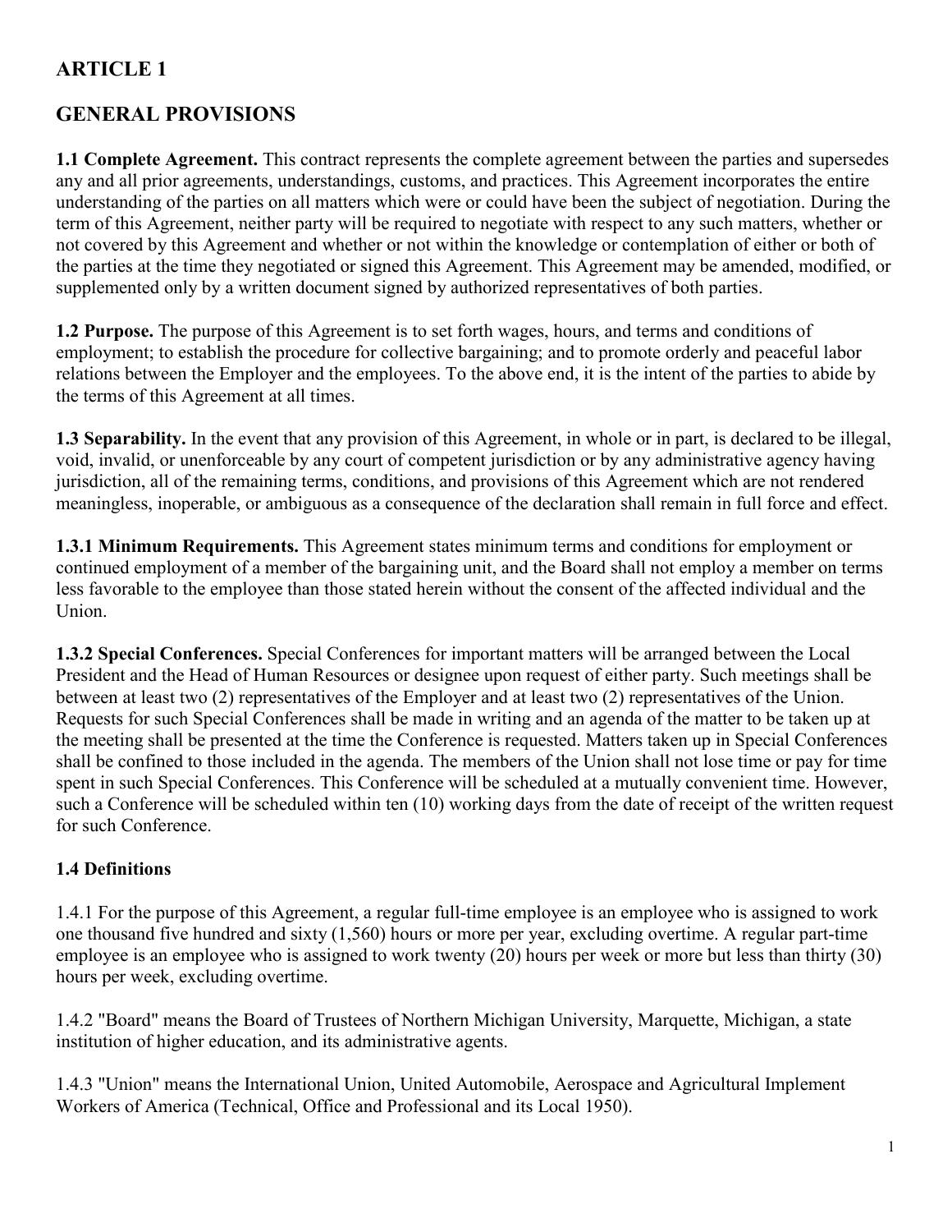# ARTICLE 1

## GENERAL PROVISIONS

**1.1 Complete Agreement.** This contract represents the complete agreement between the parties and supersedes any and all prior agreements, understandings, customs, and practices. This Agreement incorporates the entire understanding of the parties on all matters which were or could have been the subject of negotiation. During the term of this Agreement, neither party will be required to negotiate with respect to any such matters, whether or not covered by this Agreement and whether or not within the knowledge or contemplation of either or both of the parties at the time they negotiated or signed this Agreement. This Agreement may be amended, modified, or supplemented only by a written document signed by authorized representatives of both parties.

**1.2 Purpose.** The purpose of this Agreement is to set forth wages, hours, and terms and conditions of employment; to establish the procedure for collective bargaining; and to promote orderly and peaceful labor relations between the Employer and the employees. To the above end, it is the intent of the parties to abide by the terms of this Agreement at all times.

**1.3 Separability.** In the event that any provision of this Agreement, in whole or in part, is declared to be illegal, void, invalid, or unenforceable by any court of competent jurisdiction or by any administrative agency having jurisdiction, all of the remaining terms, conditions, and provisions of this Agreement which are not rendered meaningless, inoperable, or ambiguous as a consequence of the declaration shall remain in full force and effect.

**1.3.1 Minimum Requirements.** This Agreement states minimum terms and conditions for employment or continued employment of a member of the bargaining unit, and the Board shall not employ a member on terms less favorable to the employee than those stated herein without the consent of the affected individual and the Union.

**1.3.2 Special Conferences.** Special Conferences for important matters will be arranged between the Local President and the Head of Human Resources or designee upon request of either party. Such meetings shall be between at least two (2) representatives of the Employer and at least two (2) representatives of the Union. Requests for such Special Conferences shall be made in writing and an agenda of the matter to be taken up at the meeting shall be presented at the time the Conference is requested. Matters taken up in Special Conferences shall be confined to those included in the agenda. The members of the Union shall not lose time or pay for time spent in such Special Conferences. This Conference will be scheduled at a mutually convenient time. However, such a Conference will be scheduled within ten (10) working days from the date of receipt of the written request for such Conference.

### 1.4 Definitions

1.4.1 For the purpose of this Agreement, a regular full-time employee is an employee who is assigned to work one thousand five hundred and sixty (1,560) hours or more per year, excluding overtime. A regular part-time employee is an employee who is assigned to work twenty (20) hours per week or more but less than thirty (30) hours per week, excluding overtime.

1.4.2 "Board" means the Board of Trustees of Northern Michigan University, Marquette, Michigan, a state institution of higher education, and its administrative agents.

1.4.3 "Union" means the International Union, United Automobile, Aerospace and Agricultural Implement Workers of America (Technical, Office and Professional and its Local 1950).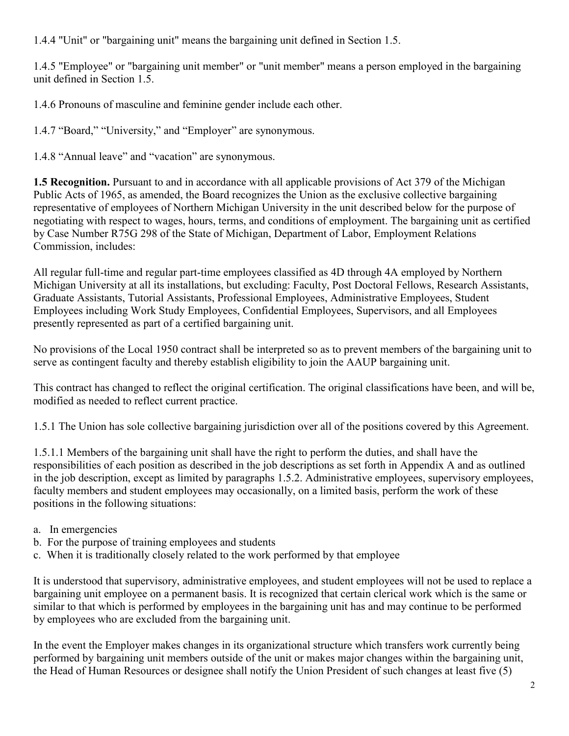1.4.4 "Unit" or "bargaining unit" means the bargaining unit defined in Section 1.5.

1.4.5 "Employee" or "bargaining unit member" or "unit member" means a person employed in the bargaining unit defined in Section 1.5.

1.4.6 Pronouns of masculine and feminine gender include each other.

1.4.7 “Board,” “University,” and “Employer” are synonymous.

1.4.8 “Annual leave” and “vacation” are synonymous.

**1.5 Recognition.** Pursuant to and in accordance with all applicable provisions of Act 379 of the Michigan Public Acts of 1965, as amended, the Board recognizes the Union as the exclusive collective bargaining representative of employees of Northern Michigan University in the unit described below for the purpose of negotiating with respect to wages, hours, terms, and conditions of employment. The bargaining unit as certified by Case Number R75G 298 of the State of Michigan, Department of Labor, Employment Relations Commission, includes:

All regular full-time and regular part-time employees classified as 4D through 4A employed by Northern Michigan University at all its installations, but excluding: Faculty, Post Doctoral Fellows, Research Assistants, Graduate Assistants, Tutorial Assistants, Professional Employees, Administrative Employees, Student Employees including Work Study Employees, Confidential Employees, Supervisors, and all Employees presently represented as part of a certified bargaining unit.

No provisions of the Local 1950 contract shall be interpreted so as to prevent members of the bargaining unit to serve as contingent faculty and thereby establish eligibility to join the AAUP bargaining unit.

This contract has changed to reflect the original certification. The original classifications have been, and will be, modified as needed to reflect current practice.

1.5.1 The Union has sole collective bargaining jurisdiction over all of the positions covered by this Agreement.

1.5.1.1 Members of the bargaining unit shall have the right to perform the duties, and shall have the responsibilities of each position as described in the job descriptions as set forth in Appendix A and as outlined in the job description, except as limited by paragraphs 1.5.2. Administrative employees, supervisory employees, faculty members and student employees may occasionally, on a limited basis, perform the work of these positions in the following situations:

a. In emergencies
b. For the purpose of training employees and students
c. When it is traditionally closely related to the work performed by that employee

It is understood that supervisory, administrative employees, and student employees will not be used to replace a bargaining unit employee on a permanent basis. It is recognized that certain clerical work which is the same or similar to that which is performed by employees in the bargaining unit has and may continue to be performed by employees who are excluded from the bargaining unit.

In the event the Employer makes changes in its organizational structure which transfers work currently being performed by bargaining unit members outside of the unit or makes major changes within the bargaining unit, the Head of Human Resources or designee shall notify the Union President of such changes at least five (5)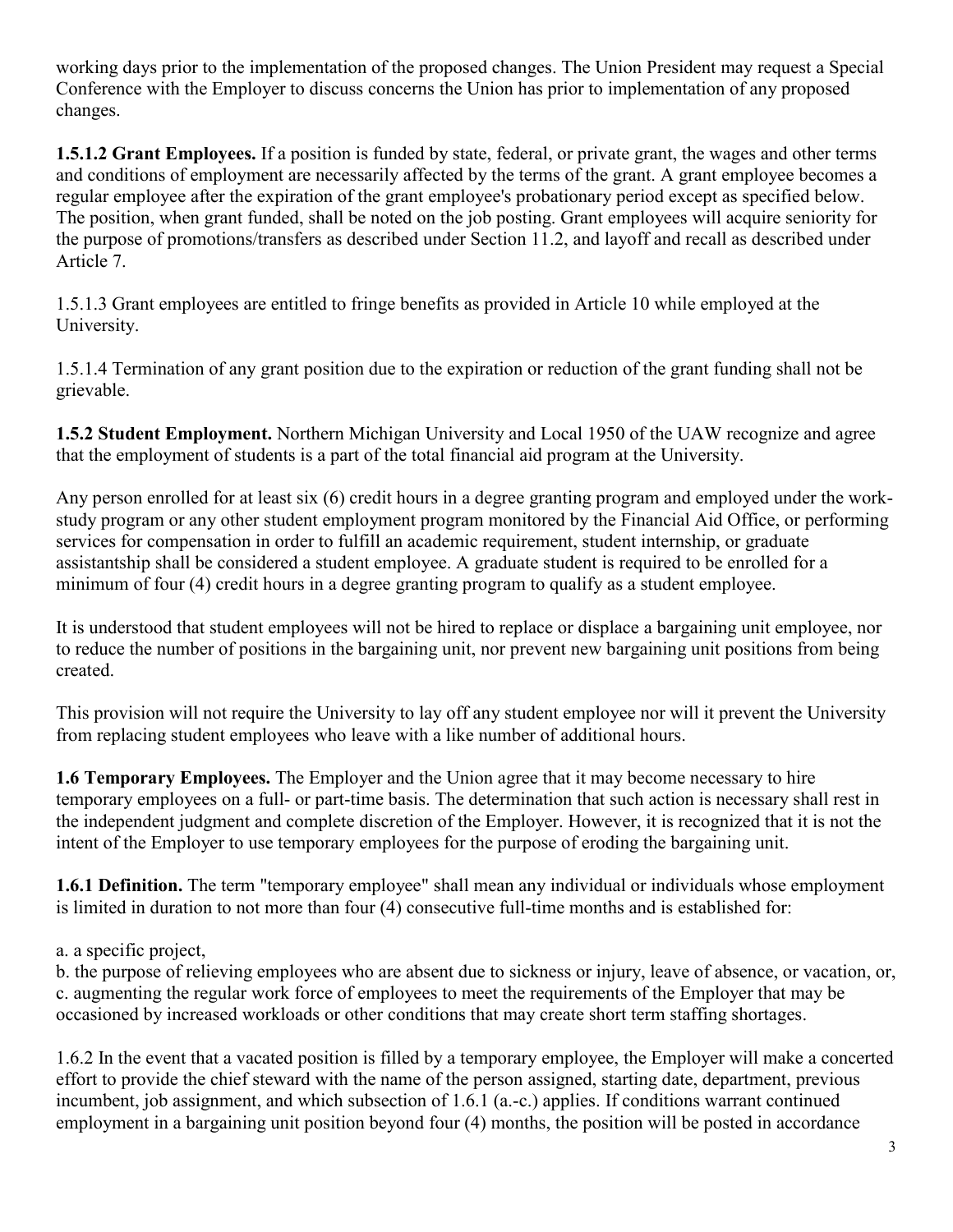working days prior to the implementation of the proposed changes. The Union President may request a Special Conference with the Employer to discuss concerns the Union has prior to implementation of any proposed changes.

**1.5.1.2 Grant Employees.** If a position is funded by state, federal, or private grant, the wages and other terms and conditions of employment are necessarily affected by the terms of the grant. A grant employee becomes a regular employee after the expiration of the grant employee's probationary period except as specified below. The position, when grant funded, shall be noted on the job posting. Grant employees will acquire seniority for the purpose of promotions/transfers as described under Section 11.2, and layoff and recall as described under Article 7.

1.5.1.3 Grant employees are entitled to fringe benefits as provided in Article 10 while employed at the University.

1.5.1.4 Termination of any grant position due to the expiration or reduction of the grant funding shall not be grievable.

**1.5.2 Student Employment.** Northern Michigan University and Local 1950 of the UAW recognize and agree that the employment of students is a part of the total financial aid program at the University.

Any person enrolled for at least six (6) credit hours in a degree granting program and employed under the work-study program or any other student employment program monitored by the Financial Aid Office, or performing services for compensation in order to fulfill an academic requirement, student internship, or graduate assistantship shall be considered a student employee. A graduate student is required to be enrolled for a minimum of four (4) credit hours in a degree granting program to qualify as a student employee.

It is understood that student employees will not be hired to replace or displace a bargaining unit employee, nor to reduce the number of positions in the bargaining unit, nor prevent new bargaining unit positions from being created.

This provision will not require the University to lay off any student employee nor will it prevent the University from replacing student employees who leave with a like number of additional hours.

**1.6 Temporary Employees.** The Employer and the Union agree that it may become necessary to hire temporary employees on a full- or part-time basis. The determination that such action is necessary shall rest in the independent judgment and complete discretion of the Employer. However, it is recognized that it is not the intent of the Employer to use temporary employees for the purpose of eroding the bargaining unit.

**1.6.1 Definition.** The term "temporary employee" shall mean any individual or individuals whose employment is limited in duration to not more than four (4) consecutive full-time months and is established for:

a. a specific project,
b. the purpose of relieving employees who are absent due to sickness or injury, leave of absence, or vacation, or,
c. augmenting the regular work force of employees to meet the requirements of the Employer that may be occasioned by increased workloads or other conditions that may create short term staffing shortages.

1.6.2 In the event that a vacated position is filled by a temporary employee, the Employer will make a concerted effort to provide the chief steward with the name of the person assigned, starting date, department, previous incumbent, job assignment, and which subsection of 1.6.1 (a.-c.) applies. If conditions warrant continued employment in a bargaining unit position beyond four (4) months, the position will be posted in accordance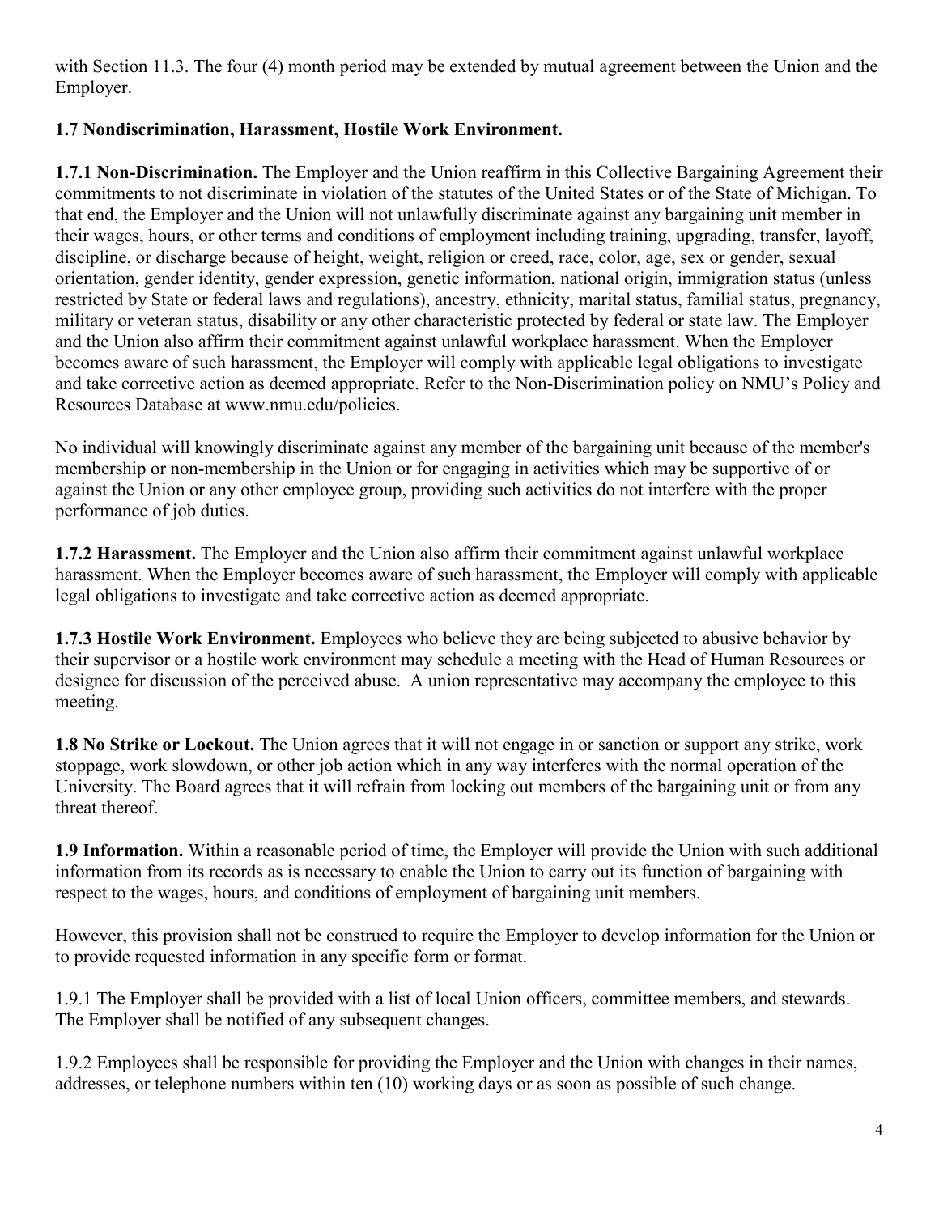with Section 11.3. The four (4) month period may be extended by mutual agreement between the Union and the Employer.

**1.7 Nondiscrimination, Harassment, Hostile Work Environment.**

**1.7.1 Non-Discrimination.** The Employer and the Union reaffirm in this Collective Bargaining Agreement their commitments to not discriminate in violation of the statutes of the United States or of the State of Michigan. To that end, the Employer and the Union will not unlawfully discriminate against any bargaining unit member in their wages, hours, or other terms and conditions of employment including training, upgrading, transfer, layoff, discipline, or discharge because of height, weight, religion or creed, race, color, age, sex or gender, sexual orientation, gender identity, gender expression, genetic information, national origin, immigration status (unless restricted by State or federal laws and regulations), ancestry, ethnicity, marital status, familial status, pregnancy, military or veteran status, disability or any other characteristic protected by federal or state law. The Employer and the Union also affirm their commitment against unlawful workplace harassment. When the Employer becomes aware of such harassment, the Employer will comply with applicable legal obligations to investigate and take corrective action as deemed appropriate. Refer to the Non-Discrimination policy on NMU's Policy and Resources Database at www.nmu.edu/policies.

No individual will knowingly discriminate against any member of the bargaining unit because of the member's membership or non-membership in the Union or for engaging in activities which may be supportive of or against the Union or any other employee group, providing such activities do not interfere with the proper performance of job duties.

**1.7.2 Harassment.** The Employer and the Union also affirm their commitment against unlawful workplace harassment. When the Employer becomes aware of such harassment, the Employer will comply with applicable legal obligations to investigate and take corrective action as deemed appropriate.

**1.7.3 Hostile Work Environment.** Employees who believe they are being subjected to abusive behavior by their supervisor or a hostile work environment may schedule a meeting with the Head of Human Resources or designee for discussion of the perceived abuse. A union representative may accompany the employee to this meeting.

**1.8 No Strike or Lockout.** The Union agrees that it will not engage in or sanction or support any strike, work stoppage, work slowdown, or other job action which in any way interferes with the normal operation of the University. The Board agrees that it will refrain from locking out members of the bargaining unit or from any threat thereof.

**1.9 Information.** Within a reasonable period of time, the Employer will provide the Union with such additional information from its records as is necessary to enable the Union to carry out its function of bargaining with respect to the wages, hours, and conditions of employment of bargaining unit members.

However, this provision shall not be construed to require the Employer to develop information for the Union or to provide requested information in any specific form or format.

1.9.1 The Employer shall be provided with a list of local Union officers, committee members, and stewards. The Employer shall be notified of any subsequent changes.

1.9.2 Employees shall be responsible for providing the Employer and the Union with changes in their names, addresses, or telephone numbers within ten (10) working days or as soon as possible of such change.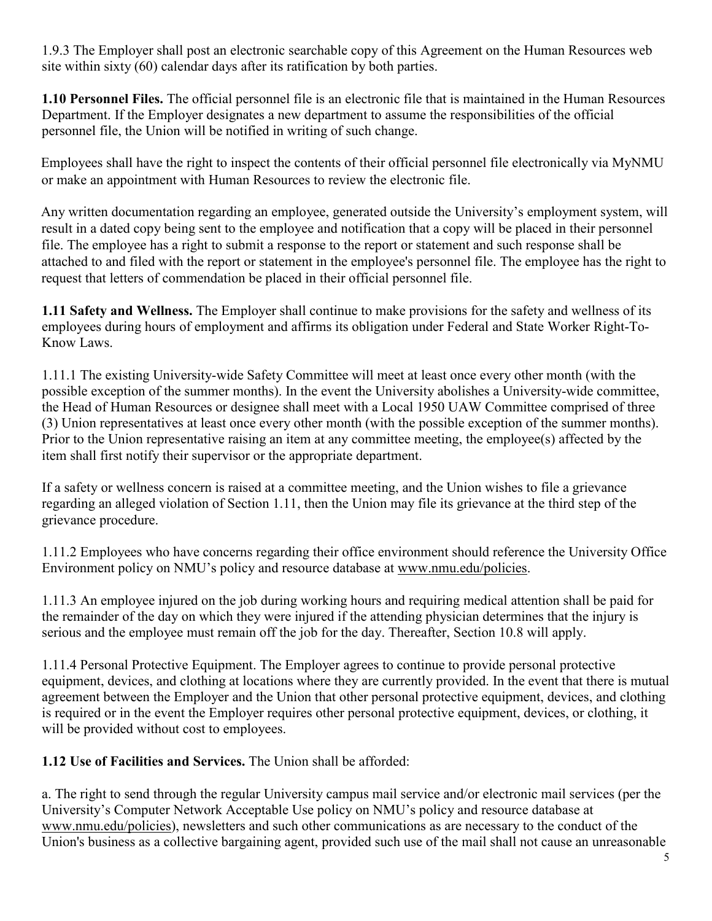1.9.3 The Employer shall post an electronic searchable copy of this Agreement on the Human Resources web site within sixty (60) calendar days after its ratification by both parties.

**1.10 Personnel Files.** The official personnel file is an electronic file that is maintained in the Human Resources Department. If the Employer designates a new department to assume the responsibilities of the official personnel file, the Union will be notified in writing of such change.

Employees shall have the right to inspect the contents of their official personnel file electronically via MyNMU or make an appointment with Human Resources to review the electronic file.

Any written documentation regarding an employee, generated outside the University's employment system, will result in a dated copy being sent to the employee and notification that a copy will be placed in their personnel file. The employee has a right to submit a response to the report or statement and such response shall be attached to and filed with the report or statement in the employee's personnel file. The employee has the right to request that letters of commendation be placed in their official personnel file.

**1.11 Safety and Wellness.** The Employer shall continue to make provisions for the safety and wellness of its employees during hours of employment and affirms its obligation under Federal and State Worker Right-To-Know Laws.

1.11.1 The existing University-wide Safety Committee will meet at least once every other month (with the possible exception of the summer months). In the event the University abolishes a University-wide committee, the Head of Human Resources or designee shall meet with a Local 1950 UAW Committee comprised of three (3) Union representatives at least once every other month (with the possible exception of the summer months). Prior to the Union representative raising an item at any committee meeting, the employee(s) affected by the item shall first notify their supervisor or the appropriate department.

If a safety or wellness concern is raised at a committee meeting, and the Union wishes to file a grievance regarding an alleged violation of Section 1.11, then the Union may file its grievance at the third step of the grievance procedure.

1.11.2 Employees who have concerns regarding their office environment should reference the University Office Environment policy on NMU's policy and resource database at www.nmu.edu/policies.

1.11.3 An employee injured on the job during working hours and requiring medical attention shall be paid for the remainder of the day on which they were injured if the attending physician determines that the injury is serious and the employee must remain off the job for the day. Thereafter, Section 10.8 will apply.

1.11.4 Personal Protective Equipment. The Employer agrees to continue to provide personal protective equipment, devices, and clothing at locations where they are currently provided. In the event that there is mutual agreement between the Employer and the Union that other personal protective equipment, devices, and clothing is required or in the event the Employer requires other personal protective equipment, devices, or clothing, it will be provided without cost to employees.

**1.12 Use of Facilities and Services.** The Union shall be afforded:

a. The right to send through the regular University campus mail service and/or electronic mail services (per the University's Computer Network Acceptable Use policy on NMU's policy and resource database at www.nmu.edu/policies), newsletters and such other communications as are necessary to the conduct of the Union's business as a collective bargaining agent, provided such use of the mail shall not cause an unreasonable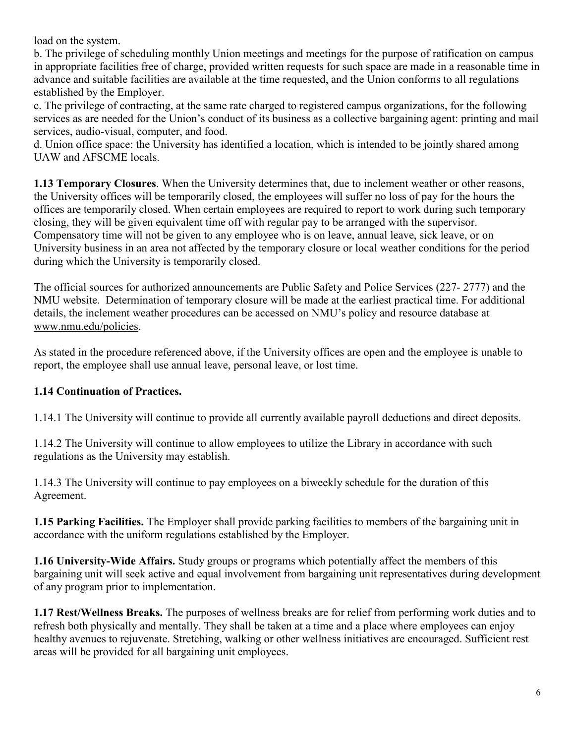load on the system.

b. The privilege of scheduling monthly Union meetings and meetings for the purpose of ratification on campus in appropriate facilities free of charge, provided written requests for such space are made in a reasonable time in advance and suitable facilities are available at the time requested, and the Union conforms to all regulations established by the Employer.

c. The privilege of contracting, at the same rate charged to registered campus organizations, for the following services as are needed for the Union's conduct of its business as a collective bargaining agent: printing and mail services, audio-visual, computer, and food.

d. Union office space: the University has identified a location, which is intended to be jointly shared among UAW and AFSCME locals.

**1.13 Temporary Closures**. When the University determines that, due to inclement weather or other reasons, the University offices will be temporarily closed, the employees will suffer no loss of pay for the hours the offices are temporarily closed. When certain employees are required to report to work during such temporary closing, they will be given equivalent time off with regular pay to be arranged with the supervisor. Compensatory time will not be given to any employee who is on leave, annual leave, sick leave, or on University business in an area not affected by the temporary closure or local weather conditions for the period during which the University is temporarily closed.

The official sources for authorized announcements are Public Safety and Police Services (227- 2777) and the NMU website. Determination of temporary closure will be made at the earliest practical time. For additional details, the inclement weather procedures can be accessed on NMU's policy and resource database at www.nmu.edu/policies.

As stated in the procedure referenced above, if the University offices are open and the employee is unable to report, the employee shall use annual leave, personal leave, or lost time.

**1.14 Continuation of Practices.**

1.14.1 The University will continue to provide all currently available payroll deductions and direct deposits.

1.14.2 The University will continue to allow employees to utilize the Library in accordance with such regulations as the University may establish.

1.14.3 The University will continue to pay employees on a biweekly schedule for the duration of this Agreement.

**1.15 Parking Facilities.** The Employer shall provide parking facilities to members of the bargaining unit in accordance with the uniform regulations established by the Employer.

**1.16 University-Wide Affairs.** Study groups or programs which potentially affect the members of this bargaining unit will seek active and equal involvement from bargaining unit representatives during development of any program prior to implementation.

**1.17 Rest/Wellness Breaks.** The purposes of wellness breaks are for relief from performing work duties and to refresh both physically and mentally. They shall be taken at a time and a place where employees can enjoy healthy avenues to rejuvenate. Stretching, walking or other wellness initiatives are encouraged. Sufficient rest areas will be provided for all bargaining unit employees.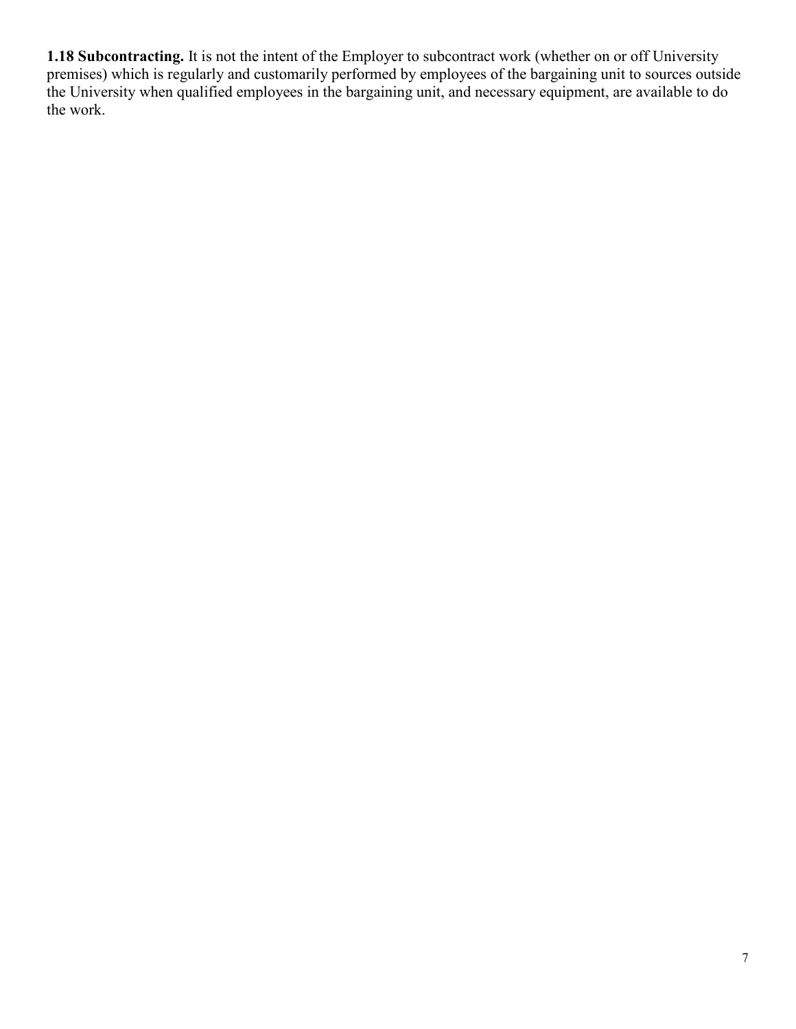**1.18 Subcontracting.** It is not the intent of the Employer to subcontract work (whether on or off University premises) which is regularly and customarily performed by employees of the bargaining unit to sources outside the University when qualified employees in the bargaining unit, and necessary equipment, are available to do the work.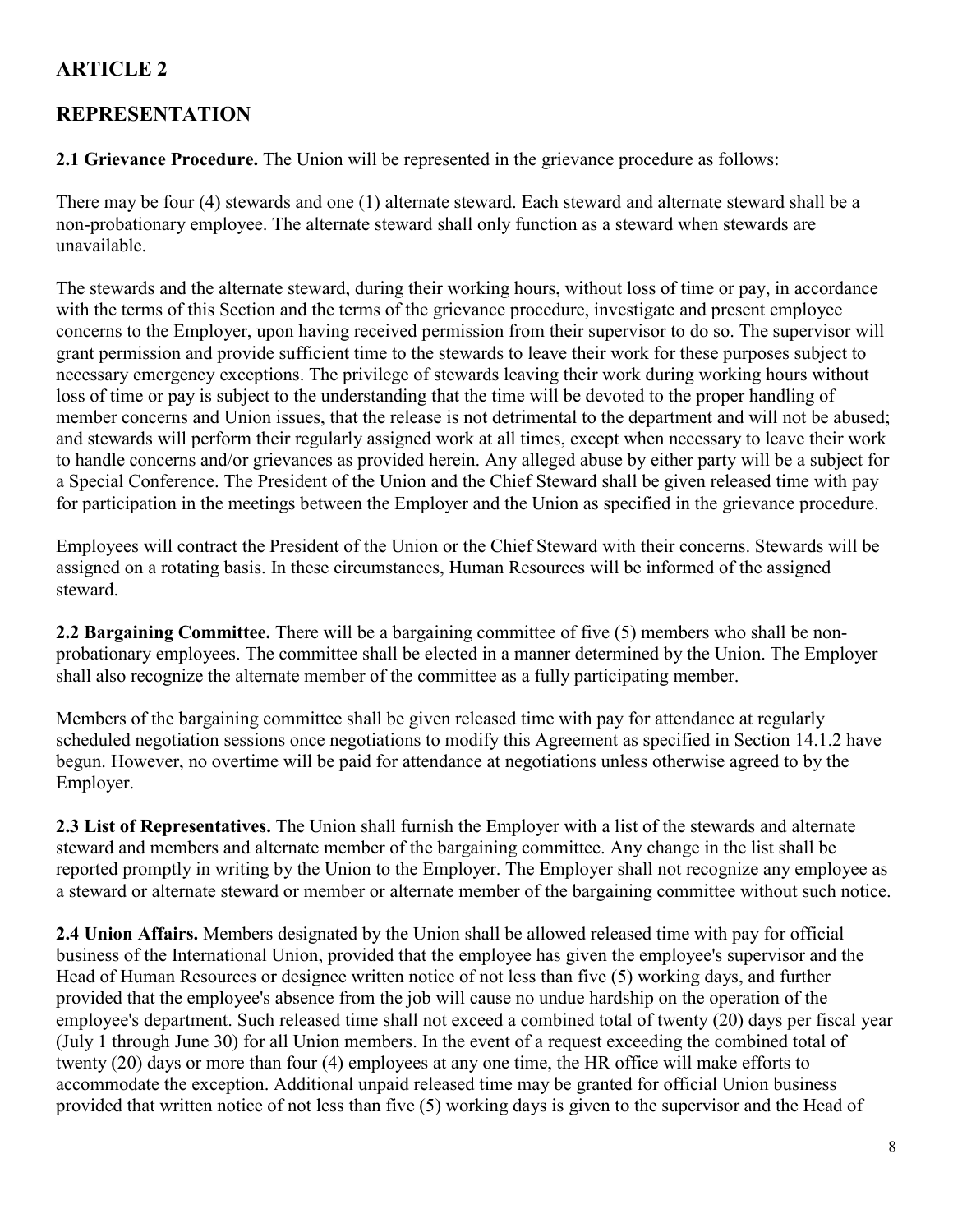## ARTICLE 2

## REPRESENTATION

**2.1 Grievance Procedure.** The Union will be represented in the grievance procedure as follows:

There may be four (4) stewards and one (1) alternate steward. Each steward and alternate steward shall be a non-probationary employee. The alternate steward shall only function as a steward when stewards are unavailable.

The stewards and the alternate steward, during their working hours, without loss of time or pay, in accordance with the terms of this Section and the terms of the grievance procedure, investigate and present employee concerns to the Employer, upon having received permission from their supervisor to do so. The supervisor will grant permission and provide sufficient time to the stewards to leave their work for these purposes subject to necessary emergency exceptions. The privilege of stewards leaving their work during working hours without loss of time or pay is subject to the understanding that the time will be devoted to the proper handling of member concerns and Union issues, that the release is not detrimental to the department and will not be abused; and stewards will perform their regularly assigned work at all times, except when necessary to leave their work to handle concerns and/or grievances as provided herein. Any alleged abuse by either party will be a subject for a Special Conference. The President of the Union and the Chief Steward shall be given released time with pay for participation in the meetings between the Employer and the Union as specified in the grievance procedure.

Employees will contract the President of the Union or the Chief Steward with their concerns. Stewards will be assigned on a rotating basis. In these circumstances, Human Resources will be informed of the assigned steward.

**2.2 Bargaining Committee.** There will be a bargaining committee of five (5) members who shall be non-probationary employees. The committee shall be elected in a manner determined by the Union. The Employer shall also recognize the alternate member of the committee as a fully participating member.

Members of the bargaining committee shall be given released time with pay for attendance at regularly scheduled negotiation sessions once negotiations to modify this Agreement as specified in Section 14.1.2 have begun. However, no overtime will be paid for attendance at negotiations unless otherwise agreed to by the Employer.

**2.3 List of Representatives.** The Union shall furnish the Employer with a list of the stewards and alternate steward and members and alternate member of the bargaining committee. Any change in the list shall be reported promptly in writing by the Union to the Employer. The Employer shall not recognize any employee as a steward or alternate steward or member or alternate member of the bargaining committee without such notice.

**2.4 Union Affairs.** Members designated by the Union shall be allowed released time with pay for official business of the International Union, provided that the employee has given the employee's supervisor and the Head of Human Resources or designee written notice of not less than five (5) working days, and further provided that the employee's absence from the job will cause no undue hardship on the operation of the employee's department. Such released time shall not exceed a combined total of twenty (20) days per fiscal year (July 1 through June 30) for all Union members. In the event of a request exceeding the combined total of twenty (20) days or more than four (4) employees at any one time, the HR office will make efforts to accommodate the exception. Additional unpaid released time may be granted for official Union business provided that written notice of not less than five (5) working days is given to the supervisor and the Head of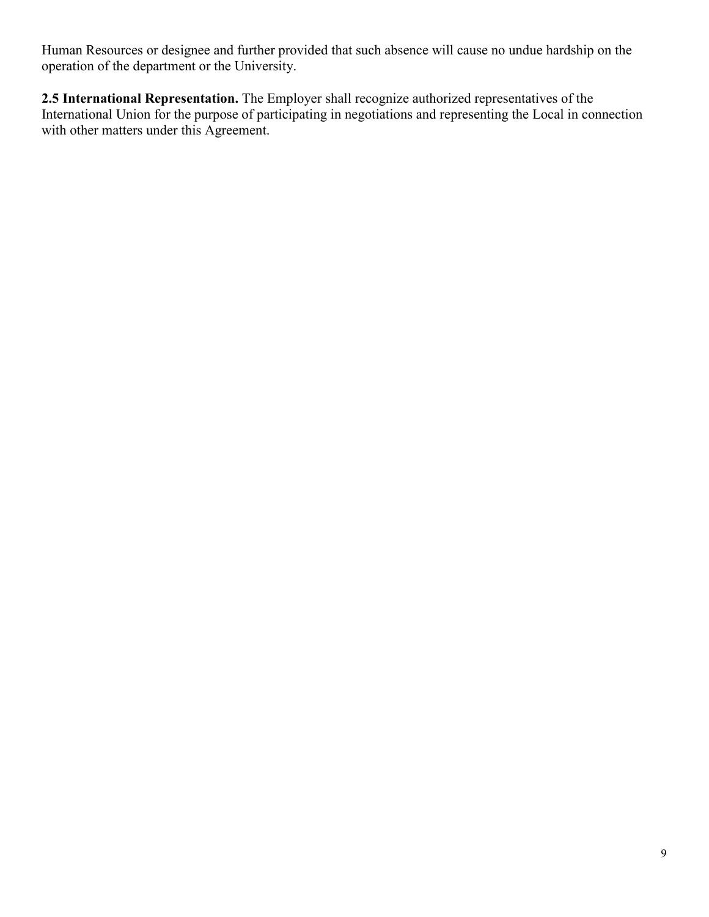Human Resources or designee and further provided that such absence will cause no undue hardship on the operation of the department or the University.

**2.5 International Representation.** The Employer shall recognize authorized representatives of the International Union for the purpose of participating in negotiations and representing the Local in connection with other matters under this Agreement.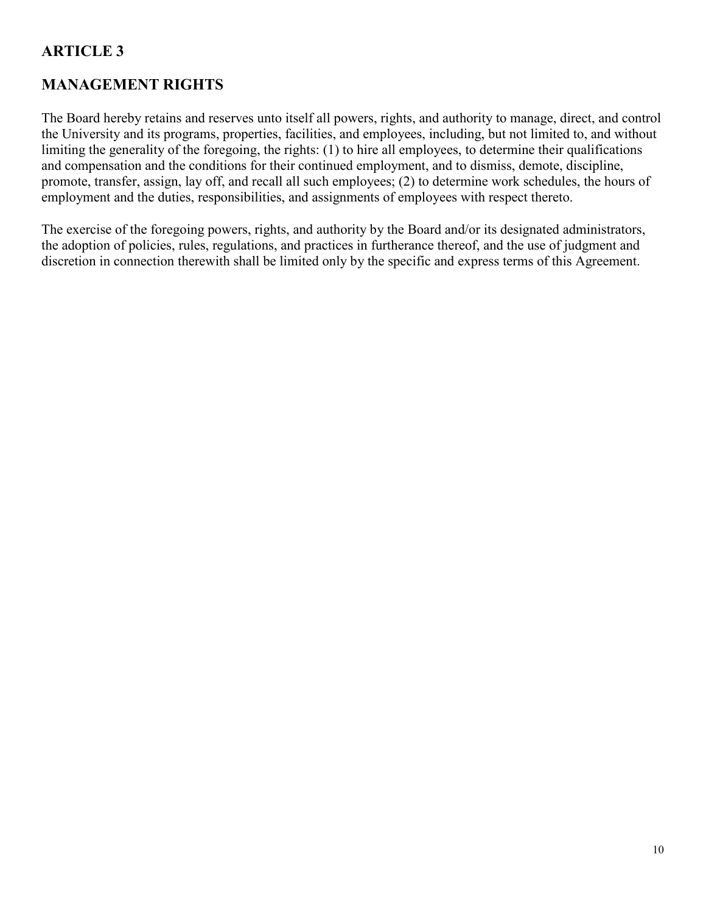## ARTICLE 3

## MANAGEMENT RIGHTS

The Board hereby retains and reserves unto itself all powers, rights, and authority to manage, direct, and control the University and its programs, properties, facilities, and employees, including, but not limited to, and without limiting the generality of the foregoing, the rights: (1) to hire all employees, to determine their qualifications and compensation and the conditions for their continued employment, and to dismiss, demote, discipline, promote, transfer, assign, lay off, and recall all such employees; (2) to determine work schedules, the hours of employment and the duties, responsibilities, and assignments of employees with respect thereto.

The exercise of the foregoing powers, rights, and authority by the Board and/or its designated administrators, the adoption of policies, rules, regulations, and practices in furtherance thereof, and the use of judgment and discretion in connection therewith shall be limited only by the specific and express terms of this Agreement.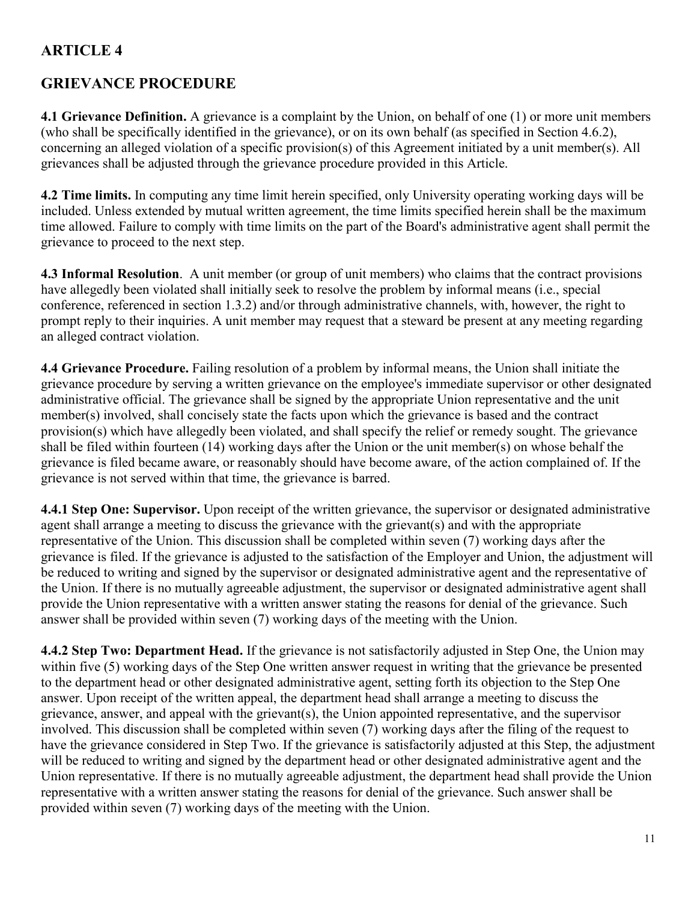## ARTICLE 4

## GRIEVANCE PROCEDURE

**4.1 Grievance Definition.** A grievance is a complaint by the Union, on behalf of one (1) or more unit members (who shall be specifically identified in the grievance), or on its own behalf (as specified in Section 4.6.2), concerning an alleged violation of a specific provision(s) of this Agreement initiated by a unit member(s). All grievances shall be adjusted through the grievance procedure provided in this Article.

**4.2 Time limits.** In computing any time limit herein specified, only University operating working days will be included. Unless extended by mutual written agreement, the time limits specified herein shall be the maximum time allowed. Failure to comply with time limits on the part of the Board's administrative agent shall permit the grievance to proceed to the next step.

**4.3 Informal Resolution**. A unit member (or group of unit members) who claims that the contract provisions have allegedly been violated shall initially seek to resolve the problem by informal means (i.e., special conference, referenced in section 1.3.2) and/or through administrative channels, with, however, the right to prompt reply to their inquiries. A unit member may request that a steward be present at any meeting regarding an alleged contract violation.

**4.4 Grievance Procedure.** Failing resolution of a problem by informal means, the Union shall initiate the grievance procedure by serving a written grievance on the employee's immediate supervisor or other designated administrative official. The grievance shall be signed by the appropriate Union representative and the unit member(s) involved, shall concisely state the facts upon which the grievance is based and the contract provision(s) which have allegedly been violated, and shall specify the relief or remedy sought. The grievance shall be filed within fourteen (14) working days after the Union or the unit member(s) on whose behalf the grievance is filed became aware, or reasonably should have become aware, of the action complained of. If the grievance is not served within that time, the grievance is barred.

**4.4.1 Step One: Supervisor.** Upon receipt of the written grievance, the supervisor or designated administrative agent shall arrange a meeting to discuss the grievance with the grievant(s) and with the appropriate representative of the Union. This discussion shall be completed within seven (7) working days after the grievance is filed. If the grievance is adjusted to the satisfaction of the Employer and Union, the adjustment will be reduced to writing and signed by the supervisor or designated administrative agent and the representative of the Union. If there is no mutually agreeable adjustment, the supervisor or designated administrative agent shall provide the Union representative with a written answer stating the reasons for denial of the grievance. Such answer shall be provided within seven (7) working days of the meeting with the Union.

**4.4.2 Step Two: Department Head.** If the grievance is not satisfactorily adjusted in Step One, the Union may within five (5) working days of the Step One written answer request in writing that the grievance be presented to the department head or other designated administrative agent, setting forth its objection to the Step One answer. Upon receipt of the written appeal, the department head shall arrange a meeting to discuss the grievance, answer, and appeal with the grievant(s), the Union appointed representative, and the supervisor involved. This discussion shall be completed within seven (7) working days after the filing of the request to have the grievance considered in Step Two. If the grievance is satisfactorily adjusted at this Step, the adjustment will be reduced to writing and signed by the department head or other designated administrative agent and the Union representative. If there is no mutually agreeable adjustment, the department head shall provide the Union representative with a written answer stating the reasons for denial of the grievance. Such answer shall be provided within seven (7) working days of the meeting with the Union.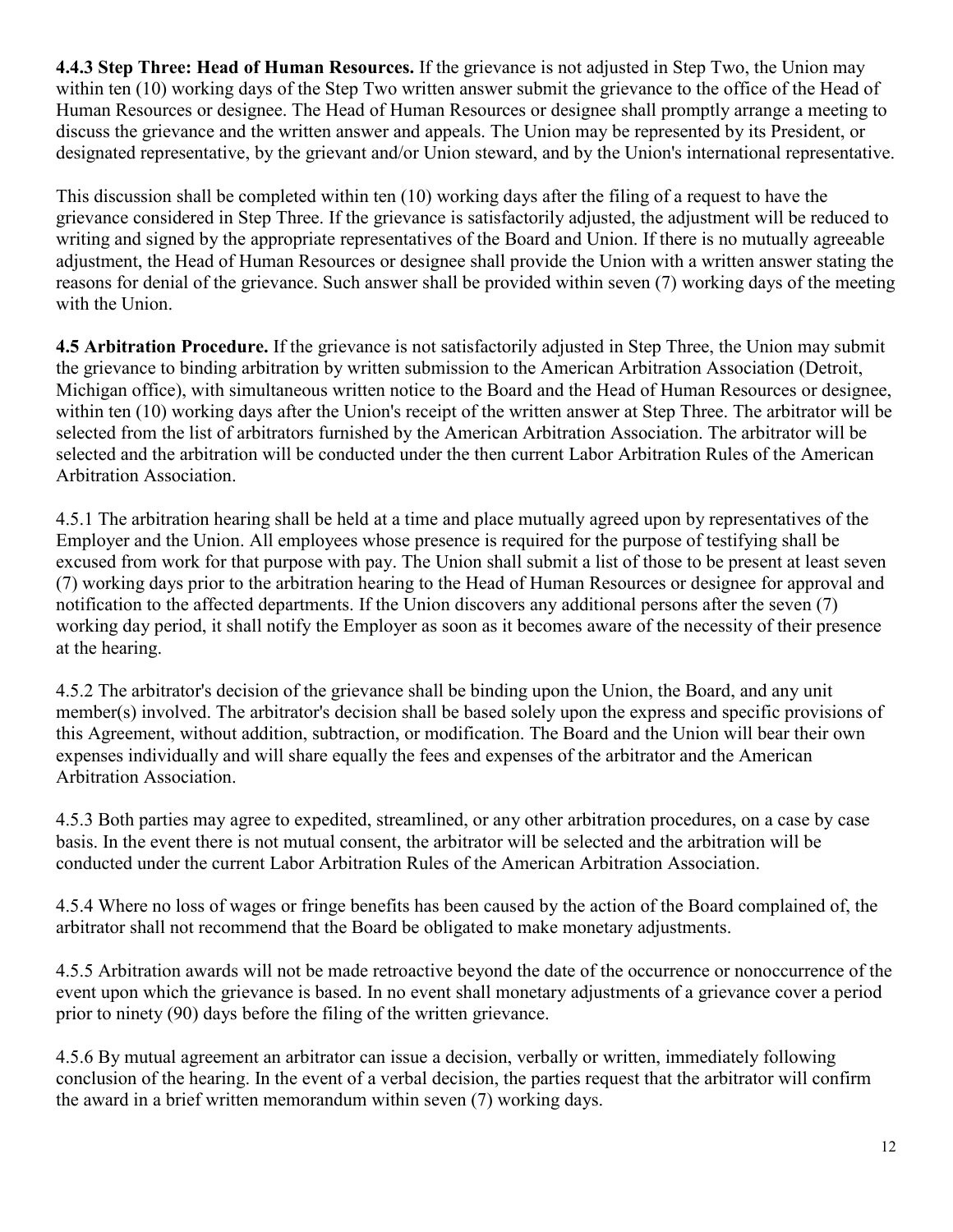**4.4.3 Step Three: Head of Human Resources.** If the grievance is not adjusted in Step Two, the Union may within ten (10) working days of the Step Two written answer submit the grievance to the office of the Head of Human Resources or designee. The Head of Human Resources or designee shall promptly arrange a meeting to discuss the grievance and the written answer and appeals. The Union may be represented by its President, or designated representative, by the grievant and/or Union steward, and by the Union's international representative.

This discussion shall be completed within ten (10) working days after the filing of a request to have the grievance considered in Step Three. If the grievance is satisfactorily adjusted, the adjustment will be reduced to writing and signed by the appropriate representatives of the Board and Union. If there is no mutually agreeable adjustment, the Head of Human Resources or designee shall provide the Union with a written answer stating the reasons for denial of the grievance. Such answer shall be provided within seven (7) working days of the meeting with the Union.

**4.5 Arbitration Procedure.** If the grievance is not satisfactorily adjusted in Step Three, the Union may submit the grievance to binding arbitration by written submission to the American Arbitration Association (Detroit, Michigan office), with simultaneous written notice to the Board and the Head of Human Resources or designee, within ten (10) working days after the Union's receipt of the written answer at Step Three. The arbitrator will be selected from the list of arbitrators furnished by the American Arbitration Association. The arbitrator will be selected and the arbitration will be conducted under the then current Labor Arbitration Rules of the American Arbitration Association.

4.5.1 The arbitration hearing shall be held at a time and place mutually agreed upon by representatives of the Employer and the Union. All employees whose presence is required for the purpose of testifying shall be excused from work for that purpose with pay. The Union shall submit a list of those to be present at least seven (7) working days prior to the arbitration hearing to the Head of Human Resources or designee for approval and notification to the affected departments. If the Union discovers any additional persons after the seven (7) working day period, it shall notify the Employer as soon as it becomes aware of the necessity of their presence at the hearing.

4.5.2 The arbitrator's decision of the grievance shall be binding upon the Union, the Board, and any unit member(s) involved. The arbitrator's decision shall be based solely upon the express and specific provisions of this Agreement, without addition, subtraction, or modification. The Board and the Union will bear their own expenses individually and will share equally the fees and expenses of the arbitrator and the American Arbitration Association.

4.5.3 Both parties may agree to expedited, streamlined, or any other arbitration procedures, on a case by case basis. In the event there is not mutual consent, the arbitrator will be selected and the arbitration will be conducted under the current Labor Arbitration Rules of the American Arbitration Association.

4.5.4 Where no loss of wages or fringe benefits has been caused by the action of the Board complained of, the arbitrator shall not recommend that the Board be obligated to make monetary adjustments.

4.5.5 Arbitration awards will not be made retroactive beyond the date of the occurrence or nonoccurrence of the event upon which the grievance is based. In no event shall monetary adjustments of a grievance cover a period prior to ninety (90) days before the filing of the written grievance.

4.5.6 By mutual agreement an arbitrator can issue a decision, verbally or written, immediately following conclusion of the hearing. In the event of a verbal decision, the parties request that the arbitrator will confirm the award in a brief written memorandum within seven (7) working days.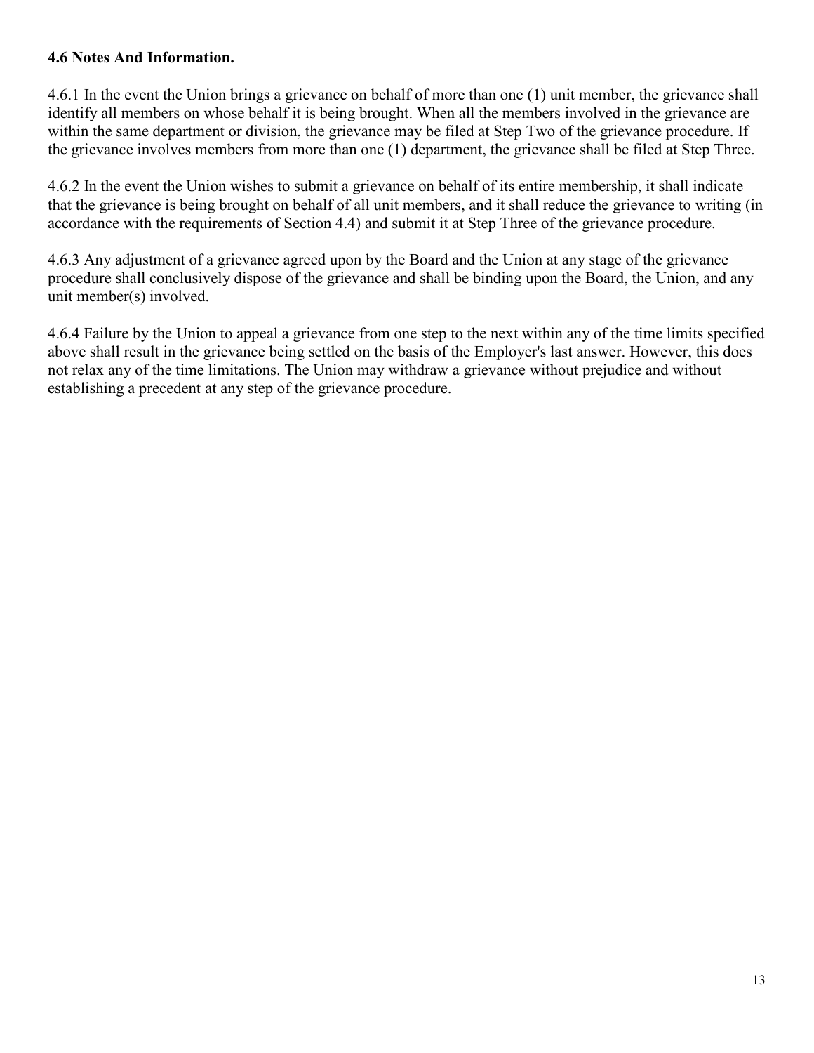**4.6 Notes And Information.**

4.6.1 In the event the Union brings a grievance on behalf of more than one (1) unit member, the grievance shall identify all members on whose behalf it is being brought. When all the members involved in the grievance are within the same department or division, the grievance may be filed at Step Two of the grievance procedure. If the grievance involves members from more than one (1) department, the grievance shall be filed at Step Three.

4.6.2 In the event the Union wishes to submit a grievance on behalf of its entire membership, it shall indicate that the grievance is being brought on behalf of all unit members, and it shall reduce the grievance to writing (in accordance with the requirements of Section 4.4) and submit it at Step Three of the grievance procedure.

4.6.3 Any adjustment of a grievance agreed upon by the Board and the Union at any stage of the grievance procedure shall conclusively dispose of the grievance and shall be binding upon the Board, the Union, and any unit member(s) involved.

4.6.4 Failure by the Union to appeal a grievance from one step to the next within any of the time limits specified above shall result in the grievance being settled on the basis of the Employer's last answer. However, this does not relax any of the time limitations. The Union may withdraw a grievance without prejudice and without establishing a precedent at any step of the grievance procedure.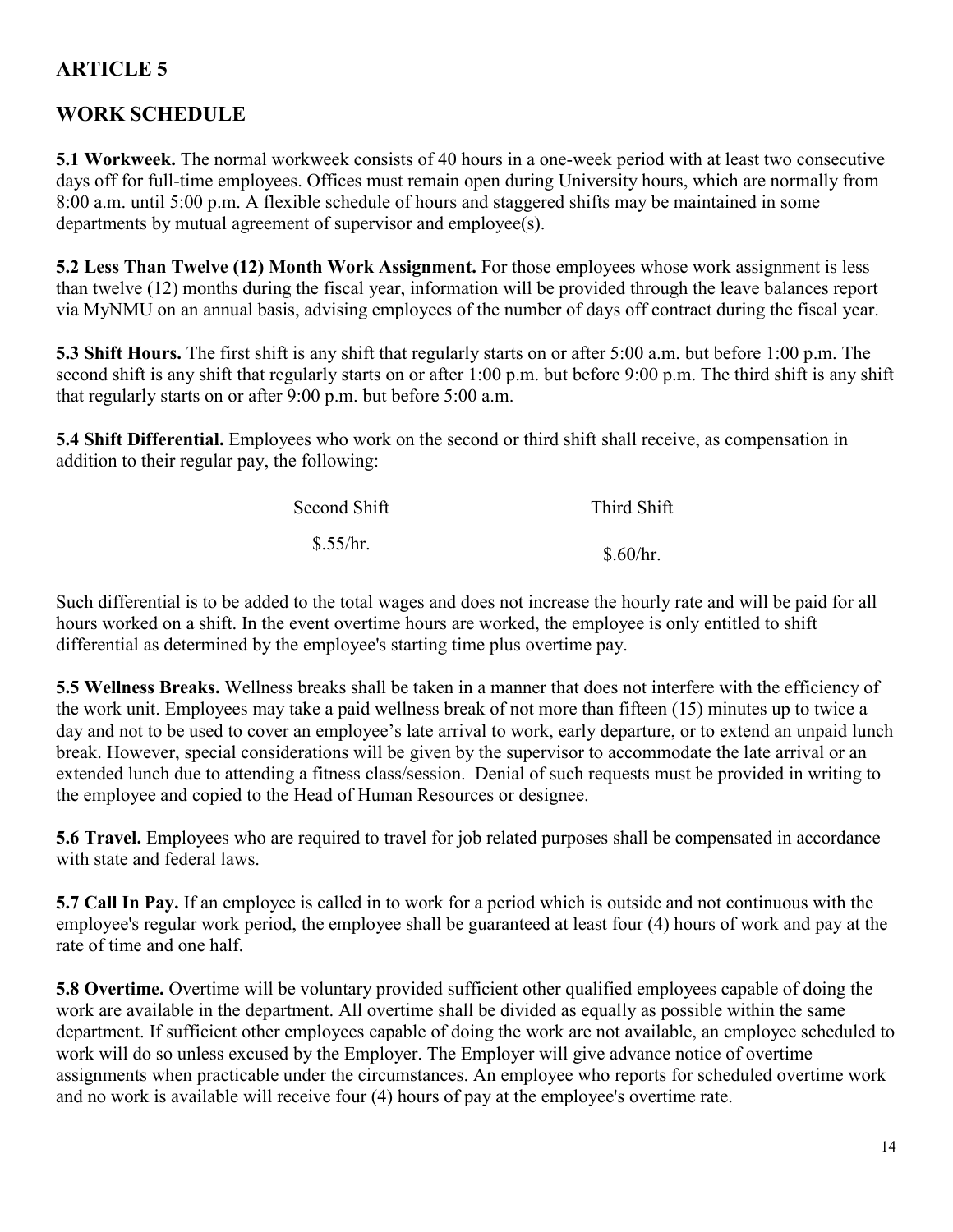## ARTICLE 5

## WORK SCHEDULE

**5.1 Workweek.** The normal workweek consists of 40 hours in a one-week period with at least two consecutive days off for full-time employees. Offices must remain open during University hours, which are normally from 8:00 a.m. until 5:00 p.m. A flexible schedule of hours and staggered shifts may be maintained in some departments by mutual agreement of supervisor and employee(s).

**5.2 Less Than Twelve (12) Month Work Assignment.** For those employees whose work assignment is less than twelve (12) months during the fiscal year, information will be provided through the leave balances report via MyNMU on an annual basis, advising employees of the number of days off contract during the fiscal year.

**5.3 Shift Hours.** The first shift is any shift that regularly starts on or after 5:00 a.m. but before 1:00 p.m. The second shift is any shift that regularly starts on or after 1:00 p.m. but before 9:00 p.m. The third shift is any shift that regularly starts on or after 9:00 p.m. but before 5:00 a.m.

**5.4 Shift Differential.** Employees who work on the second or third shift shall receive, as compensation in addition to their regular pay, the following:

| Second Shift | Third Shift |
|---|---|
| $.55/hr. | $.60/hr. |

Such differential is to be added to the total wages and does not increase the hourly rate and will be paid for all hours worked on a shift. In the event overtime hours are worked, the employee is only entitled to shift differential as determined by the employee's starting time plus overtime pay.

**5.5 Wellness Breaks.** Wellness breaks shall be taken in a manner that does not interfere with the efficiency of the work unit. Employees may take a paid wellness break of not more than fifteen (15) minutes up to twice a day and not to be used to cover an employee's late arrival to work, early departure, or to extend an unpaid lunch break. However, special considerations will be given by the supervisor to accommodate the late arrival or an extended lunch due to attending a fitness class/session. Denial of such requests must be provided in writing to the employee and copied to the Head of Human Resources or designee.

**5.6 Travel.** Employees who are required to travel for job related purposes shall be compensated in accordance with state and federal laws.

**5.7 Call In Pay.** If an employee is called in to work for a period which is outside and not continuous with the employee's regular work period, the employee shall be guaranteed at least four (4) hours of work and pay at the rate of time and one half.

**5.8 Overtime.** Overtime will be voluntary provided sufficient other qualified employees capable of doing the work are available in the department. All overtime shall be divided as equally as possible within the same department. If sufficient other employees capable of doing the work are not available, an employee scheduled to work will do so unless excused by the Employer. The Employer will give advance notice of overtime assignments when practicable under the circumstances. An employee who reports for scheduled overtime work and no work is available will receive four (4) hours of pay at the employee's overtime rate.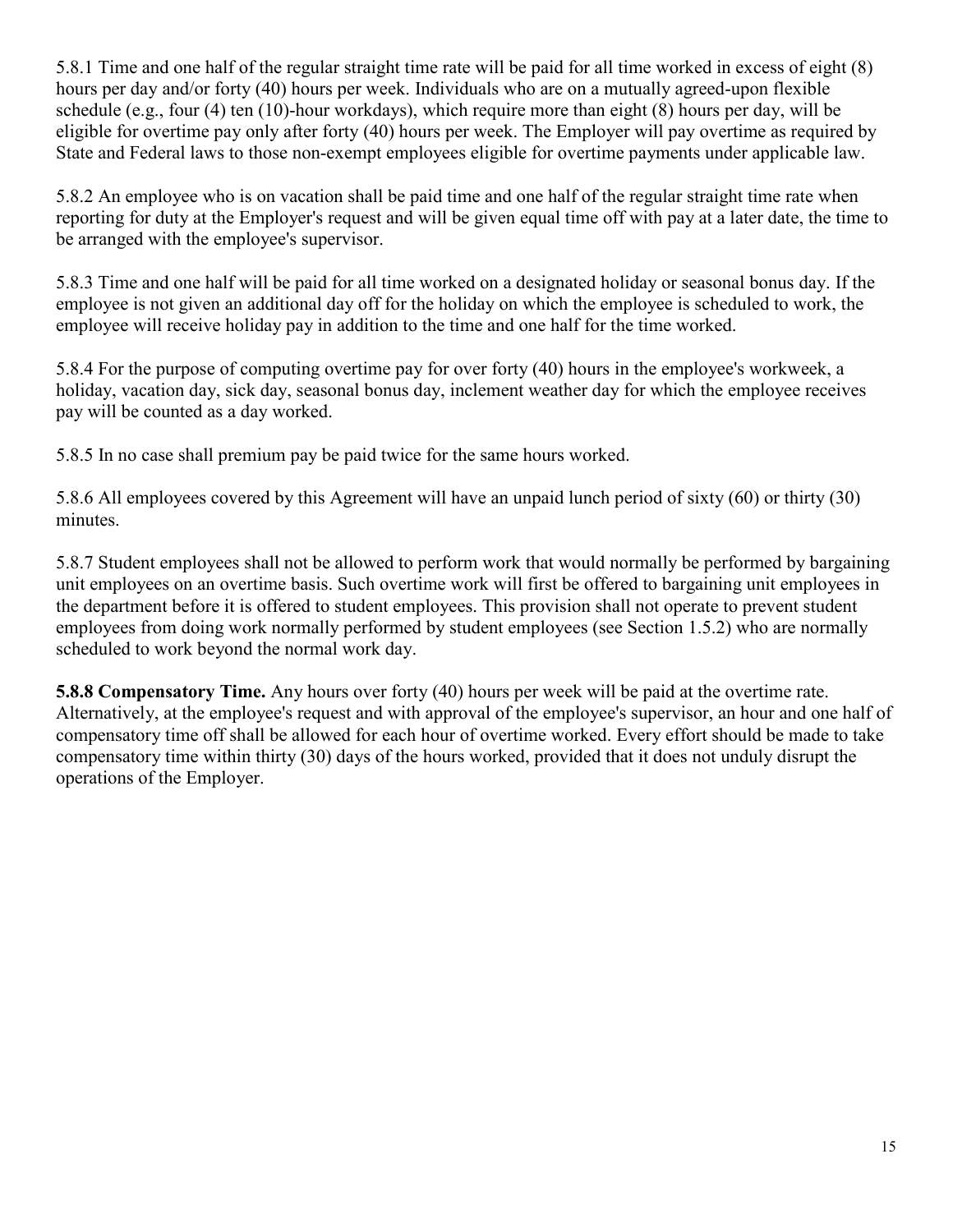5.8.1 Time and one half of the regular straight time rate will be paid for all time worked in excess of eight (8) hours per day and/or forty (40) hours per week. Individuals who are on a mutually agreed-upon flexible schedule (e.g., four (4) ten (10)-hour workdays), which require more than eight (8) hours per day, will be eligible for overtime pay only after forty (40) hours per week. The Employer will pay overtime as required by State and Federal laws to those non-exempt employees eligible for overtime payments under applicable law.

5.8.2 An employee who is on vacation shall be paid time and one half of the regular straight time rate when reporting for duty at the Employer's request and will be given equal time off with pay at a later date, the time to be arranged with the employee's supervisor.

5.8.3 Time and one half will be paid for all time worked on a designated holiday or seasonal bonus day. If the employee is not given an additional day off for the holiday on which the employee is scheduled to work, the employee will receive holiday pay in addition to the time and one half for the time worked.

5.8.4 For the purpose of computing overtime pay for over forty (40) hours in the employee's workweek, a holiday, vacation day, sick day, seasonal bonus day, inclement weather day for which the employee receives pay will be counted as a day worked.

5.8.5 In no case shall premium pay be paid twice for the same hours worked.

5.8.6 All employees covered by this Agreement will have an unpaid lunch period of sixty (60) or thirty (30) minutes.

5.8.7 Student employees shall not be allowed to perform work that would normally be performed by bargaining unit employees on an overtime basis. Such overtime work will first be offered to bargaining unit employees in the department before it is offered to student employees. This provision shall not operate to prevent student employees from doing work normally performed by student employees (see Section 1.5.2) who are normally scheduled to work beyond the normal work day.

**5.8.8 Compensatory Time.** Any hours over forty (40) hours per week will be paid at the overtime rate. Alternatively, at the employee's request and with approval of the employee's supervisor, an hour and one half of compensatory time off shall be allowed for each hour of overtime worked. Every effort should be made to take compensatory time within thirty (30) days of the hours worked, provided that it does not unduly disrupt the operations of the Employer.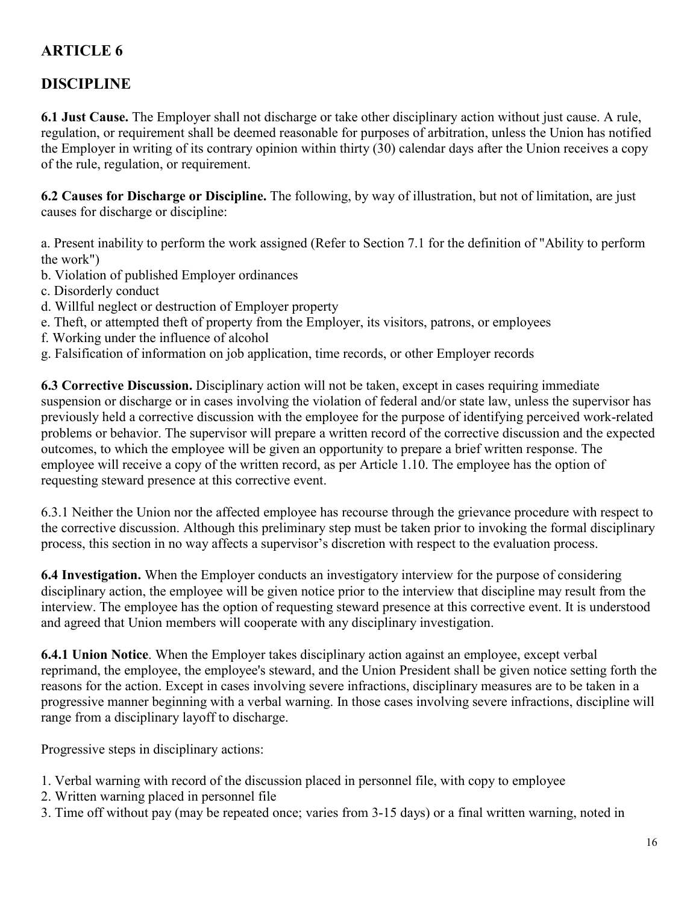# ARTICLE 6

## DISCIPLINE

**6.1 Just Cause.** The Employer shall not discharge or take other disciplinary action without just cause. A rule, regulation, or requirement shall be deemed reasonable for purposes of arbitration, unless the Union has notified the Employer in writing of its contrary opinion within thirty (30) calendar days after the Union receives a copy of the rule, regulation, or requirement.

**6.2 Causes for Discharge or Discipline.** The following, by way of illustration, but not of limitation, are just causes for discharge or discipline:

a. Present inability to perform the work assigned (Refer to Section 7.1 for the definition of "Ability to perform the work")
b. Violation of published Employer ordinances
c. Disorderly conduct
d. Willful neglect or destruction of Employer property
e. Theft, or attempted theft of property from the Employer, its visitors, patrons, or employees
f. Working under the influence of alcohol
g. Falsification of information on job application, time records, or other Employer records

**6.3 Corrective Discussion.** Disciplinary action will not be taken, except in cases requiring immediate suspension or discharge or in cases involving the violation of federal and/or state law, unless the supervisor has previously held a corrective discussion with the employee for the purpose of identifying perceived work-related problems or behavior. The supervisor will prepare a written record of the corrective discussion and the expected outcomes, to which the employee will be given an opportunity to prepare a brief written response. The employee will receive a copy of the written record, as per Article 1.10. The employee has the option of requesting steward presence at this corrective event.

6.3.1 Neither the Union nor the affected employee has recourse through the grievance procedure with respect to the corrective discussion. Although this preliminary step must be taken prior to invoking the formal disciplinary process, this section in no way affects a supervisor's discretion with respect to the evaluation process.

**6.4 Investigation.** When the Employer conducts an investigatory interview for the purpose of considering disciplinary action, the employee will be given notice prior to the interview that discipline may result from the interview. The employee has the option of requesting steward presence at this corrective event. It is understood and agreed that Union members will cooperate with any disciplinary investigation.

**6.4.1 Union Notice**. When the Employer takes disciplinary action against an employee, except verbal reprimand, the employee, the employee's steward, and the Union President shall be given notice setting forth the reasons for the action. Except in cases involving severe infractions, disciplinary measures are to be taken in a progressive manner beginning with a verbal warning. In those cases involving severe infractions, discipline will range from a disciplinary layoff to discharge.

Progressive steps in disciplinary actions:

1. Verbal warning with record of the discussion placed in personnel file, with copy to employee
2. Written warning placed in personnel file
3. Time off without pay (may be repeated once; varies from 3-15 days) or a final written warning, noted in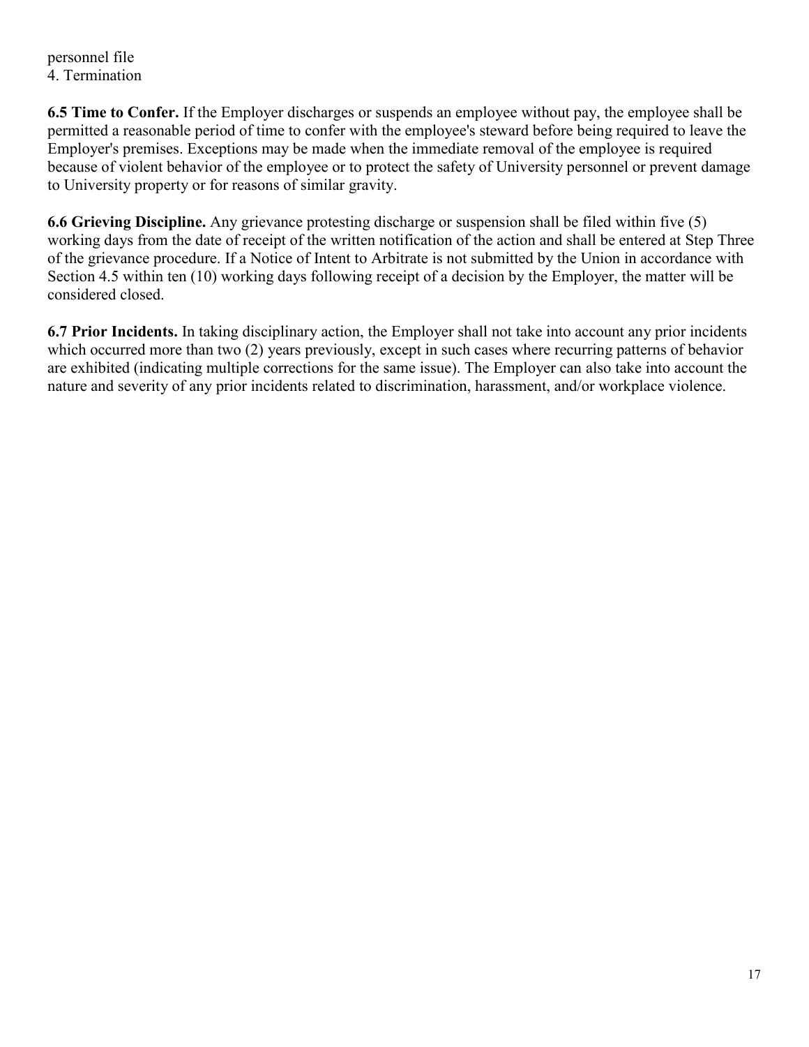personnel file
4. Termination

**6.5 Time to Confer.** If the Employer discharges or suspends an employee without pay, the employee shall be permitted a reasonable period of time to confer with the employee's steward before being required to leave the Employer's premises. Exceptions may be made when the immediate removal of the employee is required because of violent behavior of the employee or to protect the safety of University personnel or prevent damage to University property or for reasons of similar gravity.

**6.6 Grieving Discipline.** Any grievance protesting discharge or suspension shall be filed within five (5) working days from the date of receipt of the written notification of the action and shall be entered at Step Three of the grievance procedure. If a Notice of Intent to Arbitrate is not submitted by the Union in accordance with Section 4.5 within ten (10) working days following receipt of a decision by the Employer, the matter will be considered closed.

**6.7 Prior Incidents.** In taking disciplinary action, the Employer shall not take into account any prior incidents which occurred more than two (2) years previously, except in such cases where recurring patterns of behavior are exhibited (indicating multiple corrections for the same issue). The Employer can also take into account the nature and severity of any prior incidents related to discrimination, harassment, and/or workplace violence.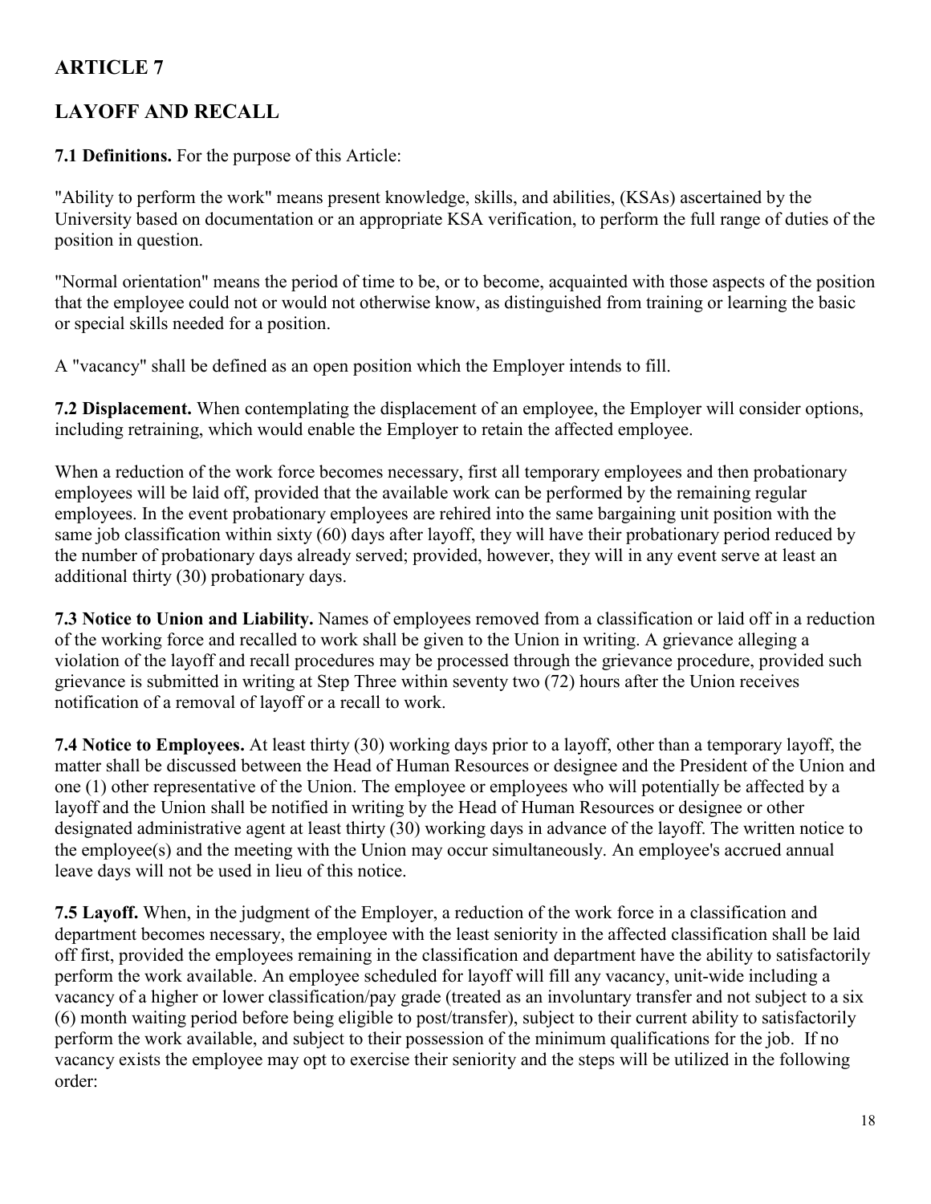# ARTICLE 7

# LAYOFF AND RECALL

**7.1 Definitions.** For the purpose of this Article:

"Ability to perform the work" means present knowledge, skills, and abilities, (KSAs) ascertained by the University based on documentation or an appropriate KSA verification, to perform the full range of duties of the position in question.

"Normal orientation" means the period of time to be, or to become, acquainted with those aspects of the position that the employee could not or would not otherwise know, as distinguished from training or learning the basic or special skills needed for a position.

A "vacancy" shall be defined as an open position which the Employer intends to fill.

**7.2 Displacement.** When contemplating the displacement of an employee, the Employer will consider options, including retraining, which would enable the Employer to retain the affected employee.

When a reduction of the work force becomes necessary, first all temporary employees and then probationary employees will be laid off, provided that the available work can be performed by the remaining regular employees. In the event probationary employees are rehired into the same bargaining unit position with the same job classification within sixty (60) days after layoff, they will have their probationary period reduced by the number of probationary days already served; provided, however, they will in any event serve at least an additional thirty (30) probationary days.

**7.3 Notice to Union and Liability.** Names of employees removed from a classification or laid off in a reduction of the working force and recalled to work shall be given to the Union in writing. A grievance alleging a violation of the layoff and recall procedures may be processed through the grievance procedure, provided such grievance is submitted in writing at Step Three within seventy two (72) hours after the Union receives notification of a removal of layoff or a recall to work.

**7.4 Notice to Employees.** At least thirty (30) working days prior to a layoff, other than a temporary layoff, the matter shall be discussed between the Head of Human Resources or designee and the President of the Union and one (1) other representative of the Union. The employee or employees who will potentially be affected by a layoff and the Union shall be notified in writing by the Head of Human Resources or designee or other designated administrative agent at least thirty (30) working days in advance of the layoff. The written notice to the employee(s) and the meeting with the Union may occur simultaneously. An employee's accrued annual leave days will not be used in lieu of this notice.

**7.5 Layoff.** When, in the judgment of the Employer, a reduction of the work force in a classification and department becomes necessary, the employee with the least seniority in the affected classification shall be laid off first, provided the employees remaining in the classification and department have the ability to satisfactorily perform the work available. An employee scheduled for layoff will fill any vacancy, unit-wide including a vacancy of a higher or lower classification/pay grade (treated as an involuntary transfer and not subject to a six (6) month waiting period before being eligible to post/transfer), subject to their current ability to satisfactorily perform the work available, and subject to their possession of the minimum qualifications for the job. If no vacancy exists the employee may opt to exercise their seniority and the steps will be utilized in the following order: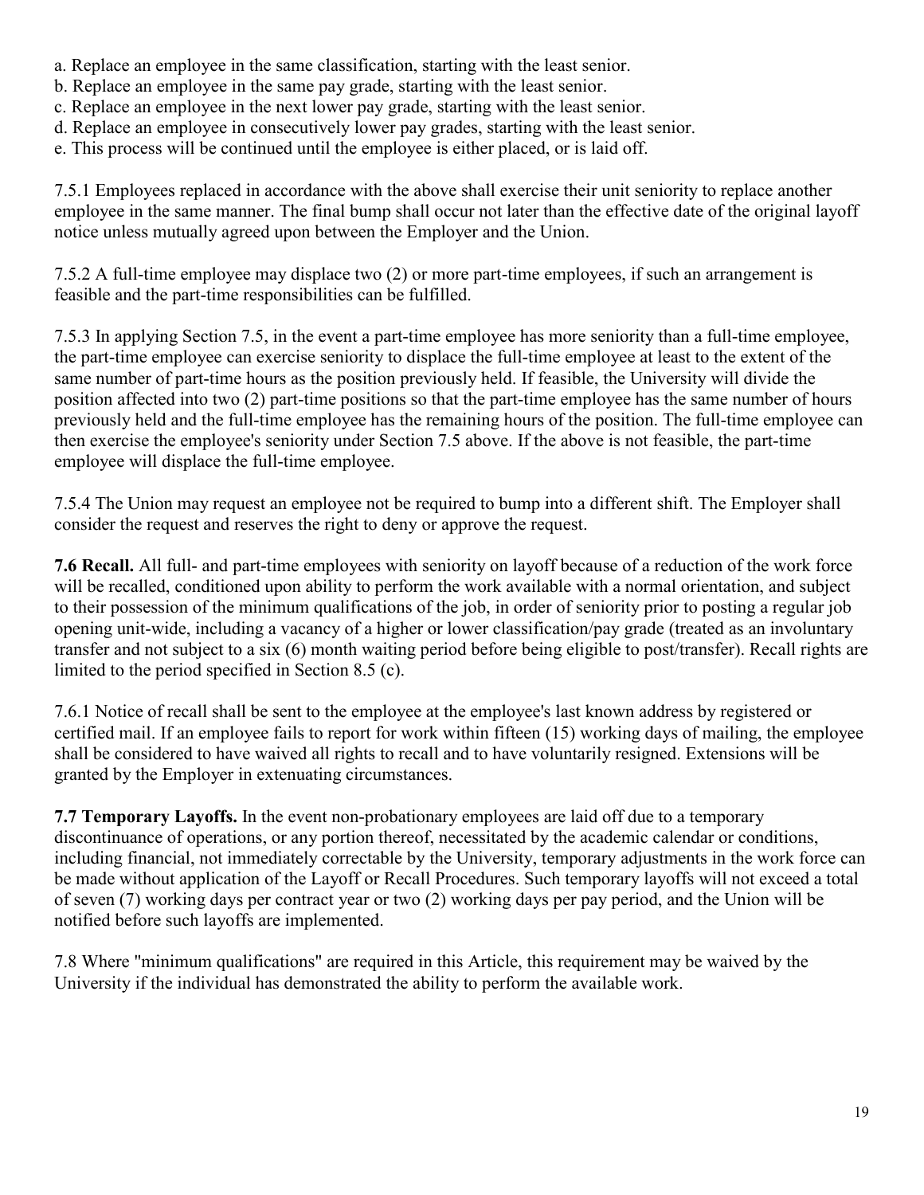a. Replace an employee in the same classification, starting with the least senior.
b. Replace an employee in the same pay grade, starting with the least senior.
c. Replace an employee in the next lower pay grade, starting with the least senior.
d. Replace an employee in consecutively lower pay grades, starting with the least senior.
e. This process will be continued until the employee is either placed, or is laid off.

7.5.1 Employees replaced in accordance with the above shall exercise their unit seniority to replace another employee in the same manner. The final bump shall occur not later than the effective date of the original layoff notice unless mutually agreed upon between the Employer and the Union.

7.5.2 A full-time employee may displace two (2) or more part-time employees, if such an arrangement is feasible and the part-time responsibilities can be fulfilled.

7.5.3 In applying Section 7.5, in the event a part-time employee has more seniority than a full-time employee, the part-time employee can exercise seniority to displace the full-time employee at least to the extent of the same number of part-time hours as the position previously held. If feasible, the University will divide the position affected into two (2) part-time positions so that the part-time employee has the same number of hours previously held and the full-time employee has the remaining hours of the position. The full-time employee can then exercise the employee's seniority under Section 7.5 above. If the above is not feasible, the part-time employee will displace the full-time employee.

7.5.4 The Union may request an employee not be required to bump into a different shift. The Employer shall consider the request and reserves the right to deny or approve the request.

**7.6 Recall.** All full- and part-time employees with seniority on layoff because of a reduction of the work force will be recalled, conditioned upon ability to perform the work available with a normal orientation, and subject to their possession of the minimum qualifications of the job, in order of seniority prior to posting a regular job opening unit-wide, including a vacancy of a higher or lower classification/pay grade (treated as an involuntary transfer and not subject to a six (6) month waiting period before being eligible to post/transfer). Recall rights are limited to the period specified in Section 8.5 (c).

7.6.1 Notice of recall shall be sent to the employee at the employee's last known address by registered or certified mail. If an employee fails to report for work within fifteen (15) working days of mailing, the employee shall be considered to have waived all rights to recall and to have voluntarily resigned. Extensions will be granted by the Employer in extenuating circumstances.

**7.7 Temporary Layoffs.** In the event non-probationary employees are laid off due to a temporary discontinuance of operations, or any portion thereof, necessitated by the academic calendar or conditions, including financial, not immediately correctable by the University, temporary adjustments in the work force can be made without application of the Layoff or Recall Procedures. Such temporary layoffs will not exceed a total of seven (7) working days per contract year or two (2) working days per pay period, and the Union will be notified before such layoffs are implemented.

7.8 Where "minimum qualifications" are required in this Article, this requirement may be waived by the University if the individual has demonstrated the ability to perform the available work.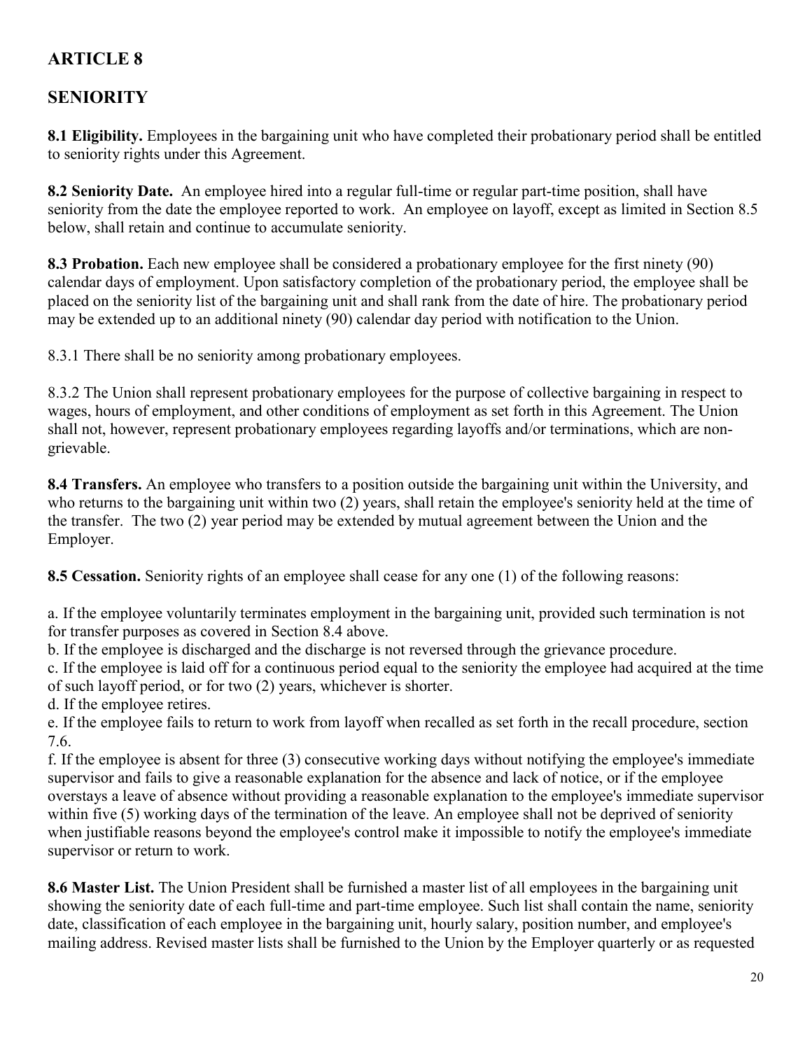# ARTICLE 8

## SENIORITY

**8.1 Eligibility.** Employees in the bargaining unit who have completed their probationary period shall be entitled to seniority rights under this Agreement.

**8.2 Seniority Date.** An employee hired into a regular full-time or regular part-time position, shall have seniority from the date the employee reported to work. An employee on layoff, except as limited in Section 8.5 below, shall retain and continue to accumulate seniority.

**8.3 Probation.** Each new employee shall be considered a probationary employee for the first ninety (90) calendar days of employment. Upon satisfactory completion of the probationary period, the employee shall be placed on the seniority list of the bargaining unit and shall rank from the date of hire. The probationary period may be extended up to an additional ninety (90) calendar day period with notification to the Union.

8.3.1 There shall be no seniority among probationary employees.

8.3.2 The Union shall represent probationary employees for the purpose of collective bargaining in respect to wages, hours of employment, and other conditions of employment as set forth in this Agreement. The Union shall not, however, represent probationary employees regarding layoffs and/or terminations, which are non-grievable.

**8.4 Transfers.** An employee who transfers to a position outside the bargaining unit within the University, and who returns to the bargaining unit within two (2) years, shall retain the employee's seniority held at the time of the transfer. The two (2) year period may be extended by mutual agreement between the Union and the Employer.

**8.5 Cessation.** Seniority rights of an employee shall cease for any one (1) of the following reasons:

a. If the employee voluntarily terminates employment in the bargaining unit, provided such termination is not for transfer purposes as covered in Section 8.4 above.
b. If the employee is discharged and the discharge is not reversed through the grievance procedure.
c. If the employee is laid off for a continuous period equal to the seniority the employee had acquired at the time of such layoff period, or for two (2) years, whichever is shorter.
d. If the employee retires.
e. If the employee fails to return to work from layoff when recalled as set forth in the recall procedure, section 7.6.
f. If the employee is absent for three (3) consecutive working days without notifying the employee's immediate supervisor and fails to give a reasonable explanation for the absence and lack of notice, or if the employee overstays a leave of absence without providing a reasonable explanation to the employee's immediate supervisor within five (5) working days of the termination of the leave. An employee shall not be deprived of seniority when justifiable reasons beyond the employee's control make it impossible to notify the employee's immediate supervisor or return to work.

**8.6 Master List.** The Union President shall be furnished a master list of all employees in the bargaining unit showing the seniority date of each full-time and part-time employee. Such list shall contain the name, seniority date, classification of each employee in the bargaining unit, hourly salary, position number, and employee's mailing address. Revised master lists shall be furnished to the Union by the Employer quarterly or as requested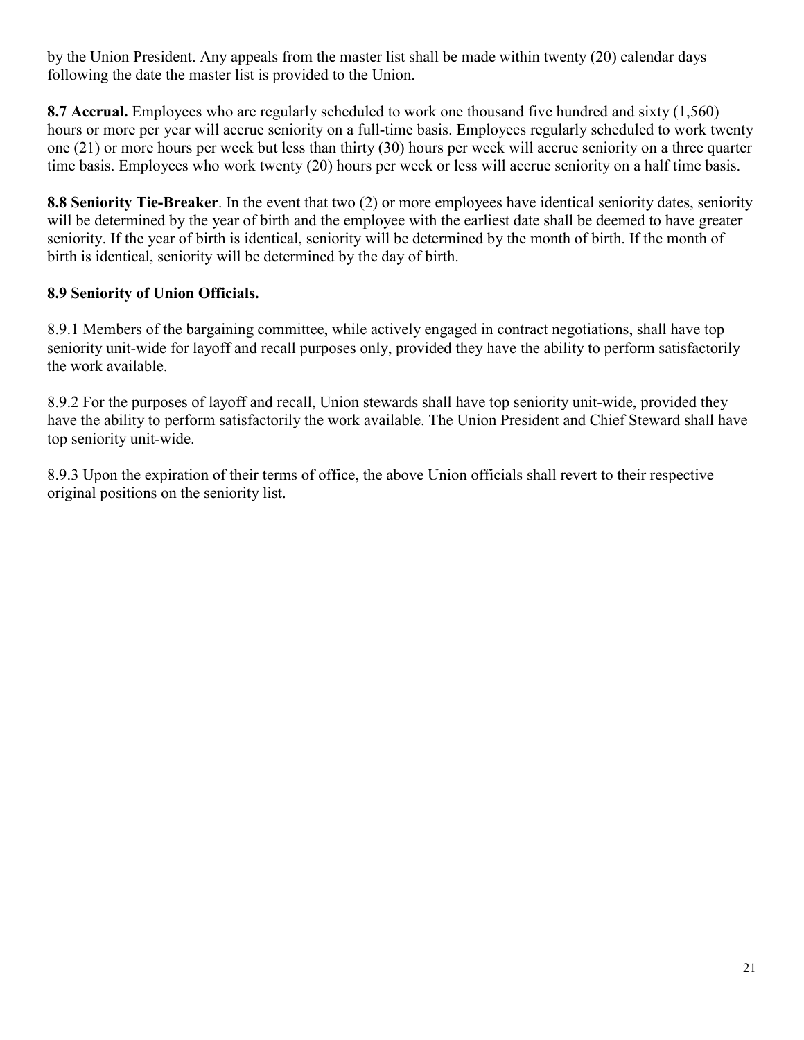by the Union President. Any appeals from the master list shall be made within twenty (20) calendar days following the date the master list is provided to the Union.

**8.7 Accrual.** Employees who are regularly scheduled to work one thousand five hundred and sixty (1,560) hours or more per year will accrue seniority on a full-time basis. Employees regularly scheduled to work twenty one (21) or more hours per week but less than thirty (30) hours per week will accrue seniority on a three quarter time basis. Employees who work twenty (20) hours per week or less will accrue seniority on a half time basis.

**8.8 Seniority Tie-Breaker**. In the event that two (2) or more employees have identical seniority dates, seniority will be determined by the year of birth and the employee with the earliest date shall be deemed to have greater seniority. If the year of birth is identical, seniority will be determined by the month of birth. If the month of birth is identical, seniority will be determined by the day of birth.

**8.9 Seniority of Union Officials.**

8.9.1 Members of the bargaining committee, while actively engaged in contract negotiations, shall have top seniority unit-wide for layoff and recall purposes only, provided they have the ability to perform satisfactorily the work available.

8.9.2 For the purposes of layoff and recall, Union stewards shall have top seniority unit-wide, provided they have the ability to perform satisfactorily the work available. The Union President and Chief Steward shall have top seniority unit-wide.

8.9.3 Upon the expiration of their terms of office, the above Union officials shall revert to their respective original positions on the seniority list.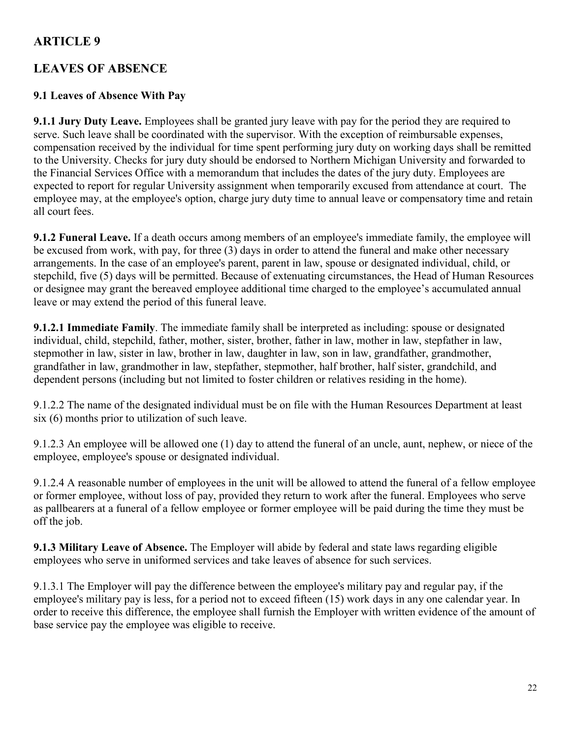## ARTICLE 9

## LEAVES OF ABSENCE

### 9.1 Leaves of Absence With Pay

**9.1.1 Jury Duty Leave.** Employees shall be granted jury leave with pay for the period they are required to serve. Such leave shall be coordinated with the supervisor. With the exception of reimbursable expenses, compensation received by the individual for time spent performing jury duty on working days shall be remitted to the University. Checks for jury duty should be endorsed to Northern Michigan University and forwarded to the Financial Services Office with a memorandum that includes the dates of the jury duty. Employees are expected to report for regular University assignment when temporarily excused from attendance at court. The employee may, at the employee's option, charge jury duty time to annual leave or compensatory time and retain all court fees.

**9.1.2 Funeral Leave.** If a death occurs among members of an employee's immediate family, the employee will be excused from work, with pay, for three (3) days in order to attend the funeral and make other necessary arrangements. In the case of an employee's parent, parent in law, spouse or designated individual, child, or stepchild, five (5) days will be permitted. Because of extenuating circumstances, the Head of Human Resources or designee may grant the bereaved employee additional time charged to the employee's accumulated annual leave or may extend the period of this funeral leave.

**9.1.2.1 Immediate Family**. The immediate family shall be interpreted as including: spouse or designated individual, child, stepchild, father, mother, sister, brother, father in law, mother in law, stepfather in law, stepmother in law, sister in law, brother in law, daughter in law, son in law, grandfather, grandmother, grandfather in law, grandmother in law, stepfather, stepmother, half brother, half sister, grandchild, and dependent persons (including but not limited to foster children or relatives residing in the home).

9.1.2.2 The name of the designated individual must be on file with the Human Resources Department at least six (6) months prior to utilization of such leave.

9.1.2.3 An employee will be allowed one (1) day to attend the funeral of an uncle, aunt, nephew, or niece of the employee, employee's spouse or designated individual.

9.1.2.4 A reasonable number of employees in the unit will be allowed to attend the funeral of a fellow employee or former employee, without loss of pay, provided they return to work after the funeral. Employees who serve as pallbearers at a funeral of a fellow employee or former employee will be paid during the time they must be off the job.

**9.1.3 Military Leave of Absence.** The Employer will abide by federal and state laws regarding eligible employees who serve in uniformed services and take leaves of absence for such services.

9.1.3.1 The Employer will pay the difference between the employee's military pay and regular pay, if the employee's military pay is less, for a period not to exceed fifteen (15) work days in any one calendar year. In order to receive this difference, the employee shall furnish the Employer with written evidence of the amount of base service pay the employee was eligible to receive.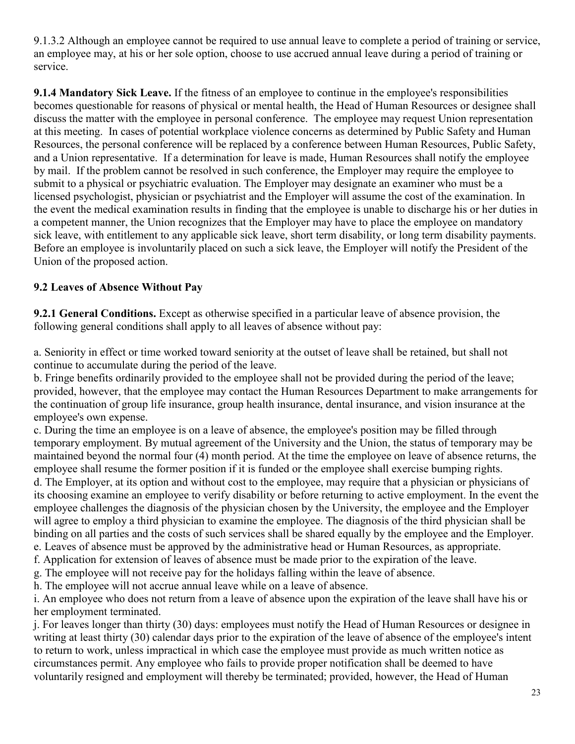9.1.3.2 Although an employee cannot be required to use annual leave to complete a period of training or service, an employee may, at his or her sole option, choose to use accrued annual leave during a period of training or service.

**9.1.4 Mandatory Sick Leave.** If the fitness of an employee to continue in the employee's responsibilities becomes questionable for reasons of physical or mental health, the Head of Human Resources or designee shall discuss the matter with the employee in personal conference. The employee may request Union representation at this meeting. In cases of potential workplace violence concerns as determined by Public Safety and Human Resources, the personal conference will be replaced by a conference between Human Resources, Public Safety, and a Union representative. If a determination for leave is made, Human Resources shall notify the employee by mail. If the problem cannot be resolved in such conference, the Employer may require the employee to submit to a physical or psychiatric evaluation. The Employer may designate an examiner who must be a licensed psychologist, physician or psychiatrist and the Employer will assume the cost of the examination. In the event the medical examination results in finding that the employee is unable to discharge his or her duties in a competent manner, the Union recognizes that the Employer may have to place the employee on mandatory sick leave, with entitlement to any applicable sick leave, short term disability, or long term disability payments. Before an employee is involuntarily placed on such a sick leave, the Employer will notify the President of the Union of the proposed action.

## 9.2 Leaves of Absence Without Pay

**9.2.1 General Conditions.** Except as otherwise specified in a particular leave of absence provision, the following general conditions shall apply to all leaves of absence without pay:

a. Seniority in effect or time worked toward seniority at the outset of leave shall be retained, but shall not continue to accumulate during the period of the leave.
b. Fringe benefits ordinarily provided to the employee shall not be provided during the period of the leave; provided, however, that the employee may contact the Human Resources Department to make arrangements for the continuation of group life insurance, group health insurance, dental insurance, and vision insurance at the employee's own expense.
c. During the time an employee is on a leave of absence, the employee's position may be filled through temporary employment. By mutual agreement of the University and the Union, the status of temporary may be maintained beyond the normal four (4) month period. At the time the employee on leave of absence returns, the employee shall resume the former position if it is funded or the employee shall exercise bumping rights.
d. The Employer, at its option and without cost to the employee, may require that a physician or physicians of its choosing examine an employee to verify disability or before returning to active employment. In the event the employee challenges the diagnosis of the physician chosen by the University, the employee and the Employer will agree to employ a third physician to examine the employee. The diagnosis of the third physician shall be binding on all parties and the costs of such services shall be shared equally by the employee and the Employer.
e. Leaves of absence must be approved by the administrative head or Human Resources, as appropriate.
f. Application for extension of leaves of absence must be made prior to the expiration of the leave.
g. The employee will not receive pay for the holidays falling within the leave of absence.
h. The employee will not accrue annual leave while on a leave of absence.
i. An employee who does not return from a leave of absence upon the expiration of the leave shall have his or her employment terminated.
j. For leaves longer than thirty (30) days: employees must notify the Head of Human Resources or designee in writing at least thirty (30) calendar days prior to the expiration of the leave of absence of the employee's intent to return to work, unless impractical in which case the employee must provide as much written notice as circumstances permit. Any employee who fails to provide proper notification shall be deemed to have voluntarily resigned and employment will thereby be terminated; provided, however, the Head of Human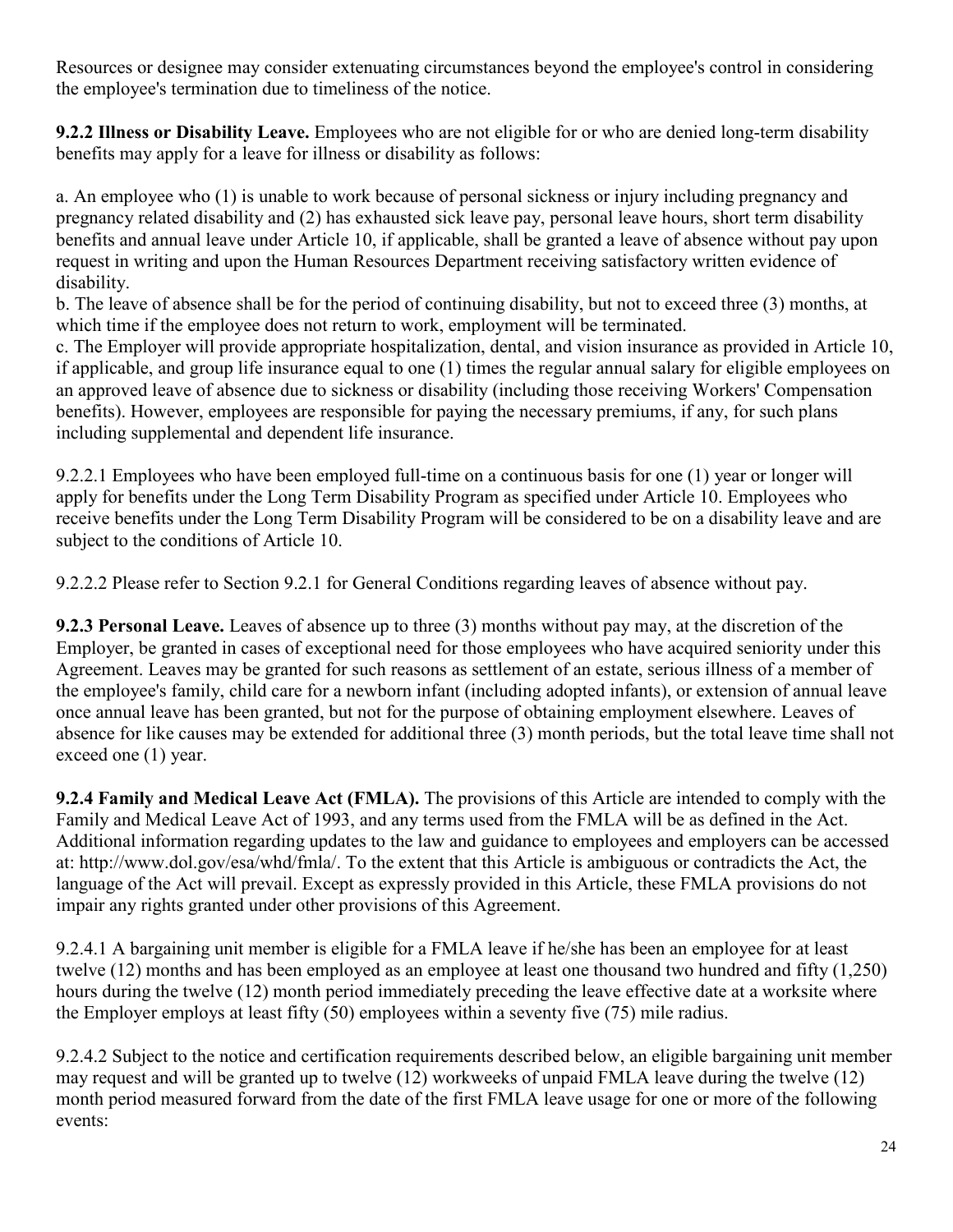Resources or designee may consider extenuating circumstances beyond the employee's control in considering the employee's termination due to timeliness of the notice.

**9.2.2 Illness or Disability Leave.** Employees who are not eligible for or who are denied long-term disability benefits may apply for a leave for illness or disability as follows:

a. An employee who (1) is unable to work because of personal sickness or injury including pregnancy and pregnancy related disability and (2) has exhausted sick leave pay, personal leave hours, short term disability benefits and annual leave under Article 10, if applicable, shall be granted a leave of absence without pay upon request in writing and upon the Human Resources Department receiving satisfactory written evidence of disability.
b. The leave of absence shall be for the period of continuing disability, but not to exceed three (3) months, at which time if the employee does not return to work, employment will be terminated.
c. The Employer will provide appropriate hospitalization, dental, and vision insurance as provided in Article 10, if applicable, and group life insurance equal to one (1) times the regular annual salary for eligible employees on an approved leave of absence due to sickness or disability (including those receiving Workers' Compensation benefits). However, employees are responsible for paying the necessary premiums, if any, for such plans including supplemental and dependent life insurance.

9.2.2.1 Employees who have been employed full-time on a continuous basis for one (1) year or longer will apply for benefits under the Long Term Disability Program as specified under Article 10. Employees who receive benefits under the Long Term Disability Program will be considered to be on a disability leave and are subject to the conditions of Article 10.

9.2.2.2 Please refer to Section 9.2.1 for General Conditions regarding leaves of absence without pay.

**9.2.3 Personal Leave.** Leaves of absence up to three (3) months without pay may, at the discretion of the Employer, be granted in cases of exceptional need for those employees who have acquired seniority under this Agreement. Leaves may be granted for such reasons as settlement of an estate, serious illness of a member of the employee's family, child care for a newborn infant (including adopted infants), or extension of annual leave once annual leave has been granted, but not for the purpose of obtaining employment elsewhere. Leaves of absence for like causes may be extended for additional three (3) month periods, but the total leave time shall not exceed one (1) year.

**9.2.4 Family and Medical Leave Act (FMLA).** The provisions of this Article are intended to comply with the Family and Medical Leave Act of 1993, and any terms used from the FMLA will be as defined in the Act. Additional information regarding updates to the law and guidance to employees and employers can be accessed at: http://www.dol.gov/esa/whd/fmla/. To the extent that this Article is ambiguous or contradicts the Act, the language of the Act will prevail. Except as expressly provided in this Article, these FMLA provisions do not impair any rights granted under other provisions of this Agreement.

9.2.4.1 A bargaining unit member is eligible for a FMLA leave if he/she has been an employee for at least twelve (12) months and has been employed as an employee at least one thousand two hundred and fifty (1,250) hours during the twelve (12) month period immediately preceding the leave effective date at a worksite where the Employer employs at least fifty (50) employees within a seventy five (75) mile radius.

9.2.4.2 Subject to the notice and certification requirements described below, an eligible bargaining unit member may request and will be granted up to twelve (12) workweeks of unpaid FMLA leave during the twelve (12) month period measured forward from the date of the first FMLA leave usage for one or more of the following events: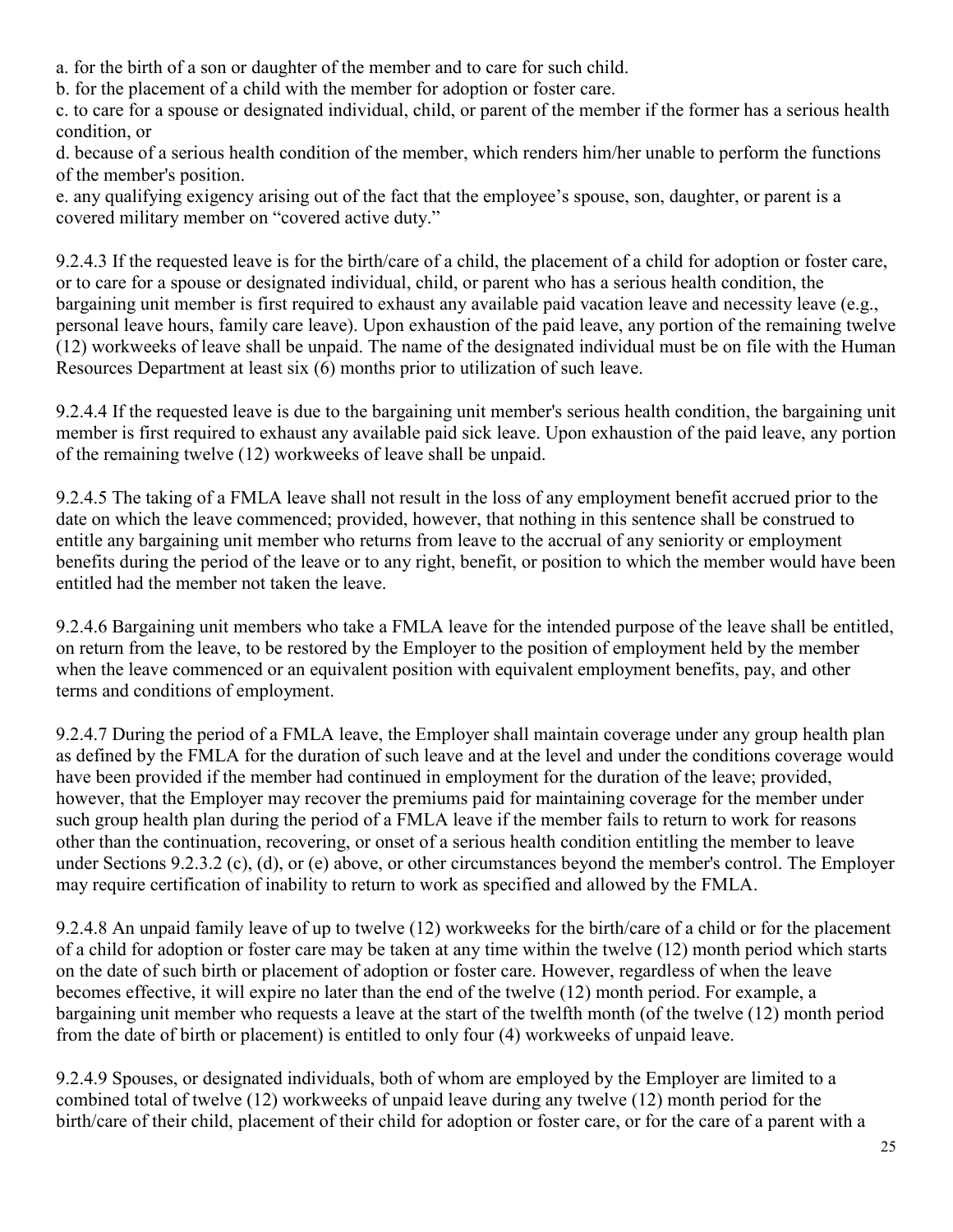a. for the birth of a son or daughter of the member and to care for such child.
b. for the placement of a child with the member for adoption or foster care.
c. to care for a spouse or designated individual, child, or parent of the member if the former has a serious health condition, or
d. because of a serious health condition of the member, which renders him/her unable to perform the functions of the member's position.
e. any qualifying exigency arising out of the fact that the employee's spouse, son, daughter, or parent is a covered military member on "covered active duty."

9.2.4.3 If the requested leave is for the birth/care of a child, the placement of a child for adoption or foster care, or to care for a spouse or designated individual, child, or parent who has a serious health condition, the bargaining unit member is first required to exhaust any available paid vacation leave and necessity leave (e.g., personal leave hours, family care leave). Upon exhaustion of the paid leave, any portion of the remaining twelve (12) workweeks of leave shall be unpaid. The name of the designated individual must be on file with the Human Resources Department at least six (6) months prior to utilization of such leave.

9.2.4.4 If the requested leave is due to the bargaining unit member's serious health condition, the bargaining unit member is first required to exhaust any available paid sick leave. Upon exhaustion of the paid leave, any portion of the remaining twelve (12) workweeks of leave shall be unpaid.

9.2.4.5 The taking of a FMLA leave shall not result in the loss of any employment benefit accrued prior to the date on which the leave commenced; provided, however, that nothing in this sentence shall be construed to entitle any bargaining unit member who returns from leave to the accrual of any seniority or employment benefits during the period of the leave or to any right, benefit, or position to which the member would have been entitled had the member not taken the leave.

9.2.4.6 Bargaining unit members who take a FMLA leave for the intended purpose of the leave shall be entitled, on return from the leave, to be restored by the Employer to the position of employment held by the member when the leave commenced or an equivalent position with equivalent employment benefits, pay, and other terms and conditions of employment.

9.2.4.7 During the period of a FMLA leave, the Employer shall maintain coverage under any group health plan as defined by the FMLA for the duration of such leave and at the level and under the conditions coverage would have been provided if the member had continued in employment for the duration of the leave; provided, however, that the Employer may recover the premiums paid for maintaining coverage for the member under such group health plan during the period of a FMLA leave if the member fails to return to work for reasons other than the continuation, recovering, or onset of a serious health condition entitling the member to leave under Sections 9.2.3.2 (c), (d), or (e) above, or other circumstances beyond the member's control. The Employer may require certification of inability to return to work as specified and allowed by the FMLA.

9.2.4.8 An unpaid family leave of up to twelve (12) workweeks for the birth/care of a child or for the placement of a child for adoption or foster care may be taken at any time within the twelve (12) month period which starts on the date of such birth or placement of adoption or foster care. However, regardless of when the leave becomes effective, it will expire no later than the end of the twelve (12) month period. For example, a bargaining unit member who requests a leave at the start of the twelfth month (of the twelve (12) month period from the date of birth or placement) is entitled to only four (4) workweeks of unpaid leave.

9.2.4.9 Spouses, or designated individuals, both of whom are employed by the Employer are limited to a combined total of twelve (12) workweeks of unpaid leave during any twelve (12) month period for the birth/care of their child, placement of their child for adoption or foster care, or for the care of a parent with a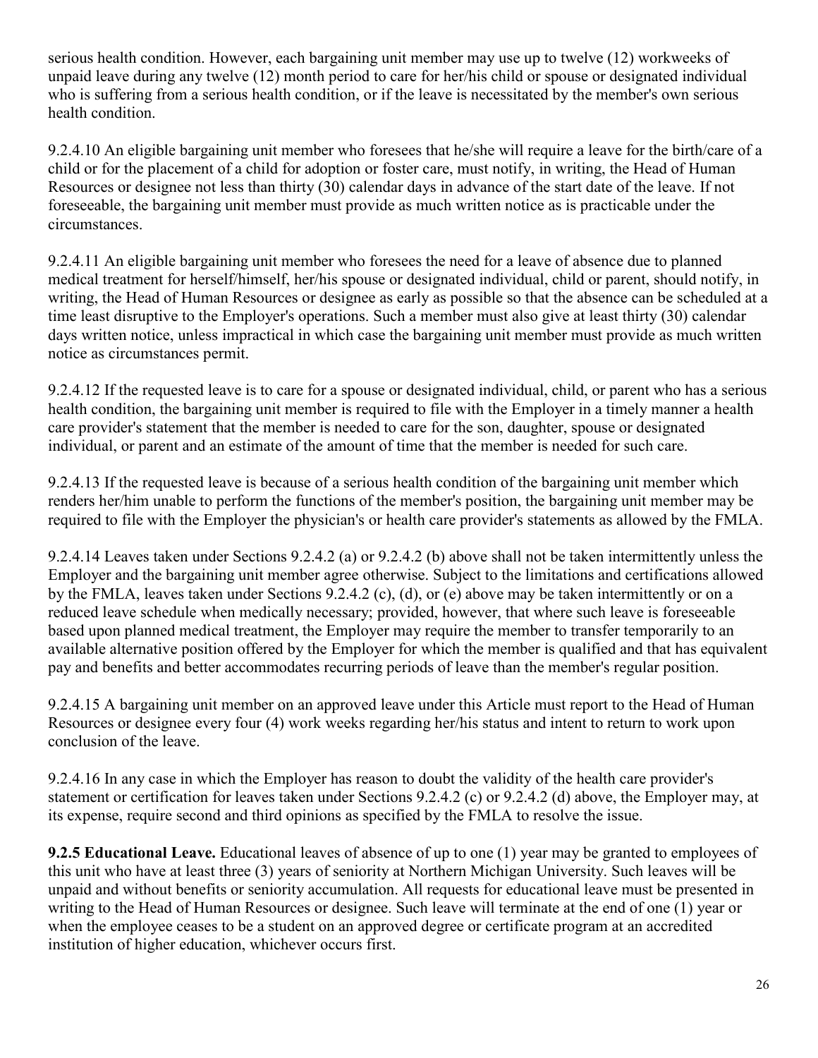serious health condition. However, each bargaining unit member may use up to twelve (12) workweeks of unpaid leave during any twelve (12) month period to care for her/his child or spouse or designated individual who is suffering from a serious health condition, or if the leave is necessitated by the member's own serious health condition.

9.2.4.10 An eligible bargaining unit member who foresees that he/she will require a leave for the birth/care of a child or for the placement of a child for adoption or foster care, must notify, in writing, the Head of Human Resources or designee not less than thirty (30) calendar days in advance of the start date of the leave. If not foreseeable, the bargaining unit member must provide as much written notice as is practicable under the circumstances.

9.2.4.11 An eligible bargaining unit member who foresees the need for a leave of absence due to planned medical treatment for herself/himself, her/his spouse or designated individual, child or parent, should notify, in writing, the Head of Human Resources or designee as early as possible so that the absence can be scheduled at a time least disruptive to the Employer's operations. Such a member must also give at least thirty (30) calendar days written notice, unless impractical in which case the bargaining unit member must provide as much written notice as circumstances permit.

9.2.4.12 If the requested leave is to care for a spouse or designated individual, child, or parent who has a serious health condition, the bargaining unit member is required to file with the Employer in a timely manner a health care provider's statement that the member is needed to care for the son, daughter, spouse or designated individual, or parent and an estimate of the amount of time that the member is needed for such care.

9.2.4.13 If the requested leave is because of a serious health condition of the bargaining unit member which renders her/him unable to perform the functions of the member's position, the bargaining unit member may be required to file with the Employer the physician's or health care provider's statements as allowed by the FMLA.

9.2.4.14 Leaves taken under Sections 9.2.4.2 (a) or 9.2.4.2 (b) above shall not be taken intermittently unless the Employer and the bargaining unit member agree otherwise. Subject to the limitations and certifications allowed by the FMLA, leaves taken under Sections 9.2.4.2 (c), (d), or (e) above may be taken intermittently or on a reduced leave schedule when medically necessary; provided, however, that where such leave is foreseeable based upon planned medical treatment, the Employer may require the member to transfer temporarily to an available alternative position offered by the Employer for which the member is qualified and that has equivalent pay and benefits and better accommodates recurring periods of leave than the member's regular position.

9.2.4.15 A bargaining unit member on an approved leave under this Article must report to the Head of Human Resources or designee every four (4) work weeks regarding her/his status and intent to return to work upon conclusion of the leave.

9.2.4.16 In any case in which the Employer has reason to doubt the validity of the health care provider's statement or certification for leaves taken under Sections 9.2.4.2 (c) or 9.2.4.2 (d) above, the Employer may, at its expense, require second and third opinions as specified by the FMLA to resolve the issue.

**9.2.5 Educational Leave.** Educational leaves of absence of up to one (1) year may be granted to employees of this unit who have at least three (3) years of seniority at Northern Michigan University. Such leaves will be unpaid and without benefits or seniority accumulation. All requests for educational leave must be presented in writing to the Head of Human Resources or designee. Such leave will terminate at the end of one (1) year or when the employee ceases to be a student on an approved degree or certificate program at an accredited institution of higher education, whichever occurs first.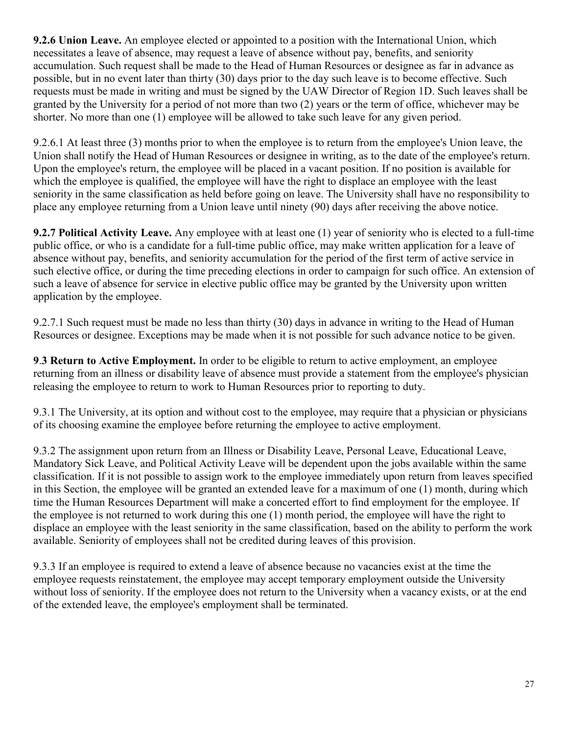**9.2.6 Union Leave.** An employee elected or appointed to a position with the International Union, which necessitates a leave of absence, may request a leave of absence without pay, benefits, and seniority accumulation. Such request shall be made to the Head of Human Resources or designee as far in advance as possible, but in no event later than thirty (30) days prior to the day such leave is to become effective. Such requests must be made in writing and must be signed by the UAW Director of Region 1D. Such leaves shall be granted by the University for a period of not more than two (2) years or the term of office, whichever may be shorter. No more than one (1) employee will be allowed to take such leave for any given period.

9.2.6.1 At least three (3) months prior to when the employee is to return from the employee's Union leave, the Union shall notify the Head of Human Resources or designee in writing, as to the date of the employee's return. Upon the employee's return, the employee will be placed in a vacant position. If no position is available for which the employee is qualified, the employee will have the right to displace an employee with the least seniority in the same classification as held before going on leave. The University shall have no responsibility to place any employee returning from a Union leave until ninety (90) days after receiving the above notice.

**9.2.7 Political Activity Leave.** Any employee with at least one (1) year of seniority who is elected to a full-time public office, or who is a candidate for a full-time public office, may make written application for a leave of absence without pay, benefits, and seniority accumulation for the period of the first term of active service in such elective office, or during the time preceding elections in order to campaign for such office. An extension of such a leave of absence for service in elective public office may be granted by the University upon written application by the employee.

9.2.7.1 Such request must be made no less than thirty (30) days in advance in writing to the Head of Human Resources or designee. Exceptions may be made when it is not possible for such advance notice to be given.

**9.3 Return to Active Employment.** In order to be eligible to return to active employment, an employee returning from an illness or disability leave of absence must provide a statement from the employee's physician releasing the employee to return to work to Human Resources prior to reporting to duty.

9.3.1 The University, at its option and without cost to the employee, may require that a physician or physicians of its choosing examine the employee before returning the employee to active employment.

9.3.2 The assignment upon return from an Illness or Disability Leave, Personal Leave, Educational Leave, Mandatory Sick Leave, and Political Activity Leave will be dependent upon the jobs available within the same classification. If it is not possible to assign work to the employee immediately upon return from leaves specified in this Section, the employee will be granted an extended leave for a maximum of one (1) month, during which time the Human Resources Department will make a concerted effort to find employment for the employee. If the employee is not returned to work during this one (1) month period, the employee will have the right to displace an employee with the least seniority in the same classification, based on the ability to perform the work available. Seniority of employees shall not be credited during leaves of this provision.

9.3.3 If an employee is required to extend a leave of absence because no vacancies exist at the time the employee requests reinstatement, the employee may accept temporary employment outside the University without loss of seniority. If the employee does not return to the University when a vacancy exists, or at the end of the extended leave, the employee's employment shall be terminated.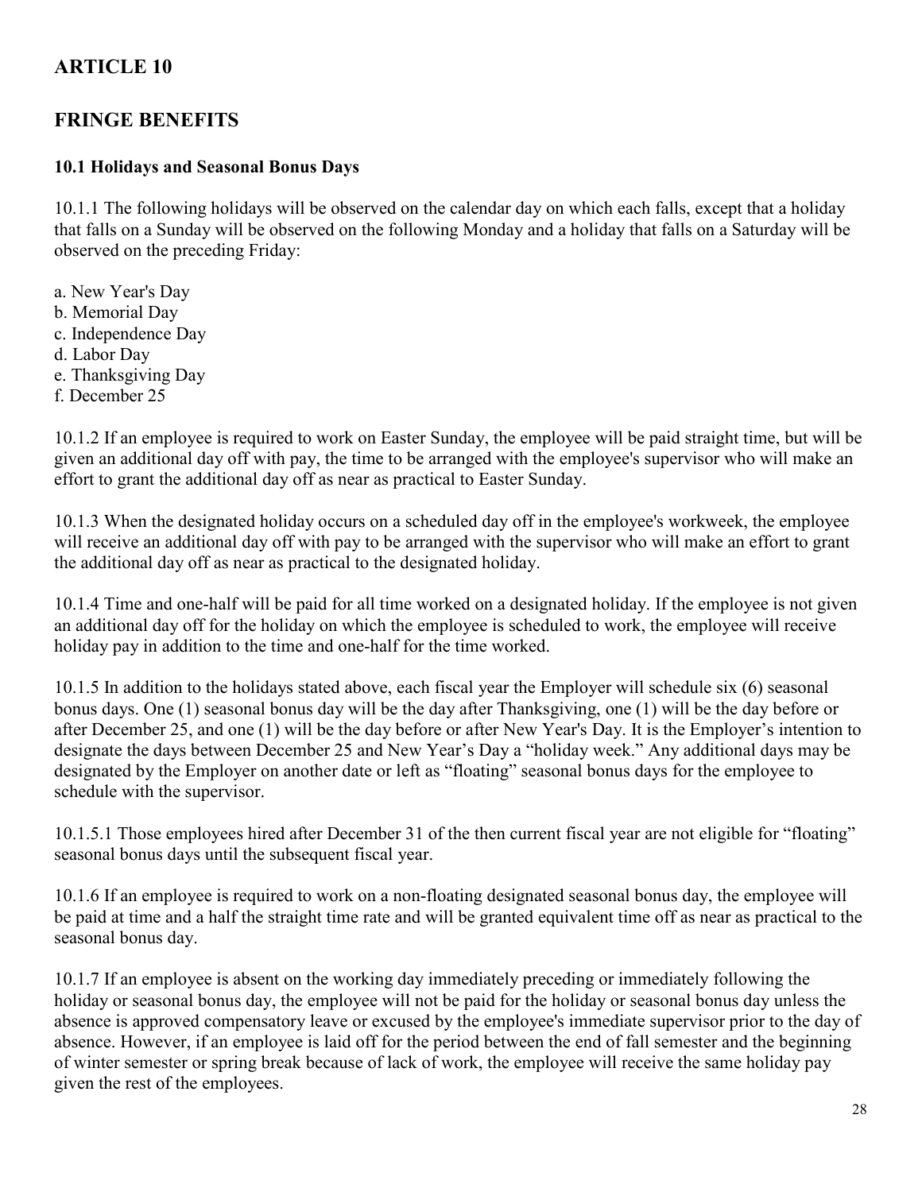# ARTICLE 10

# FRINGE BENEFITS

### 10.1 Holidays and Seasonal Bonus Days

10.1.1 The following holidays will be observed on the calendar day on which each falls, except that a holiday that falls on a Sunday will be observed on the following Monday and a holiday that falls on a Saturday will be observed on the preceding Friday:

a. New Year's Day
b. Memorial Day
c. Independence Day
d. Labor Day
e. Thanksgiving Day
f. December 25

10.1.2 If an employee is required to work on Easter Sunday, the employee will be paid straight time, but will be given an additional day off with pay, the time to be arranged with the employee's supervisor who will make an effort to grant the additional day off as near as practical to Easter Sunday.

10.1.3 When the designated holiday occurs on a scheduled day off in the employee's workweek, the employee will receive an additional day off with pay to be arranged with the supervisor who will make an effort to grant the additional day off as near as practical to the designated holiday.

10.1.4 Time and one-half will be paid for all time worked on a designated holiday. If the employee is not given an additional day off for the holiday on which the employee is scheduled to work, the employee will receive holiday pay in addition to the time and one-half for the time worked.

10.1.5 In addition to the holidays stated above, each fiscal year the Employer will schedule six (6) seasonal bonus days. One (1) seasonal bonus day will be the day after Thanksgiving, one (1) will be the day before or after December 25, and one (1) will be the day before or after New Year's Day. It is the Employer's intention to designate the days between December 25 and New Year's Day a "holiday week." Any additional days may be designated by the Employer on another date or left as "floating" seasonal bonus days for the employee to schedule with the supervisor.

10.1.5.1 Those employees hired after December 31 of the then current fiscal year are not eligible for "floating" seasonal bonus days until the subsequent fiscal year.

10.1.6 If an employee is required to work on a non-floating designated seasonal bonus day, the employee will be paid at time and a half the straight time rate and will be granted equivalent time off as near as practical to the seasonal bonus day.

10.1.7 If an employee is absent on the working day immediately preceding or immediately following the holiday or seasonal bonus day, the employee will not be paid for the holiday or seasonal bonus day unless the absence is approved compensatory leave or excused by the employee's immediate supervisor prior to the day of absence. However, if an employee is laid off for the period between the end of fall semester and the beginning of winter semester or spring break because of lack of work, the employee will receive the same holiday pay given the rest of the employees.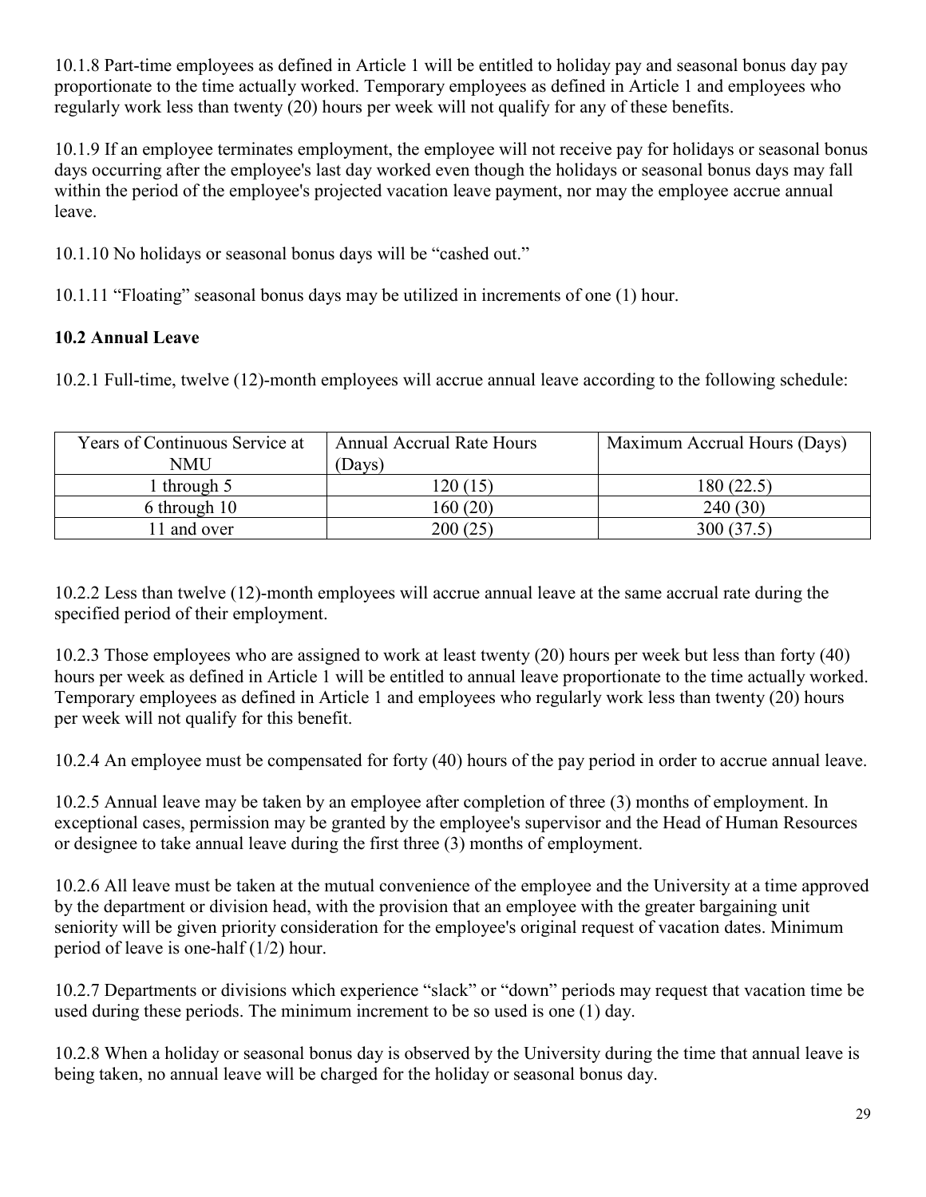10.1.8 Part-time employees as defined in Article 1 will be entitled to holiday pay and seasonal bonus day pay proportionate to the time actually worked. Temporary employees as defined in Article 1 and employees who regularly work less than twenty (20) hours per week will not qualify for any of these benefits.

10.1.9 If an employee terminates employment, the employee will not receive pay for holidays or seasonal bonus days occurring after the employee's last day worked even though the holidays or seasonal bonus days may fall within the period of the employee's projected vacation leave payment, nor may the employee accrue annual leave.

10.1.10 No holidays or seasonal bonus days will be "cashed out."

10.1.11 "Floating" seasonal bonus days may be utilized in increments of one (1) hour.

**10.2 Annual Leave**

10.2.1 Full-time, twelve (12)-month employees will accrue annual leave according to the following schedule:

| Years of Continuous Service at NMU | Annual Accrual Rate Hours (Days) | Maximum Accrual Hours (Days) |
|---|---|---|
| 1 through 5 | 120 (15) | 180 (22.5) |
| 6 through 10 | 160 (20) | 240 (30) |
| 11 and over | 200 (25) | 300 (37.5) |

10.2.2 Less than twelve (12)-month employees will accrue annual leave at the same accrual rate during the specified period of their employment.

10.2.3 Those employees who are assigned to work at least twenty (20) hours per week but less than forty (40) hours per week as defined in Article 1 will be entitled to annual leave proportionate to the time actually worked. Temporary employees as defined in Article 1 and employees who regularly work less than twenty (20) hours per week will not qualify for this benefit.

10.2.4 An employee must be compensated for forty (40) hours of the pay period in order to accrue annual leave.

10.2.5 Annual leave may be taken by an employee after completion of three (3) months of employment. In exceptional cases, permission may be granted by the employee's supervisor and the Head of Human Resources or designee to take annual leave during the first three (3) months of employment.

10.2.6 All leave must be taken at the mutual convenience of the employee and the University at a time approved by the department or division head, with the provision that an employee with the greater bargaining unit seniority will be given priority consideration for the employee's original request of vacation dates. Minimum period of leave is one-half (1/2) hour.

10.2.7 Departments or divisions which experience "slack" or "down" periods may request that vacation time be used during these periods. The minimum increment to be so used is one (1) day.

10.2.8 When a holiday or seasonal bonus day is observed by the University during the time that annual leave is being taken, no annual leave will be charged for the holiday or seasonal bonus day.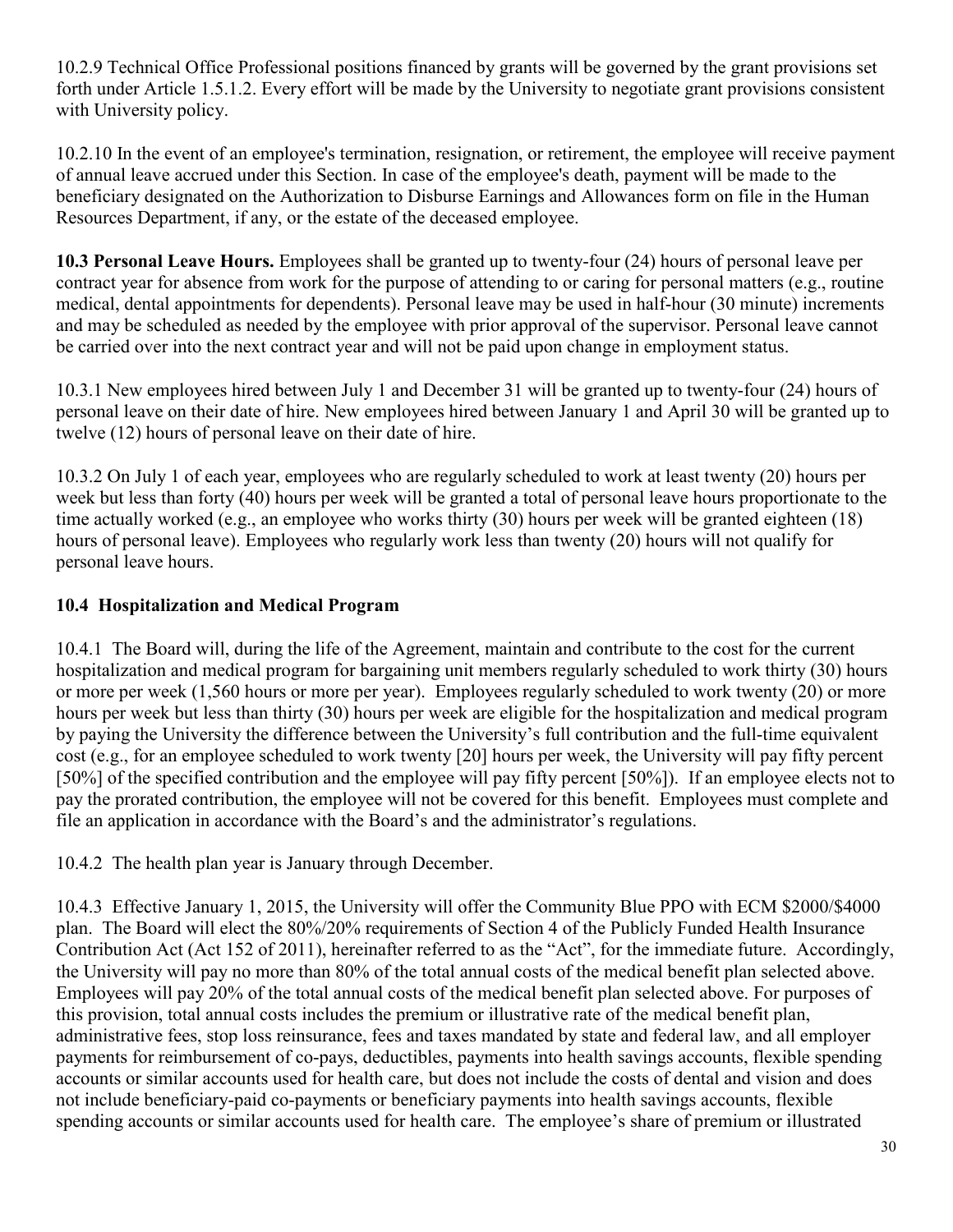10.2.9 Technical Office Professional positions financed by grants will be governed by the grant provisions set forth under Article 1.5.1.2. Every effort will be made by the University to negotiate grant provisions consistent with University policy.

10.2.10 In the event of an employee's termination, resignation, or retirement, the employee will receive payment of annual leave accrued under this Section. In case of the employee's death, payment will be made to the beneficiary designated on the Authorization to Disburse Earnings and Allowances form on file in the Human Resources Department, if any, or the estate of the deceased employee.

**10.3 Personal Leave Hours.** Employees shall be granted up to twenty-four (24) hours of personal leave per contract year for absence from work for the purpose of attending to or caring for personal matters (e.g., routine medical, dental appointments for dependents). Personal leave may be used in half-hour (30 minute) increments and may be scheduled as needed by the employee with prior approval of the supervisor. Personal leave cannot be carried over into the next contract year and will not be paid upon change in employment status.

10.3.1 New employees hired between July 1 and December 31 will be granted up to twenty-four (24) hours of personal leave on their date of hire. New employees hired between January 1 and April 30 will be granted up to twelve (12) hours of personal leave on their date of hire.

10.3.2 On July 1 of each year, employees who are regularly scheduled to work at least twenty (20) hours per week but less than forty (40) hours per week will be granted a total of personal leave hours proportionate to the time actually worked (e.g., an employee who works thirty (30) hours per week will be granted eighteen (18) hours of personal leave). Employees who regularly work less than twenty (20) hours will not qualify for personal leave hours.

## 10.4 Hospitalization and Medical Program

10.4.1 The Board will, during the life of the Agreement, maintain and contribute to the cost for the current hospitalization and medical program for bargaining unit members regularly scheduled to work thirty (30) hours or more per week (1,560 hours or more per year). Employees regularly scheduled to work twenty (20) or more hours per week but less than thirty (30) hours per week are eligible for the hospitalization and medical program by paying the University the difference between the University's full contribution and the full-time equivalent cost (e.g., for an employee scheduled to work twenty [20] hours per week, the University will pay fifty percent [50%] of the specified contribution and the employee will pay fifty percent [50%]). If an employee elects not to pay the prorated contribution, the employee will not be covered for this benefit. Employees must complete and file an application in accordance with the Board's and the administrator's regulations.

10.4.2 The health plan year is January through December.

10.4.3 Effective January 1, 2015, the University will offer the Community Blue PPO with ECM $2000/$4000 plan. The Board will elect the 80%/20% requirements of Section 4 of the Publicly Funded Health Insurance Contribution Act (Act 152 of 2011), hereinafter referred to as the "Act", for the immediate future. Accordingly, the University will pay no more than 80% of the total annual costs of the medical benefit plan selected above. Employees will pay 20% of the total annual costs of the medical benefit plan selected above. For purposes of this provision, total annual costs includes the premium or illustrative rate of the medical benefit plan, administrative fees, stop loss reinsurance, fees and taxes mandated by state and federal law, and all employer payments for reimbursement of co-pays, deductibles, payments into health savings accounts, flexible spending accounts or similar accounts used for health care, but does not include the costs of dental and vision and does not include beneficiary-paid co-payments or beneficiary payments into health savings accounts, flexible spending accounts or similar accounts used for health care. The employee's share of premium or illustrated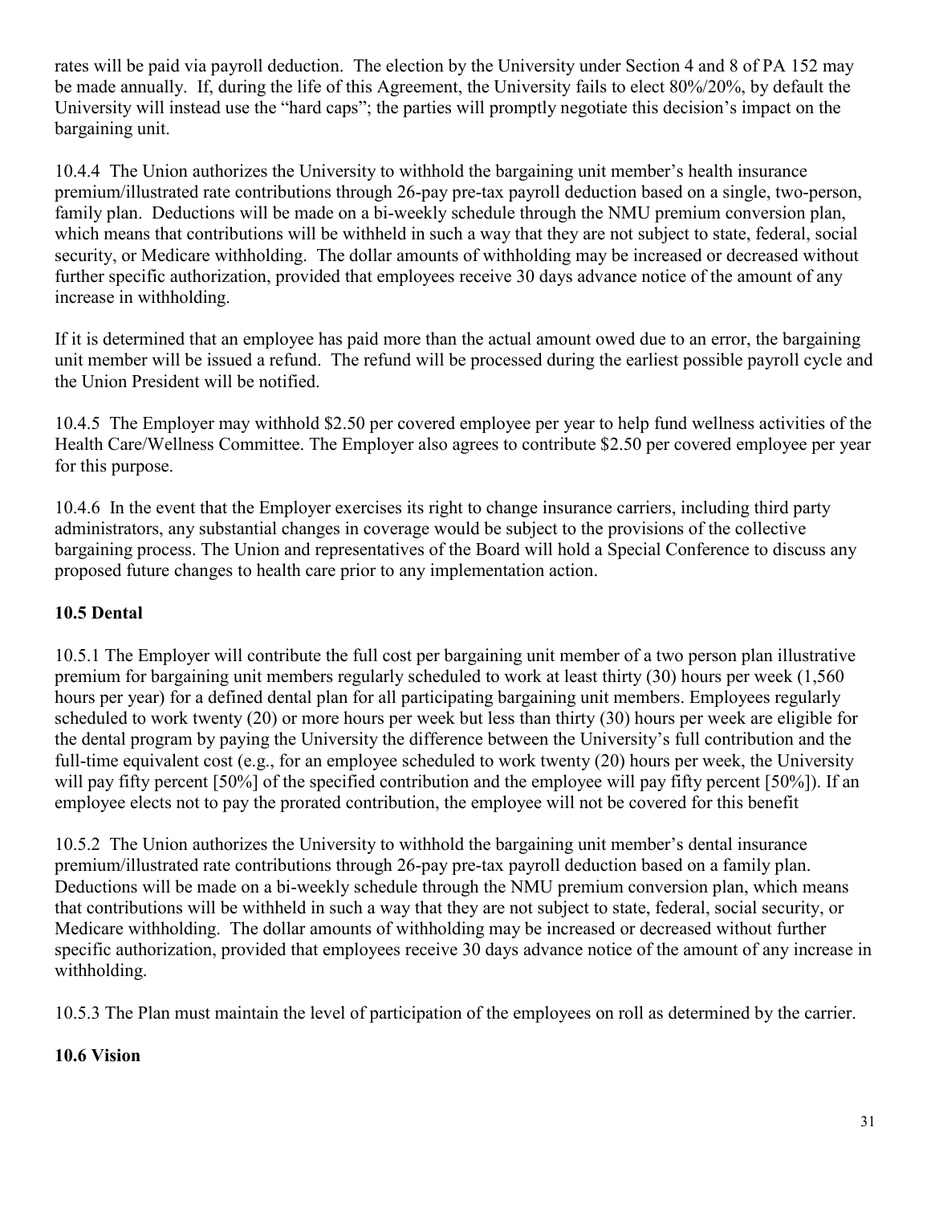rates will be paid via payroll deduction. The election by the University under Section 4 and 8 of PA 152 may be made annually. If, during the life of this Agreement, the University fails to elect 80%/20%, by default the University will instead use the "hard caps"; the parties will promptly negotiate this decision's impact on the bargaining unit.

10.4.4 The Union authorizes the University to withhold the bargaining unit member's health insurance premium/illustrated rate contributions through 26-pay pre-tax payroll deduction based on a single, two-person, family plan. Deductions will be made on a bi-weekly schedule through the NMU premium conversion plan, which means that contributions will be withheld in such a way that they are not subject to state, federal, social security, or Medicare withholding. The dollar amounts of withholding may be increased or decreased without further specific authorization, provided that employees receive 30 days advance notice of the amount of any increase in withholding.

If it is determined that an employee has paid more than the actual amount owed due to an error, the bargaining unit member will be issued a refund. The refund will be processed during the earliest possible payroll cycle and the Union President will be notified.

10.4.5 The Employer may withhold $2.50 per covered employee per year to help fund wellness activities of the Health Care/Wellness Committee. The Employer also agrees to contribute $2.50 per covered employee per year for this purpose.

10.4.6 In the event that the Employer exercises its right to change insurance carriers, including third party administrators, any substantial changes in coverage would be subject to the provisions of the collective bargaining process. The Union and representatives of the Board will hold a Special Conference to discuss any proposed future changes to health care prior to any implementation action.

### 10.5 Dental

10.5.1 The Employer will contribute the full cost per bargaining unit member of a two person plan illustrative premium for bargaining unit members regularly scheduled to work at least thirty (30) hours per week (1,560 hours per year) for a defined dental plan for all participating bargaining unit members. Employees regularly scheduled to work twenty (20) or more hours per week but less than thirty (30) hours per week are eligible for the dental program by paying the University the difference between the University's full contribution and the full-time equivalent cost (e.g., for an employee scheduled to work twenty (20) hours per week, the University will pay fifty percent [50%] of the specified contribution and the employee will pay fifty percent [50%]). If an employee elects not to pay the prorated contribution, the employee will not be covered for this benefit

10.5.2 The Union authorizes the University to withhold the bargaining unit member's dental insurance premium/illustrated rate contributions through 26-pay pre-tax payroll deduction based on a family plan. Deductions will be made on a bi-weekly schedule through the NMU premium conversion plan, which means that contributions will be withheld in such a way that they are not subject to state, federal, social security, or Medicare withholding. The dollar amounts of withholding may be increased or decreased without further specific authorization, provided that employees receive 30 days advance notice of the amount of any increase in withholding.

10.5.3 The Plan must maintain the level of participation of the employees on roll as determined by the carrier.

### 10.6 Vision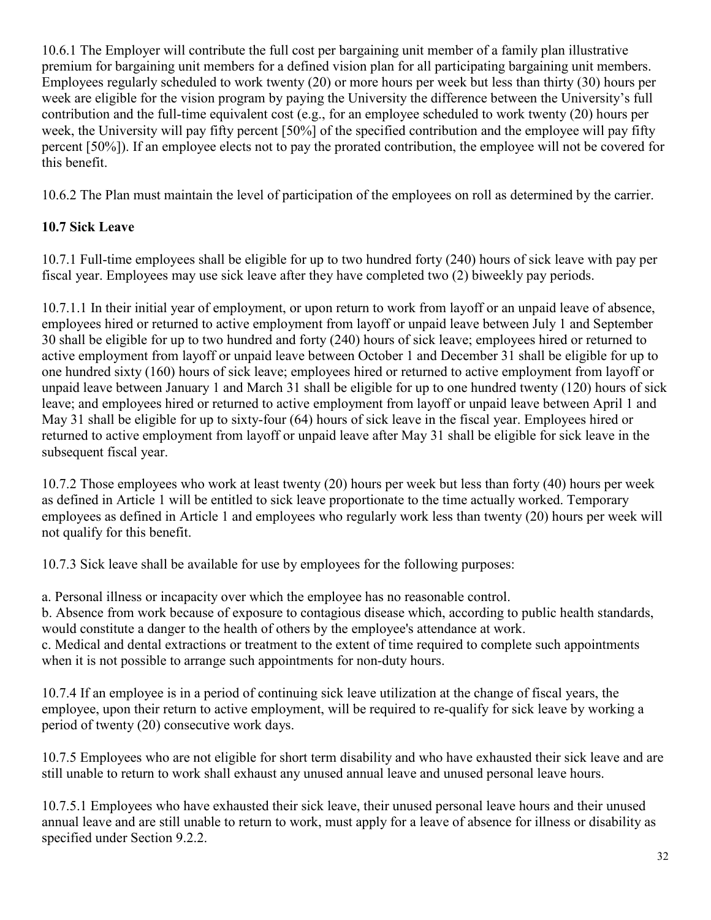10.6.1 The Employer will contribute the full cost per bargaining unit member of a family plan illustrative premium for bargaining unit members for a defined vision plan for all participating bargaining unit members. Employees regularly scheduled to work twenty (20) or more hours per week but less than thirty (30) hours per week are eligible for the vision program by paying the University the difference between the University's full contribution and the full-time equivalent cost (e.g., for an employee scheduled to work twenty (20) hours per week, the University will pay fifty percent [50%] of the specified contribution and the employee will pay fifty percent [50%]). If an employee elects not to pay the prorated contribution, the employee will not be covered for this benefit.

10.6.2 The Plan must maintain the level of participation of the employees on roll as determined by the carrier.

**10.7 Sick Leave**

10.7.1 Full-time employees shall be eligible for up to two hundred forty (240) hours of sick leave with pay per fiscal year. Employees may use sick leave after they have completed two (2) biweekly pay periods.

10.7.1.1 In their initial year of employment, or upon return to work from layoff or an unpaid leave of absence, employees hired or returned to active employment from layoff or unpaid leave between July 1 and September 30 shall be eligible for up to two hundred and forty (240) hours of sick leave; employees hired or returned to active employment from layoff or unpaid leave between October 1 and December 31 shall be eligible for up to one hundred sixty (160) hours of sick leave; employees hired or returned to active employment from layoff or unpaid leave between January 1 and March 31 shall be eligible for up to one hundred twenty (120) hours of sick leave; and employees hired or returned to active employment from layoff or unpaid leave between April 1 and May 31 shall be eligible for up to sixty-four (64) hours of sick leave in the fiscal year. Employees hired or returned to active employment from layoff or unpaid leave after May 31 shall be eligible for sick leave in the subsequent fiscal year.

10.7.2 Those employees who work at least twenty (20) hours per week but less than forty (40) hours per week as defined in Article 1 will be entitled to sick leave proportionate to the time actually worked. Temporary employees as defined in Article 1 and employees who regularly work less than twenty (20) hours per week will not qualify for this benefit.

10.7.3 Sick leave shall be available for use by employees for the following purposes:

a. Personal illness or incapacity over which the employee has no reasonable control.
b. Absence from work because of exposure to contagious disease which, according to public health standards, would constitute a danger to the health of others by the employee's attendance at work.
c. Medical and dental extractions or treatment to the extent of time required to complete such appointments when it is not possible to arrange such appointments for non-duty hours.

10.7.4 If an employee is in a period of continuing sick leave utilization at the change of fiscal years, the employee, upon their return to active employment, will be required to re-qualify for sick leave by working a period of twenty (20) consecutive work days.

10.7.5 Employees who are not eligible for short term disability and who have exhausted their sick leave and are still unable to return to work shall exhaust any unused annual leave and unused personal leave hours.

10.7.5.1 Employees who have exhausted their sick leave, their unused personal leave hours and their unused annual leave and are still unable to return to work, must apply for a leave of absence for illness or disability as specified under Section 9.2.2.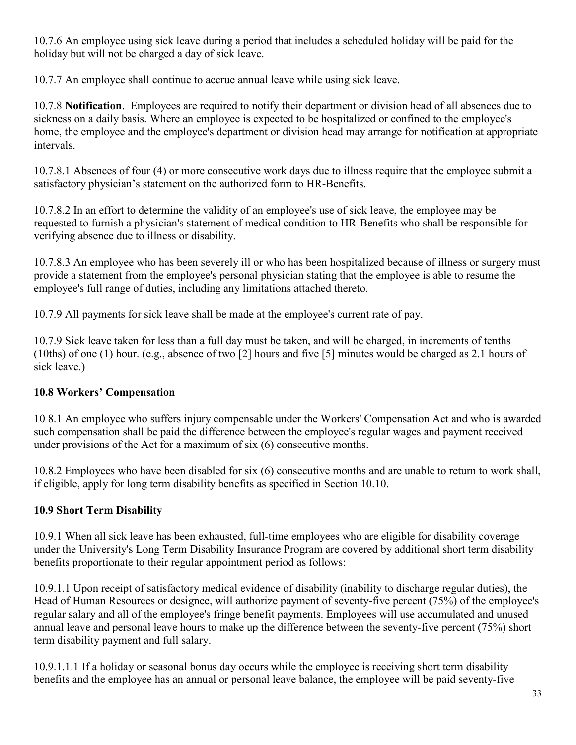10.7.6 An employee using sick leave during a period that includes a scheduled holiday will be paid for the holiday but will not be charged a day of sick leave.

10.7.7 An employee shall continue to accrue annual leave while using sick leave.

10.7.8 **Notification**. Employees are required to notify their department or division head of all absences due to sickness on a daily basis. Where an employee is expected to be hospitalized or confined to the employee's home, the employee and the employee's department or division head may arrange for notification at appropriate intervals.

10.7.8.1 Absences of four (4) or more consecutive work days due to illness require that the employee submit a satisfactory physician's statement on the authorized form to HR-Benefits.

10.7.8.2 In an effort to determine the validity of an employee's use of sick leave, the employee may be requested to furnish a physician's statement of medical condition to HR-Benefits who shall be responsible for verifying absence due to illness or disability.

10.7.8.3 An employee who has been severely ill or who has been hospitalized because of illness or surgery must provide a statement from the employee's personal physician stating that the employee is able to resume the employee's full range of duties, including any limitations attached thereto.

10.7.9 All payments for sick leave shall be made at the employee's current rate of pay.

10.7.9 Sick leave taken for less than a full day must be taken, and will be charged, in increments of tenths (10ths) of one (1) hour. (e.g., absence of two [2] hours and five [5] minutes would be charged as 2.1 hours of sick leave.)

### 10.8 Workers' Compensation

10 8.1 An employee who suffers injury compensable under the Workers' Compensation Act and who is awarded such compensation shall be paid the difference between the employee's regular wages and payment received under provisions of the Act for a maximum of six (6) consecutive months.

10.8.2 Employees who have been disabled for six (6) consecutive months and are unable to return to work shall, if eligible, apply for long term disability benefits as specified in Section 10.10.

### 10.9 Short Term Disability

10.9.1 When all sick leave has been exhausted, full-time employees who are eligible for disability coverage under the University's Long Term Disability Insurance Program are covered by additional short term disability benefits proportionate to their regular appointment period as follows:

10.9.1.1 Upon receipt of satisfactory medical evidence of disability (inability to discharge regular duties), the Head of Human Resources or designee, will authorize payment of seventy-five percent (75%) of the employee's regular salary and all of the employee's fringe benefit payments. Employees will use accumulated and unused annual leave and personal leave hours to make up the difference between the seventy-five percent (75%) short term disability payment and full salary.

10.9.1.1.1 If a holiday or seasonal bonus day occurs while the employee is receiving short term disability benefits and the employee has an annual or personal leave balance, the employee will be paid seventy-five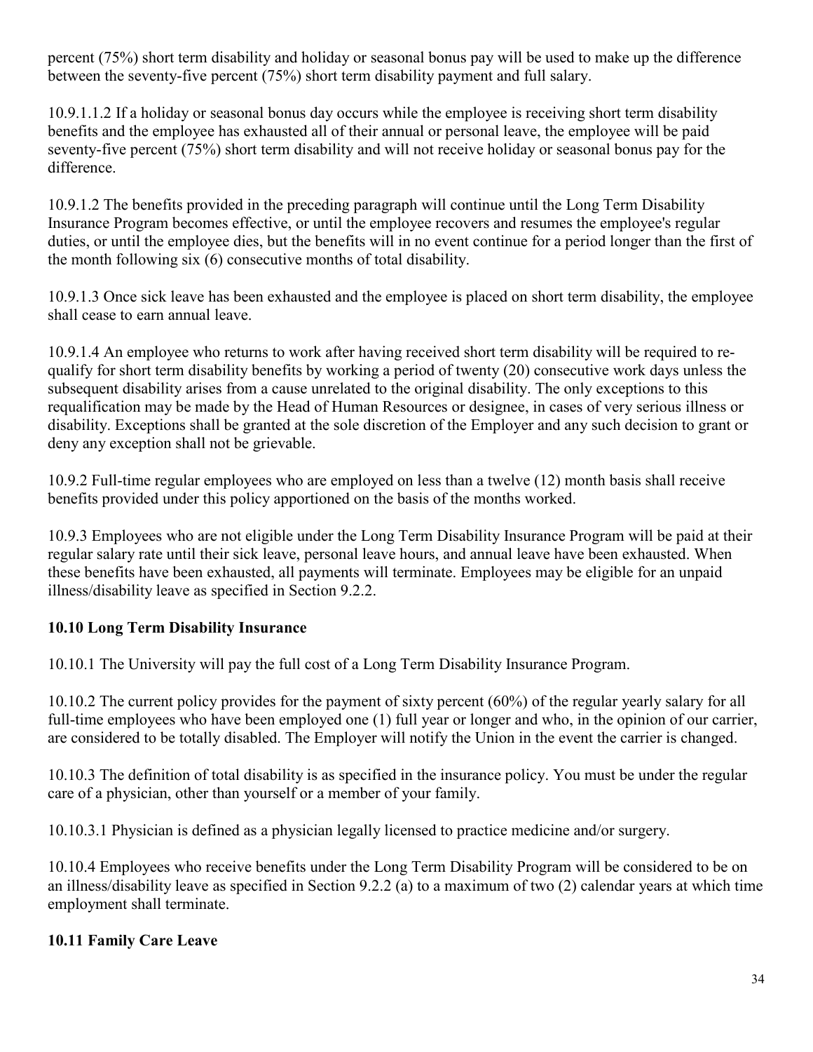percent (75%) short term disability and holiday or seasonal bonus pay will be used to make up the difference between the seventy-five percent (75%) short term disability payment and full salary.

10.9.1.1.2 If a holiday or seasonal bonus day occurs while the employee is receiving short term disability benefits and the employee has exhausted all of their annual or personal leave, the employee will be paid seventy-five percent (75%) short term disability and will not receive holiday or seasonal bonus pay for the difference.

10.9.1.2 The benefits provided in the preceding paragraph will continue until the Long Term Disability Insurance Program becomes effective, or until the employee recovers and resumes the employee's regular duties, or until the employee dies, but the benefits will in no event continue for a period longer than the first of the month following six (6) consecutive months of total disability.

10.9.1.3 Once sick leave has been exhausted and the employee is placed on short term disability, the employee shall cease to earn annual leave.

10.9.1.4 An employee who returns to work after having received short term disability will be required to re-qualify for short term disability benefits by working a period of twenty (20) consecutive work days unless the subsequent disability arises from a cause unrelated to the original disability. The only exceptions to this requalification may be made by the Head of Human Resources or designee, in cases of very serious illness or disability. Exceptions shall be granted at the sole discretion of the Employer and any such decision to grant or deny any exception shall not be grievable.

10.9.2 Full-time regular employees who are employed on less than a twelve (12) month basis shall receive benefits provided under this policy apportioned on the basis of the months worked.

10.9.3 Employees who are not eligible under the Long Term Disability Insurance Program will be paid at their regular salary rate until their sick leave, personal leave hours, and annual leave have been exhausted. When these benefits have been exhausted, all payments will terminate. Employees may be eligible for an unpaid illness/disability leave as specified in Section 9.2.2.

### 10.10 Long Term Disability Insurance

10.10.1 The University will pay the full cost of a Long Term Disability Insurance Program.

10.10.2 The current policy provides for the payment of sixty percent (60%) of the regular yearly salary for all full-time employees who have been employed one (1) full year or longer and who, in the opinion of our carrier, are considered to be totally disabled. The Employer will notify the Union in the event the carrier is changed.

10.10.3 The definition of total disability is as specified in the insurance policy. You must be under the regular care of a physician, other than yourself or a member of your family.

10.10.3.1 Physician is defined as a physician legally licensed to practice medicine and/or surgery.

10.10.4 Employees who receive benefits under the Long Term Disability Program will be considered to be on an illness/disability leave as specified in Section 9.2.2 (a) to a maximum of two (2) calendar years at which time employment shall terminate.

### 10.11 Family Care Leave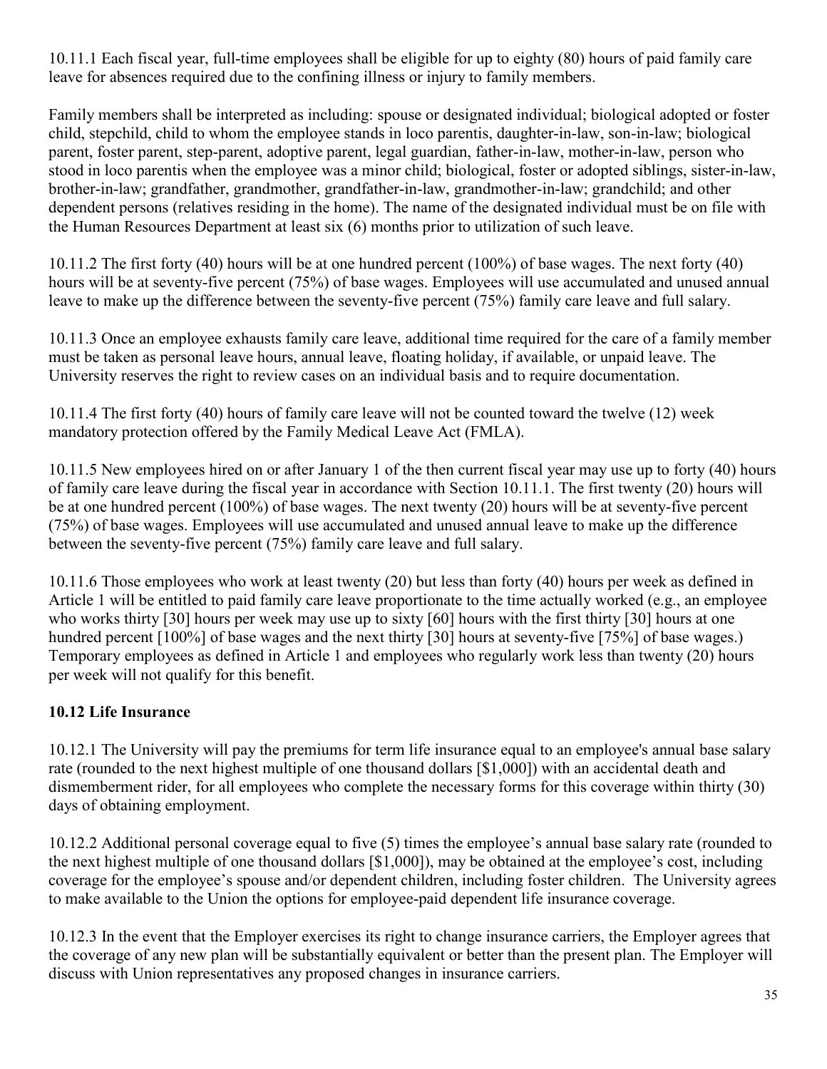10.11.1 Each fiscal year, full-time employees shall be eligible for up to eighty (80) hours of paid family care leave for absences required due to the confining illness or injury to family members.

Family members shall be interpreted as including: spouse or designated individual; biological adopted or foster child, stepchild, child to whom the employee stands in loco parentis, daughter-in-law, son-in-law; biological parent, foster parent, step-parent, adoptive parent, legal guardian, father-in-law, mother-in-law, person who stood in loco parentis when the employee was a minor child; biological, foster or adopted siblings, sister-in-law, brother-in-law; grandfather, grandmother, grandfather-in-law, grandmother-in-law; grandchild; and other dependent persons (relatives residing in the home). The name of the designated individual must be on file with the Human Resources Department at least six (6) months prior to utilization of such leave.

10.11.2 The first forty (40) hours will be at one hundred percent (100%) of base wages. The next forty (40) hours will be at seventy-five percent (75%) of base wages. Employees will use accumulated and unused annual leave to make up the difference between the seventy-five percent (75%) family care leave and full salary.

10.11.3 Once an employee exhausts family care leave, additional time required for the care of a family member must be taken as personal leave hours, annual leave, floating holiday, if available, or unpaid leave. The University reserves the right to review cases on an individual basis and to require documentation.

10.11.4 The first forty (40) hours of family care leave will not be counted toward the twelve (12) week mandatory protection offered by the Family Medical Leave Act (FMLA).

10.11.5 New employees hired on or after January 1 of the then current fiscal year may use up to forty (40) hours of family care leave during the fiscal year in accordance with Section 10.11.1. The first twenty (20) hours will be at one hundred percent (100%) of base wages. The next twenty (20) hours will be at seventy-five percent (75%) of base wages. Employees will use accumulated and unused annual leave to make up the difference between the seventy-five percent (75%) family care leave and full salary.

10.11.6 Those employees who work at least twenty (20) but less than forty (40) hours per week as defined in Article 1 will be entitled to paid family care leave proportionate to the time actually worked (e.g., an employee who works thirty [30] hours per week may use up to sixty [60] hours with the first thirty [30] hours at one hundred percent [100%] of base wages and the next thirty [30] hours at seventy-five [75%] of base wages.) Temporary employees as defined in Article 1 and employees who regularly work less than twenty (20) hours per week will not qualify for this benefit.

### 10.12 Life Insurance

10.12.1 The University will pay the premiums for term life insurance equal to an employee's annual base salary rate (rounded to the next highest multiple of one thousand dollars [$1,000]) with an accidental death and dismemberment rider, for all employees who complete the necessary forms for this coverage within thirty (30) days of obtaining employment.

10.12.2 Additional personal coverage equal to five (5) times the employee's annual base salary rate (rounded to the next highest multiple of one thousand dollars [$1,000]), may be obtained at the employee's cost, including coverage for the employee's spouse and/or dependent children, including foster children. The University agrees to make available to the Union the options for employee-paid dependent life insurance coverage.

10.12.3 In the event that the Employer exercises its right to change insurance carriers, the Employer agrees that the coverage of any new plan will be substantially equivalent or better than the present plan. The Employer will discuss with Union representatives any proposed changes in insurance carriers.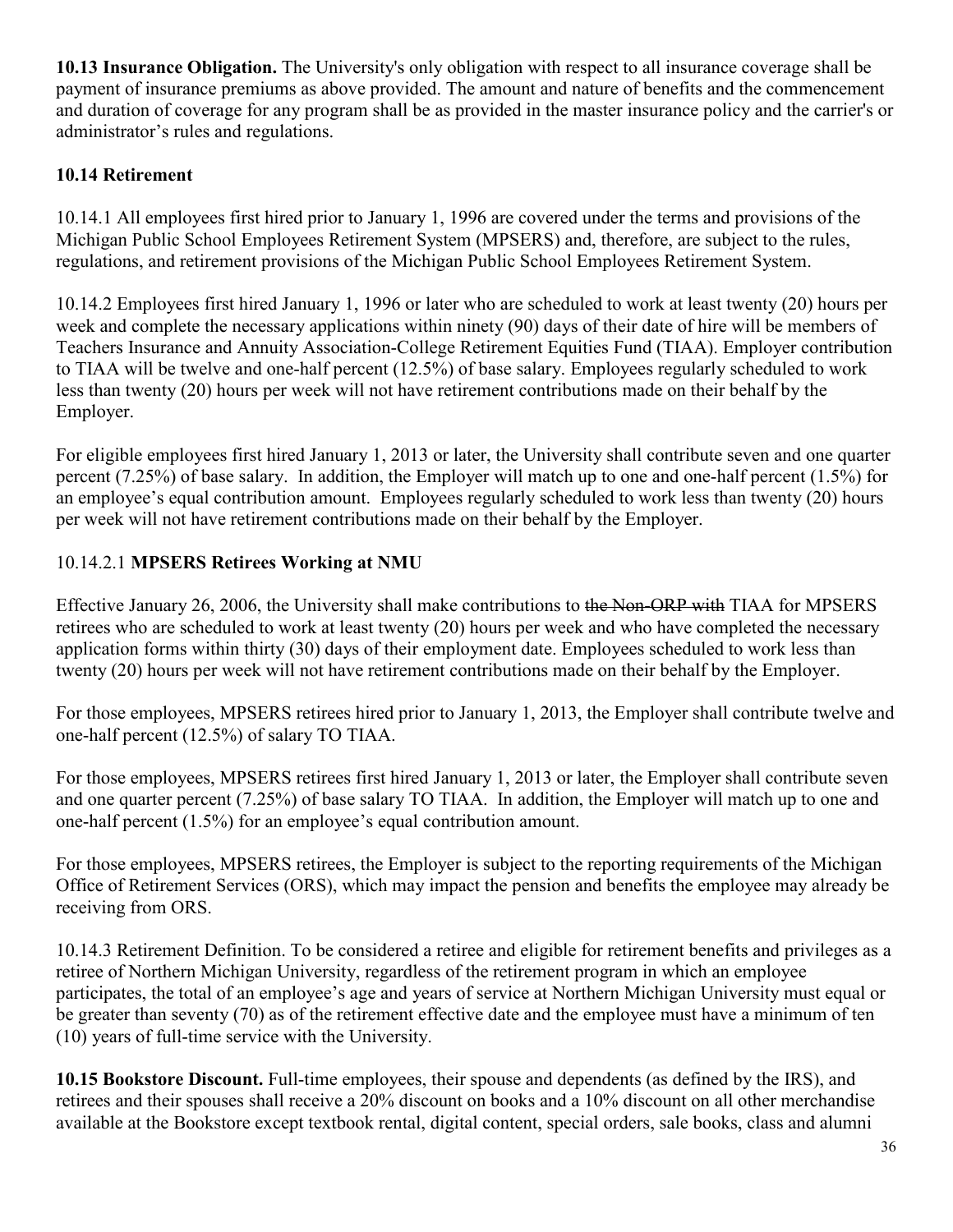**10.13 Insurance Obligation.** The University's only obligation with respect to all insurance coverage shall be payment of insurance premiums as above provided. The amount and nature of benefits and the commencement and duration of coverage for any program shall be as provided in the master insurance policy and the carrier's or administrator's rules and regulations.

**10.14 Retirement**

10.14.1 All employees first hired prior to January 1, 1996 are covered under the terms and provisions of the Michigan Public School Employees Retirement System (MPSERS) and, therefore, are subject to the rules, regulations, and retirement provisions of the Michigan Public School Employees Retirement System.

10.14.2 Employees first hired January 1, 1996 or later who are scheduled to work at least twenty (20) hours per week and complete the necessary applications within ninety (90) days of their date of hire will be members of Teachers Insurance and Annuity Association-College Retirement Equities Fund (TIAA). Employer contribution to TIAA will be twelve and one-half percent (12.5%) of base salary. Employees regularly scheduled to work less than twenty (20) hours per week will not have retirement contributions made on their behalf by the Employer.

For eligible employees first hired January 1, 2013 or later, the University shall contribute seven and one quarter percent (7.25%) of base salary. In addition, the Employer will match up to one and one-half percent (1.5%) for an employee's equal contribution amount. Employees regularly scheduled to work less than twenty (20) hours per week will not have retirement contributions made on their behalf by the Employer.

10.14.2.1 **MPSERS Retirees Working at NMU**

Effective January 26, 2006, the University shall make contributions to ~~the Non-ORP with~~ TIAA for MPSERS retirees who are scheduled to work at least twenty (20) hours per week and who have completed the necessary application forms within thirty (30) days of their employment date. Employees scheduled to work less than twenty (20) hours per week will not have retirement contributions made on their behalf by the Employer.

For those employees, MPSERS retirees hired prior to January 1, 2013, the Employer shall contribute twelve and one-half percent (12.5%) of salary TO TIAA.

For those employees, MPSERS retirees first hired January 1, 2013 or later, the Employer shall contribute seven and one quarter percent (7.25%) of base salary TO TIAA. In addition, the Employer will match up to one and one-half percent (1.5%) for an employee's equal contribution amount.

For those employees, MPSERS retirees, the Employer is subject to the reporting requirements of the Michigan Office of Retirement Services (ORS), which may impact the pension and benefits the employee may already be receiving from ORS.

10.14.3 Retirement Definition. To be considered a retiree and eligible for retirement benefits and privileges as a retiree of Northern Michigan University, regardless of the retirement program in which an employee participates, the total of an employee's age and years of service at Northern Michigan University must equal or be greater than seventy (70) as of the retirement effective date and the employee must have a minimum of ten (10) years of full-time service with the University.

**10.15 Bookstore Discount.** Full-time employees, their spouse and dependents (as defined by the IRS), and retirees and their spouses shall receive a 20% discount on books and a 10% discount on all other merchandise available at the Bookstore except textbook rental, digital content, special orders, sale books, class and alumni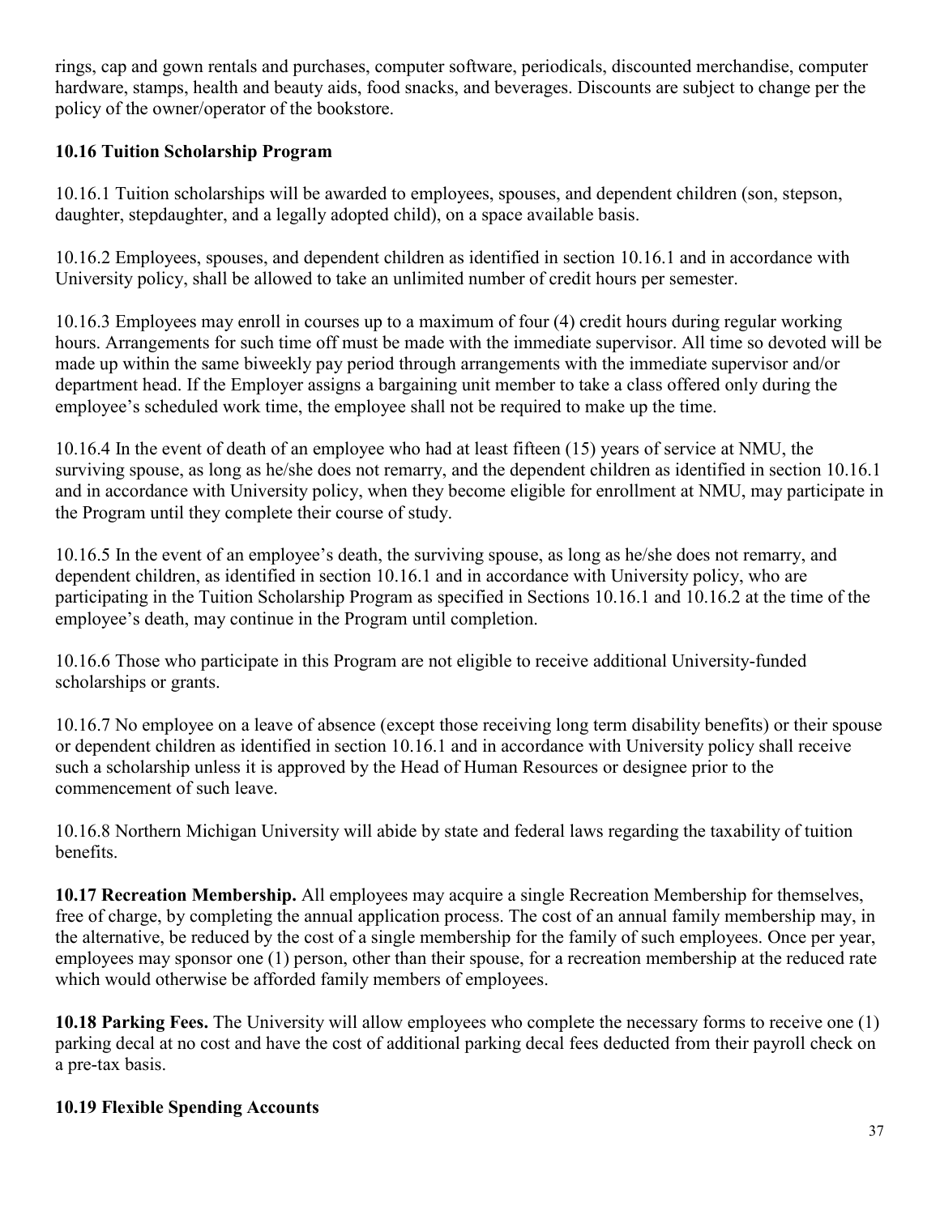rings, cap and gown rentals and purchases, computer software, periodicals, discounted merchandise, computer hardware, stamps, health and beauty aids, food snacks, and beverages. Discounts are subject to change per the policy of the owner/operator of the bookstore.

### 10.16 Tuition Scholarship Program

10.16.1 Tuition scholarships will be awarded to employees, spouses, and dependent children (son, stepson, daughter, stepdaughter, and a legally adopted child), on a space available basis.

10.16.2 Employees, spouses, and dependent children as identified in section 10.16.1 and in accordance with University policy, shall be allowed to take an unlimited number of credit hours per semester.

10.16.3 Employees may enroll in courses up to a maximum of four (4) credit hours during regular working hours. Arrangements for such time off must be made with the immediate supervisor. All time so devoted will be made up within the same biweekly pay period through arrangements with the immediate supervisor and/or department head. If the Employer assigns a bargaining unit member to take a class offered only during the employee's scheduled work time, the employee shall not be required to make up the time.

10.16.4 In the event of death of an employee who had at least fifteen (15) years of service at NMU, the surviving spouse, as long as he/she does not remarry, and the dependent children as identified in section 10.16.1 and in accordance with University policy, when they become eligible for enrollment at NMU, may participate in the Program until they complete their course of study.

10.16.5 In the event of an employee's death, the surviving spouse, as long as he/she does not remarry, and dependent children, as identified in section 10.16.1 and in accordance with University policy, who are participating in the Tuition Scholarship Program as specified in Sections 10.16.1 and 10.16.2 at the time of the employee's death, may continue in the Program until completion.

10.16.6 Those who participate in this Program are not eligible to receive additional University-funded scholarships or grants.

10.16.7 No employee on a leave of absence (except those receiving long term disability benefits) or their spouse or dependent children as identified in section 10.16.1 and in accordance with University policy shall receive such a scholarship unless it is approved by the Head of Human Resources or designee prior to the commencement of such leave.

10.16.8 Northern Michigan University will abide by state and federal laws regarding the taxability of tuition benefits.

**10.17 Recreation Membership.** All employees may acquire a single Recreation Membership for themselves, free of charge, by completing the annual application process. The cost of an annual family membership may, in the alternative, be reduced by the cost of a single membership for the family of such employees. Once per year, employees may sponsor one (1) person, other than their spouse, for a recreation membership at the reduced rate which would otherwise be afforded family members of employees.

**10.18 Parking Fees.** The University will allow employees who complete the necessary forms to receive one (1) parking decal at no cost and have the cost of additional parking decal fees deducted from their payroll check on a pre-tax basis.

### 10.19 Flexible Spending Accounts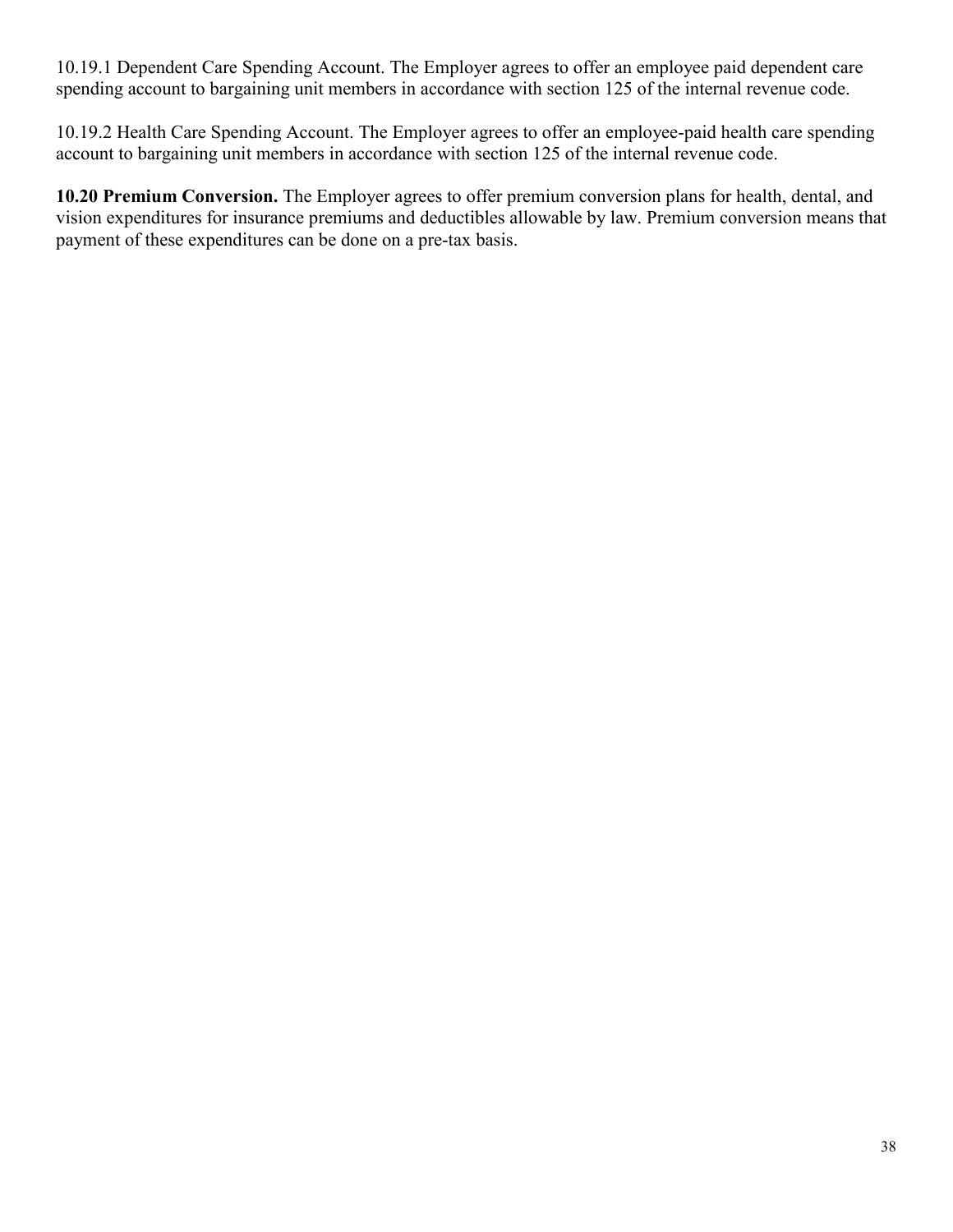10.19.1 Dependent Care Spending Account. The Employer agrees to offer an employee paid dependent care spending account to bargaining unit members in accordance with section 125 of the internal revenue code.

10.19.2 Health Care Spending Account. The Employer agrees to offer an employee-paid health care spending account to bargaining unit members in accordance with section 125 of the internal revenue code.

**10.20 Premium Conversion.** The Employer agrees to offer premium conversion plans for health, dental, and vision expenditures for insurance premiums and deductibles allowable by law. Premium conversion means that payment of these expenditures can be done on a pre-tax basis.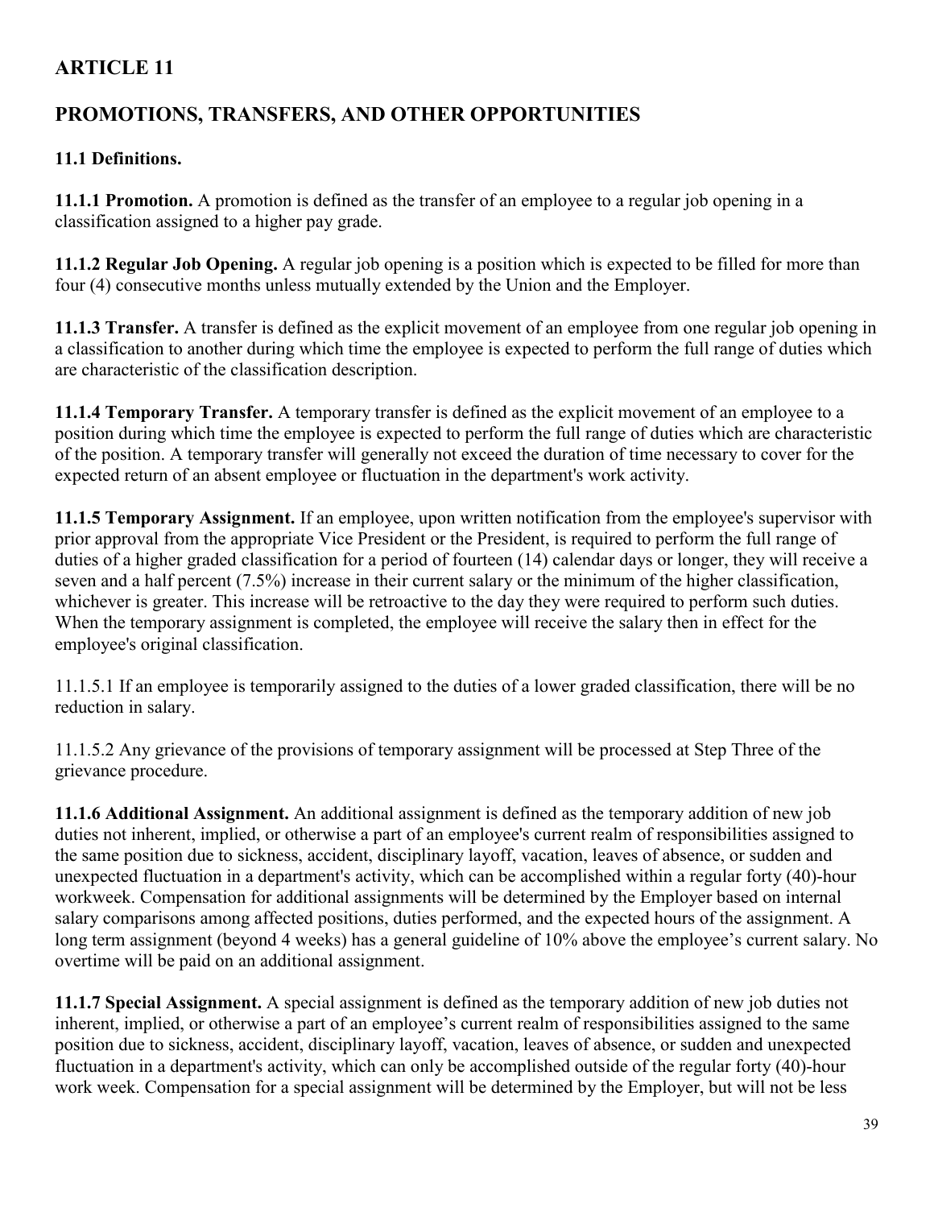# ARTICLE 11

# PROMOTIONS, TRANSFERS, AND OTHER OPPORTUNITIES

**11.1 Definitions.**

**11.1.1 Promotion.** A promotion is defined as the transfer of an employee to a regular job opening in a classification assigned to a higher pay grade.

**11.1.2 Regular Job Opening.** A regular job opening is a position which is expected to be filled for more than four (4) consecutive months unless mutually extended by the Union and the Employer.

**11.1.3 Transfer.** A transfer is defined as the explicit movement of an employee from one regular job opening in a classification to another during which time the employee is expected to perform the full range of duties which are characteristic of the classification description.

**11.1.4 Temporary Transfer.** A temporary transfer is defined as the explicit movement of an employee to a position during which time the employee is expected to perform the full range of duties which are characteristic of the position. A temporary transfer will generally not exceed the duration of time necessary to cover for the expected return of an absent employee or fluctuation in the department's work activity.

**11.1.5 Temporary Assignment.** If an employee, upon written notification from the employee's supervisor with prior approval from the appropriate Vice President or the President, is required to perform the full range of duties of a higher graded classification for a period of fourteen (14) calendar days or longer, they will receive a seven and a half percent (7.5%) increase in their current salary or the minimum of the higher classification, whichever is greater. This increase will be retroactive to the day they were required to perform such duties. When the temporary assignment is completed, the employee will receive the salary then in effect for the employee's original classification.

11.1.5.1 If an employee is temporarily assigned to the duties of a lower graded classification, there will be no reduction in salary.

11.1.5.2 Any grievance of the provisions of temporary assignment will be processed at Step Three of the grievance procedure.

**11.1.6 Additional Assignment.** An additional assignment is defined as the temporary addition of new job duties not inherent, implied, or otherwise a part of an employee's current realm of responsibilities assigned to the same position due to sickness, accident, disciplinary layoff, vacation, leaves of absence, or sudden and unexpected fluctuation in a department's activity, which can be accomplished within a regular forty (40)-hour workweek. Compensation for additional assignments will be determined by the Employer based on internal salary comparisons among affected positions, duties performed, and the expected hours of the assignment. A long term assignment (beyond 4 weeks) has a general guideline of 10% above the employee's current salary. No overtime will be paid on an additional assignment.

**11.1.7 Special Assignment.** A special assignment is defined as the temporary addition of new job duties not inherent, implied, or otherwise a part of an employee's current realm of responsibilities assigned to the same position due to sickness, accident, disciplinary layoff, vacation, leaves of absence, or sudden and unexpected fluctuation in a department's activity, which can only be accomplished outside of the regular forty (40)-hour work week. Compensation for a special assignment will be determined by the Employer, but will not be less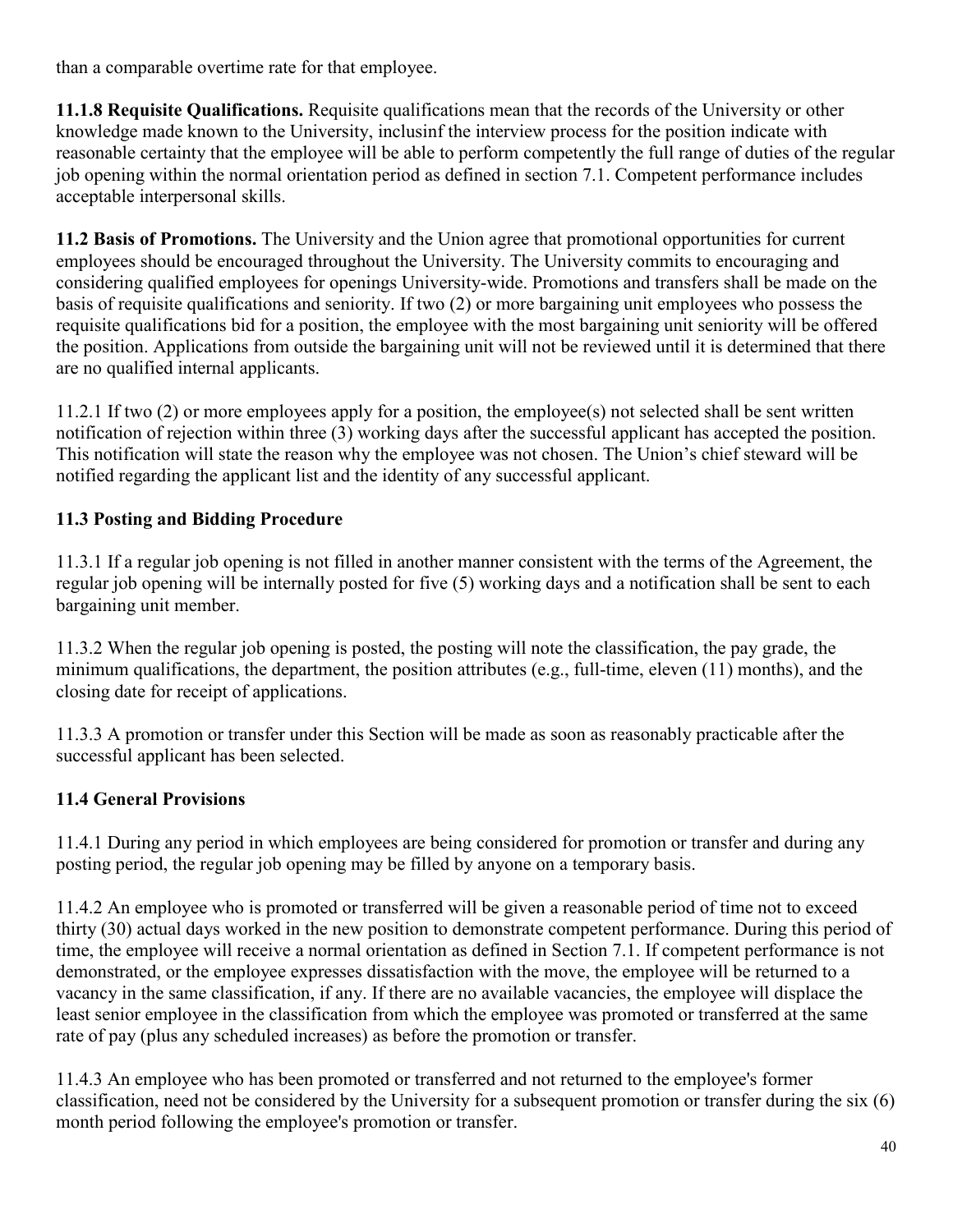than a comparable overtime rate for that employee.

**11.1.8 Requisite Qualifications.** Requisite qualifications mean that the records of the University or other knowledge made known to the University, inclusinf the interview process for the position indicate with reasonable certainty that the employee will be able to perform competently the full range of duties of the regular job opening within the normal orientation period as defined in section 7.1. Competent performance includes acceptable interpersonal skills.

**11.2 Basis of Promotions.** The University and the Union agree that promotional opportunities for current employees should be encouraged throughout the University. The University commits to encouraging and considering qualified employees for openings University-wide. Promotions and transfers shall be made on the basis of requisite qualifications and seniority. If two (2) or more bargaining unit employees who possess the requisite qualifications bid for a position, the employee with the most bargaining unit seniority will be offered the position. Applications from outside the bargaining unit will not be reviewed until it is determined that there are no qualified internal applicants.

11.2.1 If two (2) or more employees apply for a position, the employee(s) not selected shall be sent written notification of rejection within three (3) working days after the successful applicant has accepted the position. This notification will state the reason why the employee was not chosen. The Union's chief steward will be notified regarding the applicant list and the identity of any successful applicant.

**11.3 Posting and Bidding Procedure**

11.3.1 If a regular job opening is not filled in another manner consistent with the terms of the Agreement, the regular job opening will be internally posted for five (5) working days and a notification shall be sent to each bargaining unit member.

11.3.2 When the regular job opening is posted, the posting will note the classification, the pay grade, the minimum qualifications, the department, the position attributes (e.g., full-time, eleven (11) months), and the closing date for receipt of applications.

11.3.3 A promotion or transfer under this Section will be made as soon as reasonably practicable after the successful applicant has been selected.

**11.4 General Provisions**

11.4.1 During any period in which employees are being considered for promotion or transfer and during any posting period, the regular job opening may be filled by anyone on a temporary basis.

11.4.2 An employee who is promoted or transferred will be given a reasonable period of time not to exceed thirty (30) actual days worked in the new position to demonstrate competent performance. During this period of time, the employee will receive a normal orientation as defined in Section 7.1. If competent performance is not demonstrated, or the employee expresses dissatisfaction with the move, the employee will be returned to a vacancy in the same classification, if any. If there are no available vacancies, the employee will displace the least senior employee in the classification from which the employee was promoted or transferred at the same rate of pay (plus any scheduled increases) as before the promotion or transfer.

11.4.3 An employee who has been promoted or transferred and not returned to the employee's former classification, need not be considered by the University for a subsequent promotion or transfer during the six (6) month period following the employee's promotion or transfer.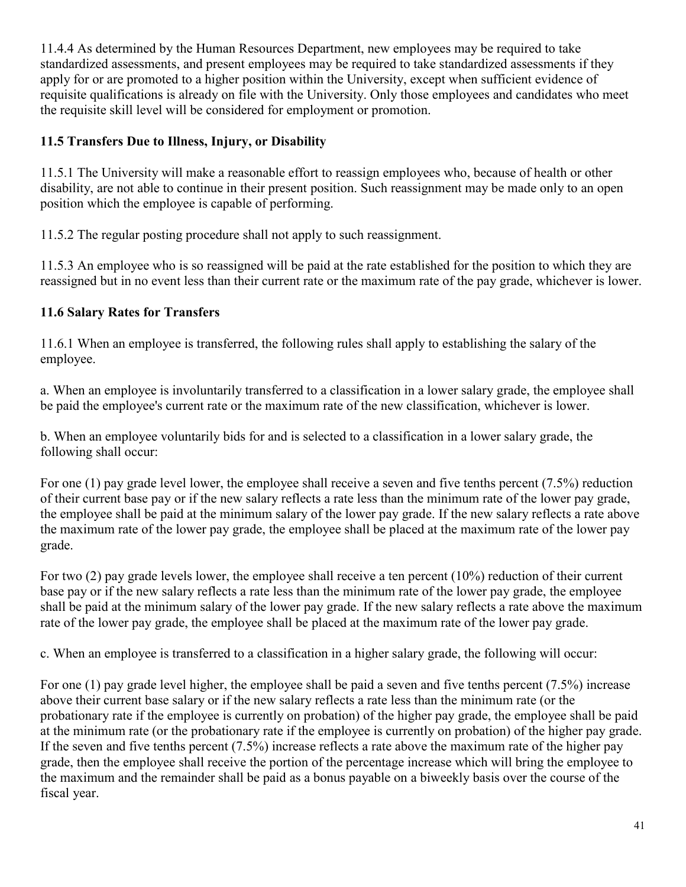11.4.4 As determined by the Human Resources Department, new employees may be required to take standardized assessments, and present employees may be required to take standardized assessments if they apply for or are promoted to a higher position within the University, except when sufficient evidence of requisite qualifications is already on file with the University. Only those employees and candidates who meet the requisite skill level will be considered for employment or promotion.

### 11.5 Transfers Due to Illness, Injury, or Disability

11.5.1 The University will make a reasonable effort to reassign employees who, because of health or other disability, are not able to continue in their present position. Such reassignment may be made only to an open position which the employee is capable of performing.

11.5.2 The regular posting procedure shall not apply to such reassignment.

11.5.3 An employee who is so reassigned will be paid at the rate established for the position to which they are reassigned but in no event less than their current rate or the maximum rate of the pay grade, whichever is lower.

### 11.6 Salary Rates for Transfers

11.6.1 When an employee is transferred, the following rules shall apply to establishing the salary of the employee.

a. When an employee is involuntarily transferred to a classification in a lower salary grade, the employee shall be paid the employee's current rate or the maximum rate of the new classification, whichever is lower.

b. When an employee voluntarily bids for and is selected to a classification in a lower salary grade, the following shall occur:

For one (1) pay grade level lower, the employee shall receive a seven and five tenths percent (7.5%) reduction of their current base pay or if the new salary reflects a rate less than the minimum rate of the lower pay grade, the employee shall be paid at the minimum salary of the lower pay grade. If the new salary reflects a rate above the maximum rate of the lower pay grade, the employee shall be placed at the maximum rate of the lower pay grade.

For two (2) pay grade levels lower, the employee shall receive a ten percent (10%) reduction of their current base pay or if the new salary reflects a rate less than the minimum rate of the lower pay grade, the employee shall be paid at the minimum salary of the lower pay grade. If the new salary reflects a rate above the maximum rate of the lower pay grade, the employee shall be placed at the maximum rate of the lower pay grade.

c. When an employee is transferred to a classification in a higher salary grade, the following will occur:

For one (1) pay grade level higher, the employee shall be paid a seven and five tenths percent (7.5%) increase above their current base salary or if the new salary reflects a rate less than the minimum rate (or the probationary rate if the employee is currently on probation) of the higher pay grade, the employee shall be paid at the minimum rate (or the probationary rate if the employee is currently on probation) of the higher pay grade. If the seven and five tenths percent (7.5%) increase reflects a rate above the maximum rate of the higher pay grade, then the employee shall receive the portion of the percentage increase which will bring the employee to the maximum and the remainder shall be paid as a bonus payable on a biweekly basis over the course of the fiscal year.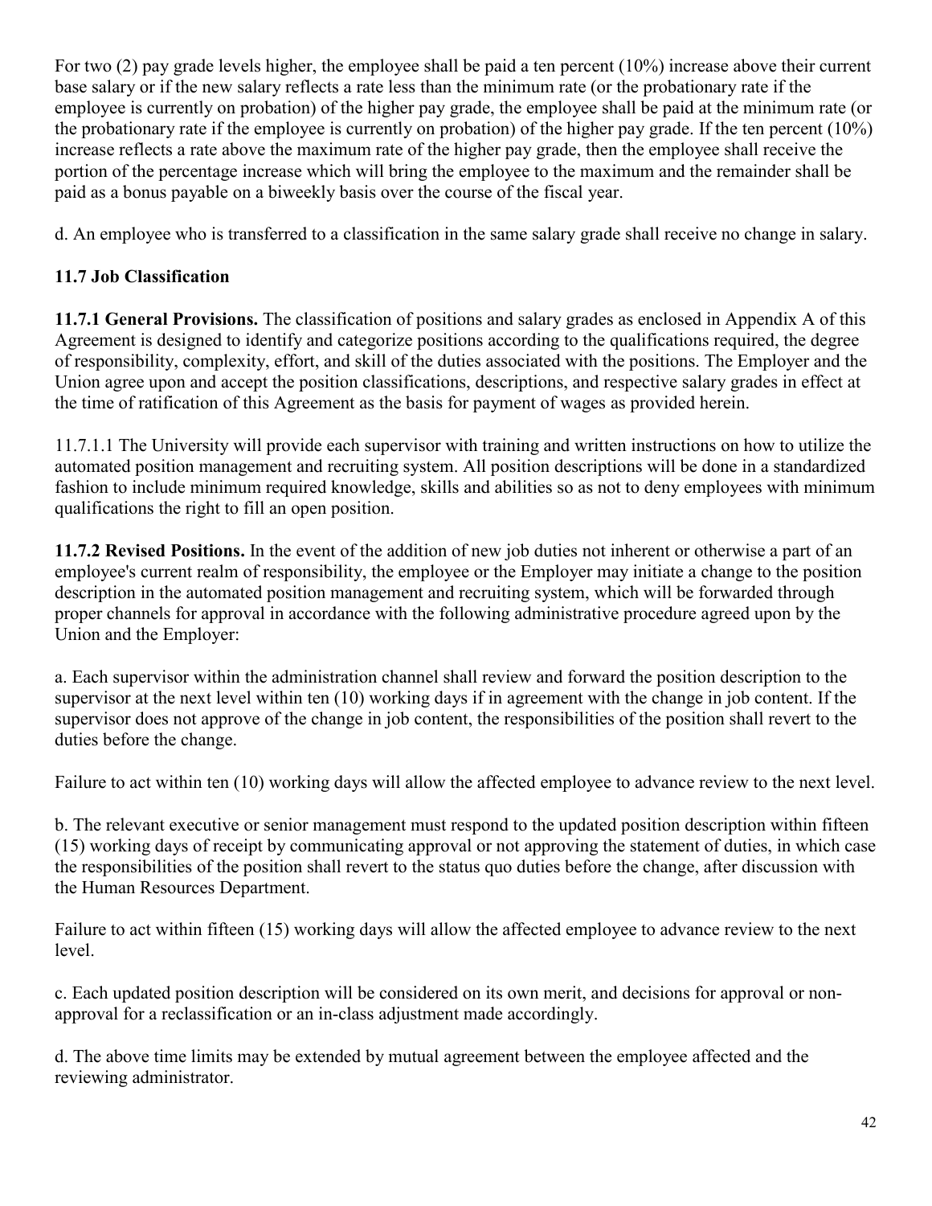For two (2) pay grade levels higher, the employee shall be paid a ten percent (10%) increase above their current base salary or if the new salary reflects a rate less than the minimum rate (or the probationary rate if the employee is currently on probation) of the higher pay grade, the employee shall be paid at the minimum rate (or the probationary rate if the employee is currently on probation) of the higher pay grade. If the ten percent (10%) increase reflects a rate above the maximum rate of the higher pay grade, then the employee shall receive the portion of the percentage increase which will bring the employee to the maximum and the remainder shall be paid as a bonus payable on a biweekly basis over the course of the fiscal year.

d. An employee who is transferred to a classification in the same salary grade shall receive no change in salary.

### 11.7 Job Classification

**11.7.1 General Provisions.** The classification of positions and salary grades as enclosed in Appendix A of this Agreement is designed to identify and categorize positions according to the qualifications required, the degree of responsibility, complexity, effort, and skill of the duties associated with the positions. The Employer and the Union agree upon and accept the position classifications, descriptions, and respective salary grades in effect at the time of ratification of this Agreement as the basis for payment of wages as provided herein.

11.7.1.1 The University will provide each supervisor with training and written instructions on how to utilize the automated position management and recruiting system. All position descriptions will be done in a standardized fashion to include minimum required knowledge, skills and abilities so as not to deny employees with minimum qualifications the right to fill an open position.

**11.7.2 Revised Positions.** In the event of the addition of new job duties not inherent or otherwise a part of an employee's current realm of responsibility, the employee or the Employer may initiate a change to the position description in the automated position management and recruiting system, which will be forwarded through proper channels for approval in accordance with the following administrative procedure agreed upon by the Union and the Employer:

a. Each supervisor within the administration channel shall review and forward the position description to the supervisor at the next level within ten (10) working days if in agreement with the change in job content. If the supervisor does not approve of the change in job content, the responsibilities of the position shall revert to the duties before the change.

Failure to act within ten (10) working days will allow the affected employee to advance review to the next level.

b. The relevant executive or senior management must respond to the updated position description within fifteen (15) working days of receipt by communicating approval or not approving the statement of duties, in which case the responsibilities of the position shall revert to the status quo duties before the change, after discussion with the Human Resources Department.

Failure to act within fifteen (15) working days will allow the affected employee to advance review to the next level.

c. Each updated position description will be considered on its own merit, and decisions for approval or non-approval for a reclassification or an in-class adjustment made accordingly.

d. The above time limits may be extended by mutual agreement between the employee affected and the reviewing administrator.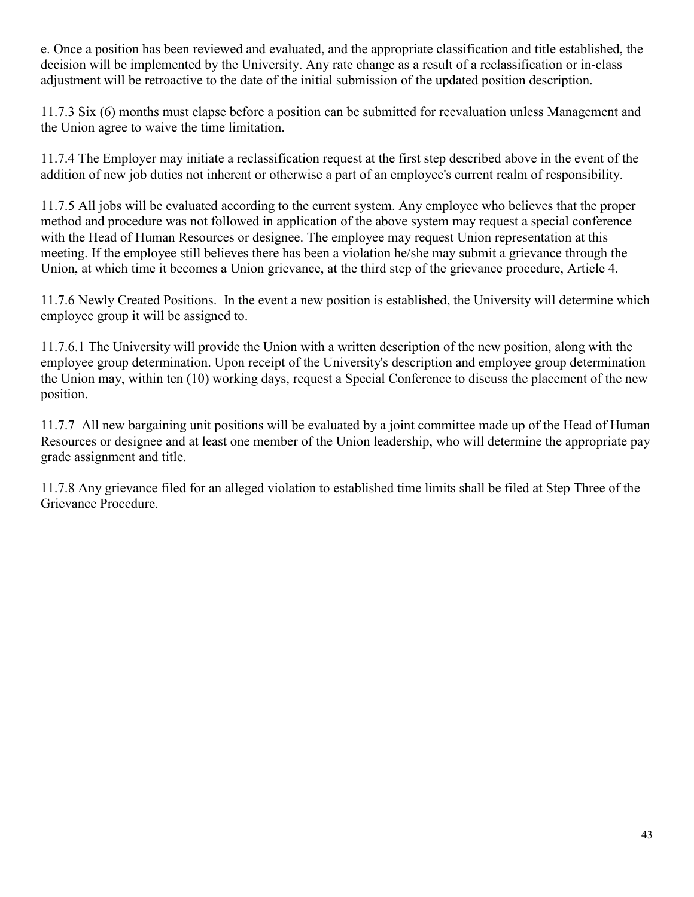e. Once a position has been reviewed and evaluated, and the appropriate classification and title established, the decision will be implemented by the University. Any rate change as a result of a reclassification or in-class adjustment will be retroactive to the date of the initial submission of the updated position description.

11.7.3 Six (6) months must elapse before a position can be submitted for reevaluation unless Management and the Union agree to waive the time limitation.

11.7.4 The Employer may initiate a reclassification request at the first step described above in the event of the addition of new job duties not inherent or otherwise a part of an employee's current realm of responsibility.

11.7.5 All jobs will be evaluated according to the current system. Any employee who believes that the proper method and procedure was not followed in application of the above system may request a special conference with the Head of Human Resources or designee. The employee may request Union representation at this meeting. If the employee still believes there has been a violation he/she may submit a grievance through the Union, at which time it becomes a Union grievance, at the third step of the grievance procedure, Article 4.

11.7.6 Newly Created Positions. In the event a new position is established, the University will determine which employee group it will be assigned to.

11.7.6.1 The University will provide the Union with a written description of the new position, along with the employee group determination. Upon receipt of the University's description and employee group determination the Union may, within ten (10) working days, request a Special Conference to discuss the placement of the new position.

11.7.7 All new bargaining unit positions will be evaluated by a joint committee made up of the Head of Human Resources or designee and at least one member of the Union leadership, who will determine the appropriate pay grade assignment and title.

11.7.8 Any grievance filed for an alleged violation to established time limits shall be filed at Step Three of the Grievance Procedure.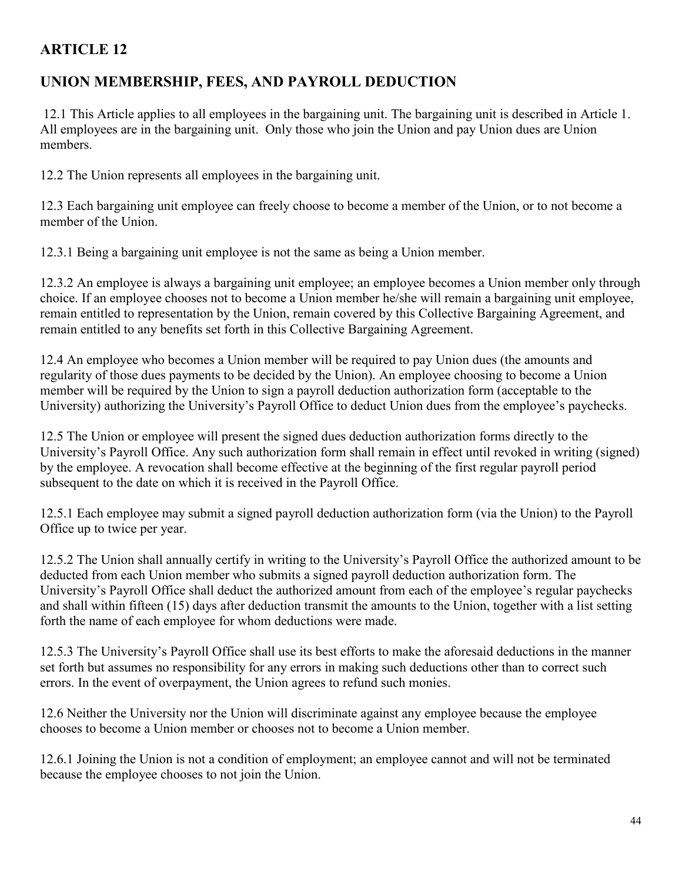## ARTICLE 12

## UNION MEMBERSHIP, FEES, AND PAYROLL DEDUCTION

12.1 This Article applies to all employees in the bargaining unit. The bargaining unit is described in Article 1. All employees are in the bargaining unit. Only those who join the Union and pay Union dues are Union members.

12.2 The Union represents all employees in the bargaining unit.

12.3 Each bargaining unit employee can freely choose to become a member of the Union, or to not become a member of the Union.

12.3.1 Being a bargaining unit employee is not the same as being a Union member.

12.3.2 An employee is always a bargaining unit employee; an employee becomes a Union member only through choice. If an employee chooses not to become a Union member he/she will remain a bargaining unit employee, remain entitled to representation by the Union, remain covered by this Collective Bargaining Agreement, and remain entitled to any benefits set forth in this Collective Bargaining Agreement.

12.4 An employee who becomes a Union member will be required to pay Union dues (the amounts and regularity of those dues payments to be decided by the Union). An employee choosing to become a Union member will be required by the Union to sign a payroll deduction authorization form (acceptable to the University) authorizing the University's Payroll Office to deduct Union dues from the employee's paychecks.

12.5 The Union or employee will present the signed dues deduction authorization forms directly to the University's Payroll Office. Any such authorization form shall remain in effect until revoked in writing (signed) by the employee. A revocation shall become effective at the beginning of the first regular payroll period subsequent to the date on which it is received in the Payroll Office.

12.5.1 Each employee may submit a signed payroll deduction authorization form (via the Union) to the Payroll Office up to twice per year.

12.5.2 The Union shall annually certify in writing to the University's Payroll Office the authorized amount to be deducted from each Union member who submits a signed payroll deduction authorization form. The University's Payroll Office shall deduct the authorized amount from each of the employee's regular paychecks and shall within fifteen (15) days after deduction transmit the amounts to the Union, together with a list setting forth the name of each employee for whom deductions were made.

12.5.3 The University's Payroll Office shall use its best efforts to make the aforesaid deductions in the manner set forth but assumes no responsibility for any errors in making such deductions other than to correct such errors. In the event of overpayment, the Union agrees to refund such monies.

12.6 Neither the University nor the Union will discriminate against any employee because the employee chooses to become a Union member or chooses not to become a Union member.

12.6.1 Joining the Union is not a condition of employment; an employee cannot and will not be terminated because the employee chooses to not join the Union.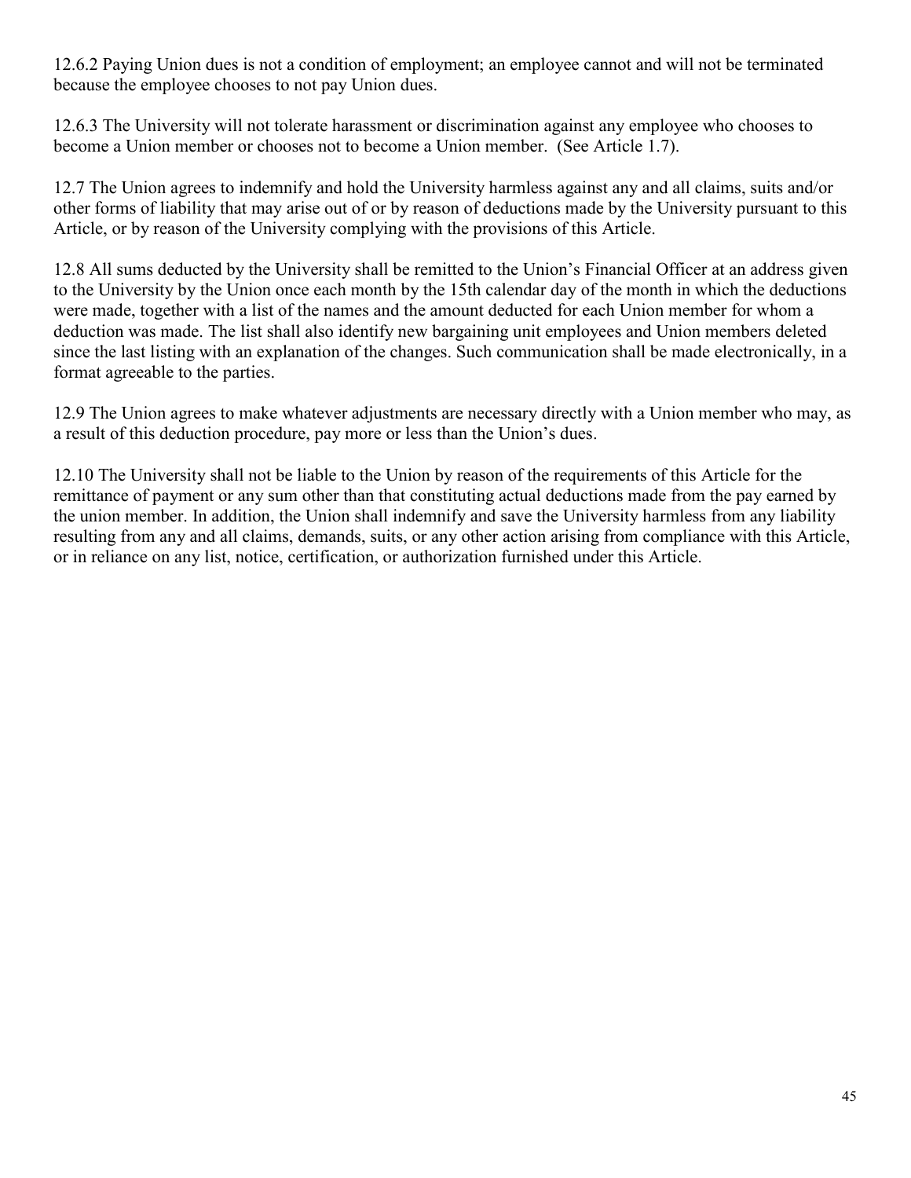12.6.2 Paying Union dues is not a condition of employment; an employee cannot and will not be terminated because the employee chooses to not pay Union dues.

12.6.3 The University will not tolerate harassment or discrimination against any employee who chooses to become a Union member or chooses not to become a Union member. (See Article 1.7).

12.7 The Union agrees to indemnify and hold the University harmless against any and all claims, suits and/or other forms of liability that may arise out of or by reason of deductions made by the University pursuant to this Article, or by reason of the University complying with the provisions of this Article.

12.8 All sums deducted by the University shall be remitted to the Union's Financial Officer at an address given to the University by the Union once each month by the 15th calendar day of the month in which the deductions were made, together with a list of the names and the amount deducted for each Union member for whom a deduction was made. The list shall also identify new bargaining unit employees and Union members deleted since the last listing with an explanation of the changes. Such communication shall be made electronically, in a format agreeable to the parties.

12.9 The Union agrees to make whatever adjustments are necessary directly with a Union member who may, as a result of this deduction procedure, pay more or less than the Union's dues.

12.10 The University shall not be liable to the Union by reason of the requirements of this Article for the remittance of payment or any sum other than that constituting actual deductions made from the pay earned by the union member. In addition, the Union shall indemnify and save the University harmless from any liability resulting from any and all claims, demands, suits, or any other action arising from compliance with this Article, or in reliance on any list, notice, certification, or authorization furnished under this Article.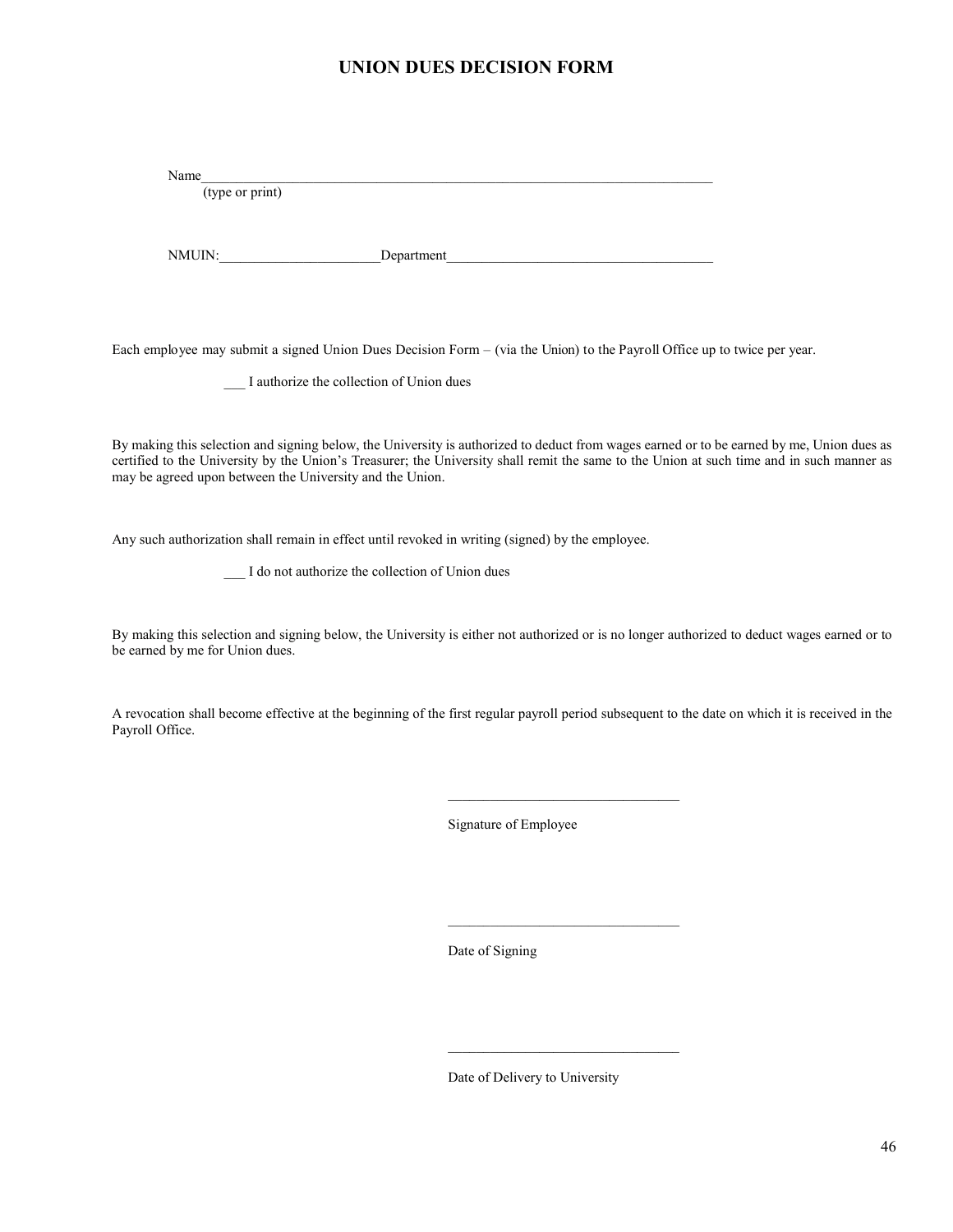# UNION DUES DECISION FORM

Name_____________________________________________________________________________
(type or print)

NMUIN:_______________________Department_______________________________________

Each employee may submit a signed Union Dues Decision Form – (via the Union) to the Payroll Office up to twice per year.

___ I authorize the collection of Union dues

By making this selection and signing below, the University is authorized to deduct from wages earned or to be earned by me, Union dues as certified to the University by the Union's Treasurer; the University shall remit the same to the Union at such time and in such manner as may be agreed upon between the University and the Union.

Any such authorization shall remain in effect until revoked in writing (signed) by the employee.

___ I do not authorize the collection of Union dues

By making this selection and signing below, the University is either not authorized or is no longer authorized to deduct wages earned or to be earned by me for Union dues.

A revocation shall become effective at the beginning of the first regular payroll period subsequent to the date on which it is received in the Payroll Office.

_________________________________
Signature of Employee

_________________________________
Date of Signing

_________________________________
Date of Delivery to University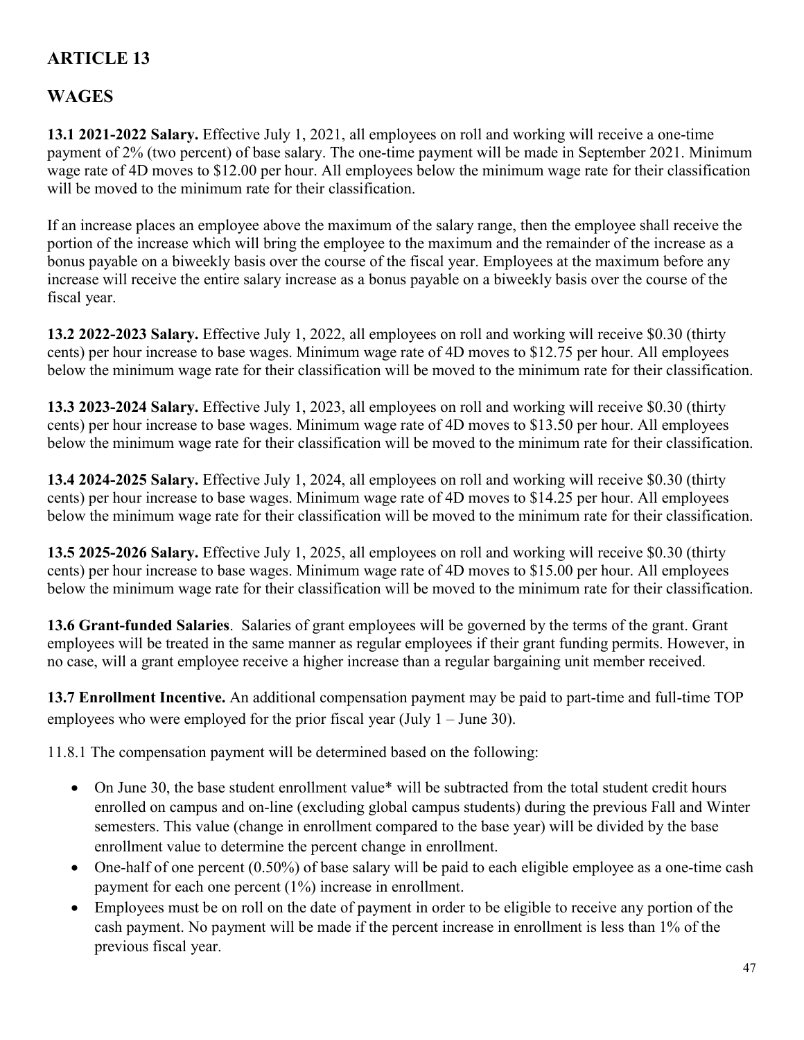# ARTICLE 13

# WAGES

**13.1 2021-2022 Salary.** Effective July 1, 2021, all employees on roll and working will receive a one-time payment of 2% (two percent) of base salary. The one-time payment will be made in September 2021. Minimum wage rate of 4D moves to $12.00 per hour. All employees below the minimum wage rate for their classification will be moved to the minimum rate for their classification.

If an increase places an employee above the maximum of the salary range, then the employee shall receive the portion of the increase which will bring the employee to the maximum and the remainder of the increase as a bonus payable on a biweekly basis over the course of the fiscal year. Employees at the maximum before any increase will receive the entire salary increase as a bonus payable on a biweekly basis over the course of the fiscal year.

**13.2 2022-2023 Salary.** Effective July 1, 2022, all employees on roll and working will receive $0.30 (thirty cents) per hour increase to base wages. Minimum wage rate of 4D moves to $12.75 per hour. All employees below the minimum wage rate for their classification will be moved to the minimum rate for their classification.

**13.3 2023-2024 Salary.** Effective July 1, 2023, all employees on roll and working will receive $0.30 (thirty cents) per hour increase to base wages. Minimum wage rate of 4D moves to $13.50 per hour. All employees below the minimum wage rate for their classification will be moved to the minimum rate for their classification.

**13.4 2024-2025 Salary.** Effective July 1, 2024, all employees on roll and working will receive $0.30 (thirty cents) per hour increase to base wages. Minimum wage rate of 4D moves to $14.25 per hour. All employees below the minimum wage rate for their classification will be moved to the minimum rate for their classification.

**13.5 2025-2026 Salary.** Effective July 1, 2025, all employees on roll and working will receive $0.30 (thirty cents) per hour increase to base wages. Minimum wage rate of 4D moves to $15.00 per hour. All employees below the minimum wage rate for their classification will be moved to the minimum rate for their classification.

**13.6 Grant-funded Salaries**. Salaries of grant employees will be governed by the terms of the grant. Grant employees will be treated in the same manner as regular employees if their grant funding permits. However, in no case, will a grant employee receive a higher increase than a regular bargaining unit member received.

**13.7 Enrollment Incentive.** An additional compensation payment may be paid to part-time and full-time TOP employees who were employed for the prior fiscal year (July 1 – June 30).

11.8.1 The compensation payment will be determined based on the following:

- On June 30, the base student enrollment value* will be subtracted from the total student credit hours enrolled on campus and on-line (excluding global campus students) during the previous Fall and Winter semesters. This value (change in enrollment compared to the base year) will be divided by the base enrollment value to determine the percent change in enrollment.
- One-half of one percent (0.50%) of base salary will be paid to each eligible employee as a one-time cash payment for each one percent (1%) increase in enrollment.
- Employees must be on roll on the date of payment in order to be eligible to receive any portion of the cash payment. No payment will be made if the percent increase in enrollment is less than 1% of the previous fiscal year.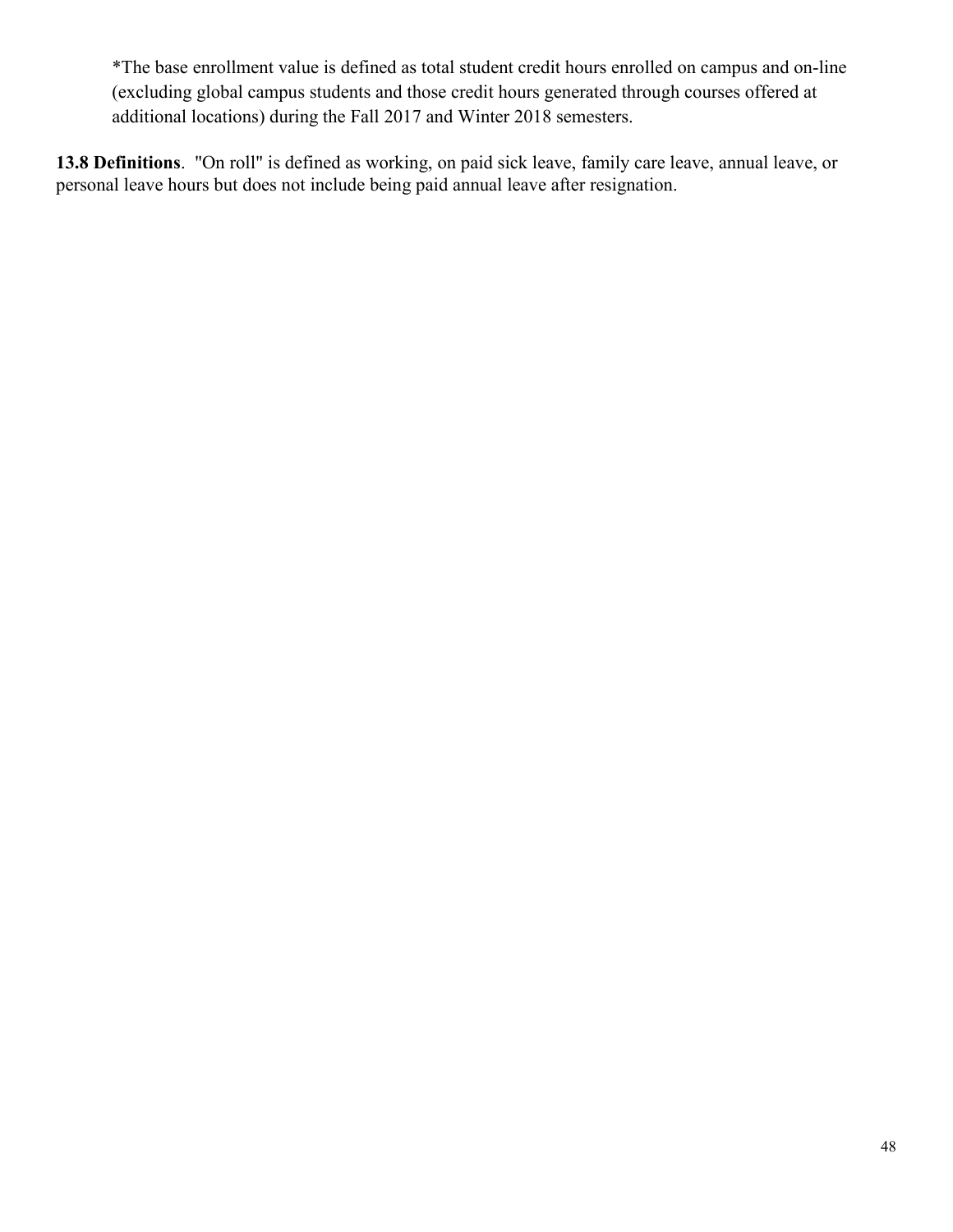*The base enrollment value is defined as total student credit hours enrolled on campus and on-line (excluding global campus students and those credit hours generated through courses offered at additional locations) during the Fall 2017 and Winter 2018 semesters.

**13.8 Definitions**. "On roll" is defined as working, on paid sick leave, family care leave, annual leave, or personal leave hours but does not include being paid annual leave after resignation.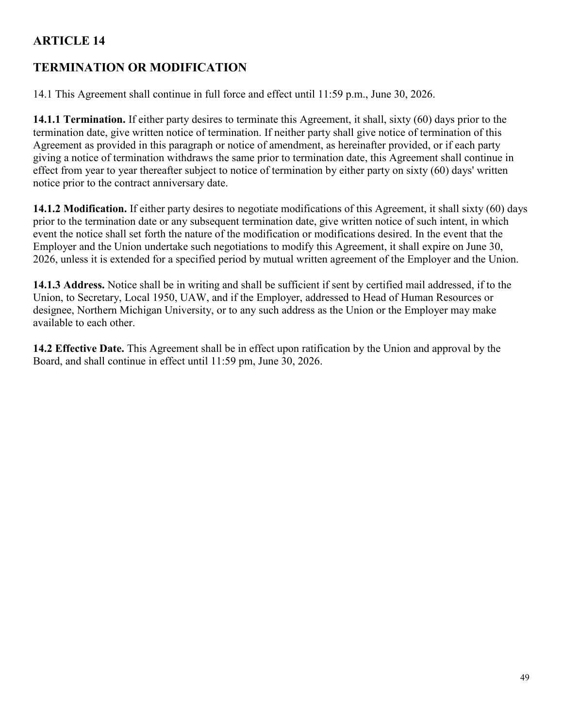## ARTICLE 14

## TERMINATION OR MODIFICATION

14.1 This Agreement shall continue in full force and effect until 11:59 p.m., June 30, 2026.

**14.1.1 Termination.** If either party desires to terminate this Agreement, it shall, sixty (60) days prior to the termination date, give written notice of termination. If neither party shall give notice of termination of this Agreement as provided in this paragraph or notice of amendment, as hereinafter provided, or if each party giving a notice of termination withdraws the same prior to termination date, this Agreement shall continue in effect from year to year thereafter subject to notice of termination by either party on sixty (60) days' written notice prior to the contract anniversary date.

**14.1.2 Modification.** If either party desires to negotiate modifications of this Agreement, it shall sixty (60) days prior to the termination date or any subsequent termination date, give written notice of such intent, in which event the notice shall set forth the nature of the modification or modifications desired. In the event that the Employer and the Union undertake such negotiations to modify this Agreement, it shall expire on June 30, 2026, unless it is extended for a specified period by mutual written agreement of the Employer and the Union.

**14.1.3 Address.** Notice shall be in writing and shall be sufficient if sent by certified mail addressed, if to the Union, to Secretary, Local 1950, UAW, and if the Employer, addressed to Head of Human Resources or designee, Northern Michigan University, or to any such address as the Union or the Employer may make available to each other.

**14.2 Effective Date.** This Agreement shall be in effect upon ratification by the Union and approval by the Board, and shall continue in effect until 11:59 pm, June 30, 2026.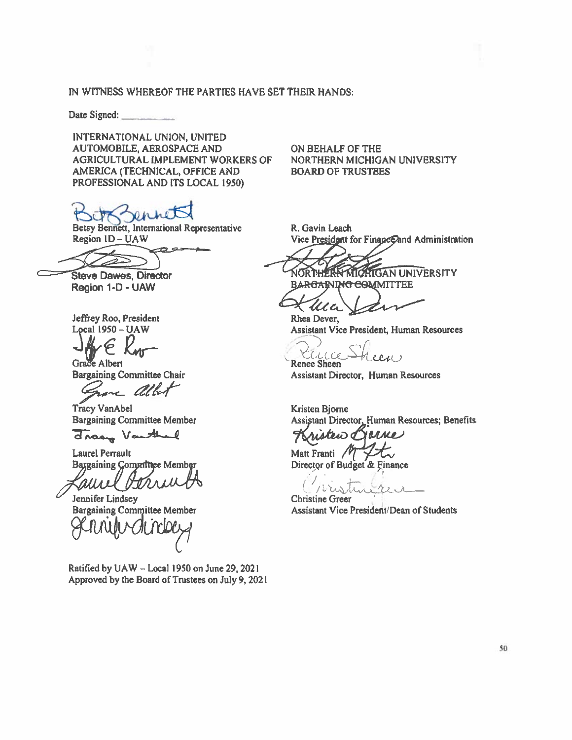IN WITNESS WHEREOF THE PARTIES HAVE SET THEIR HANDS:

Date Signed: ___________

INTERNATIONAL UNION, UNITED AUTOMOBILE, AEROSPACE AND AGRICULTURAL IMPLEMENT WORKERS OF AMERICA (TECHNICAL, OFFICE AND PROFESSIONAL AND ITS LOCAL 1950)

Betsy Bennett, International Representative
Region 1D – UAW

Steve Dawes, Director
Region 1-D - UAW

Jeffrey Roo, President
Local 1950 – UAW

Grace Albert
Bargaining Committee Chair

Tracy VanAbel
Bargaining Committee Member

Laurel Perrault
Bargaining Committee Member

Jennifer Lindsey
Bargaining Committee Member

ON BEHALF OF THE NORTHERN MICHIGAN UNIVERSITY BOARD OF TRUSTEES

R. Gavin Leach
Vice President for Finance and Administration

NORTHERN MICHIGAN UNIVERSITY BARGAINING COMMITTEE

Rhea Dever,
Assistant Vice President, Human Resources

Renee Sheen
Assistant Director, Human Resources

Kristen Bjorne
Assistant Director, Human Resources; Benefits

Matt Franti
Director of Budget & Finance

Christine Greer
Assistant Vice President/Dean of Students

Ratified by UAW – Local 1950 on June 29, 2021
Approved by the Board of Trustees on July 9, 2021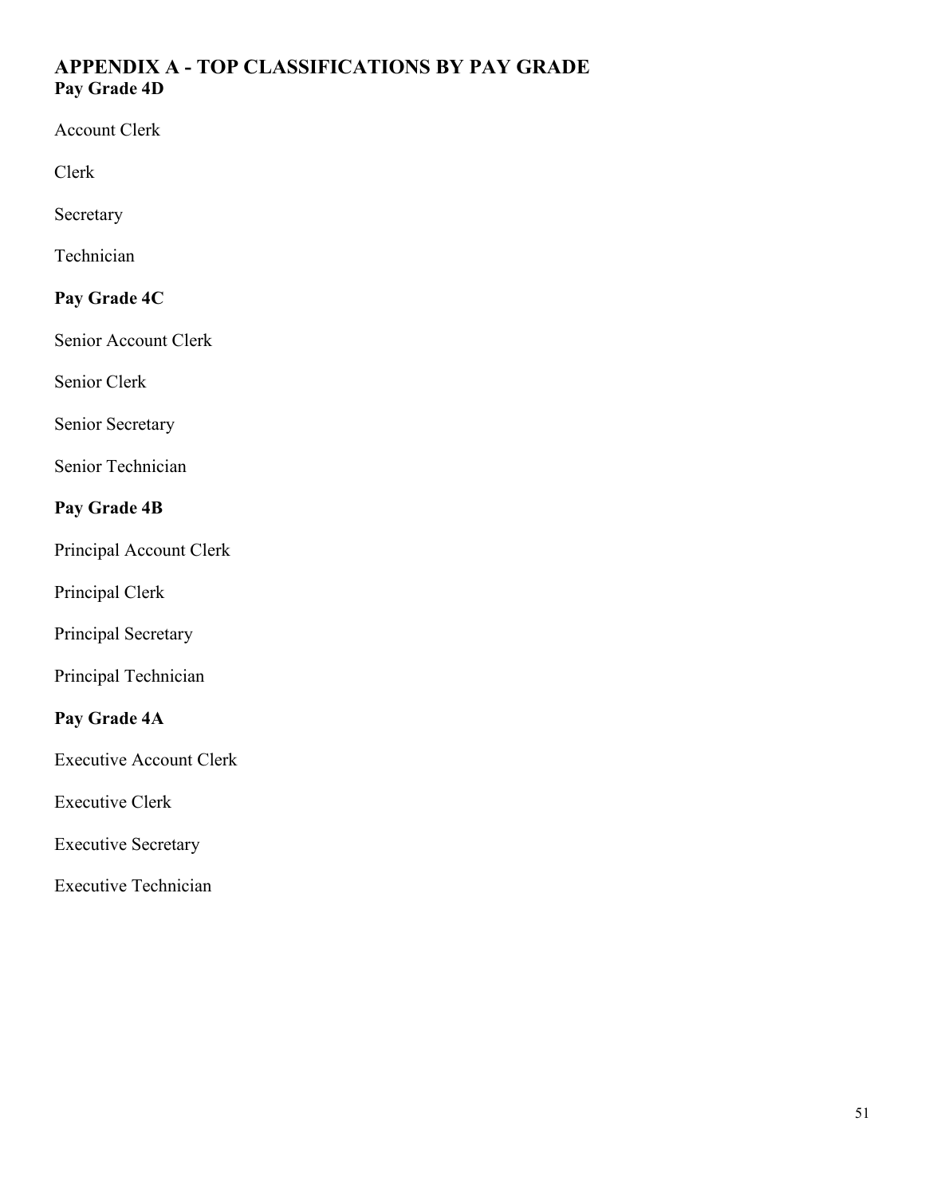## APPENDIX A - TOP CLASSIFICATIONS BY PAY GRADE

### Pay Grade 4D

Account Clerk

Clerk

Secretary

Technician

### Pay Grade 4C

Senior Account Clerk

Senior Clerk

Senior Secretary

Senior Technician

### Pay Grade 4B

Principal Account Clerk

Principal Clerk

Principal Secretary

Principal Technician

### Pay Grade 4A

Executive Account Clerk

Executive Clerk

Executive Secretary

Executive Technician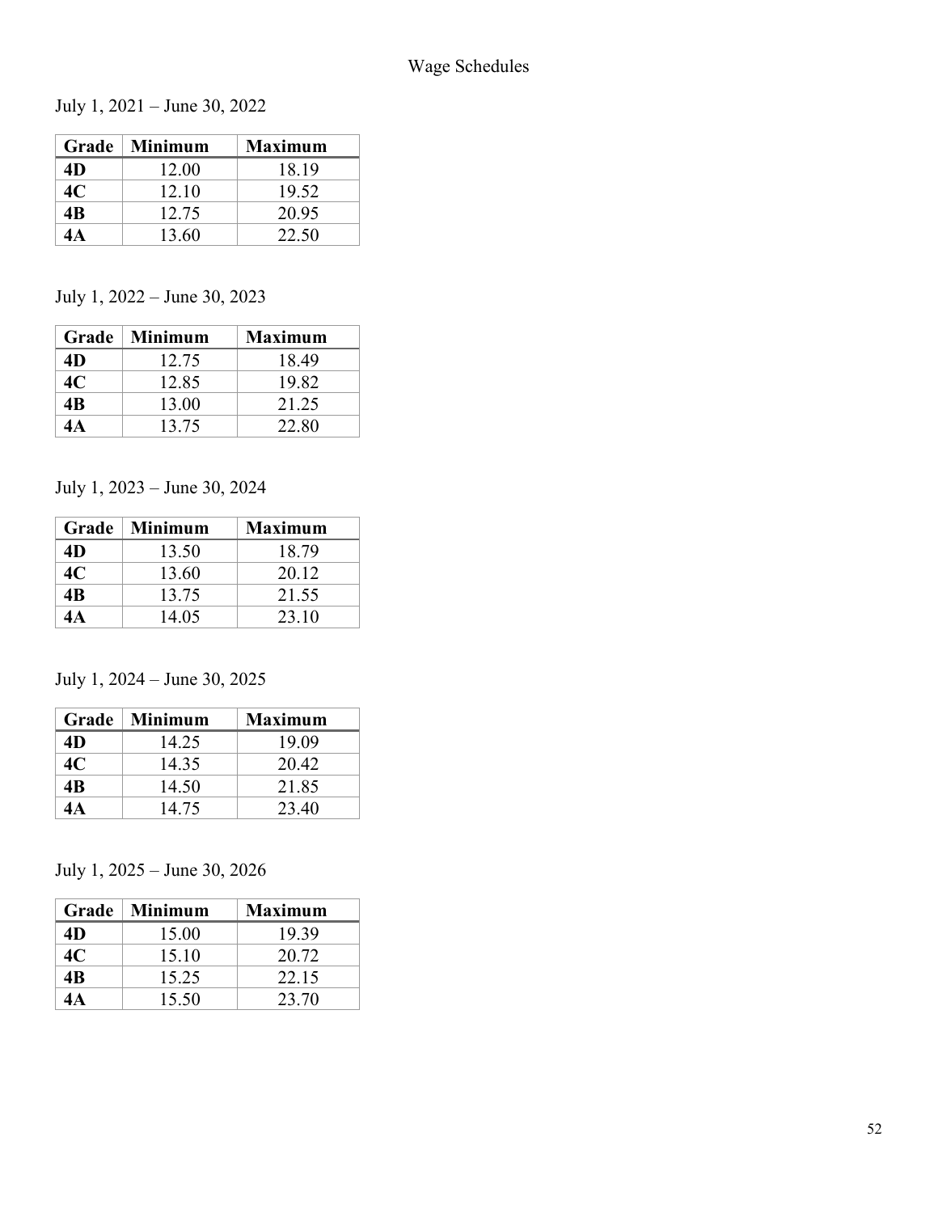# Wage Schedules

July 1, 2021 – June 30, 2022

| Grade | Minimum | Maximum |
|---|---|---|
| **4D** | 12.00 | 18.19 |
| **4C** | 12.10 | 19.52 |
| **4B** | 12.75 | 20.95 |
| **4A** | 13.60 | 22.50 |

July 1, 2022 – June 30, 2023

| Grade | Minimum | Maximum |
|---|---|---|
| **4D** | 12.75 | 18.49 |
| **4C** | 12.85 | 19.82 |
| **4B** | 13.00 | 21.25 |
| **4A** | 13.75 | 22.80 |

July 1, 2023 – June 30, 2024

| Grade | Minimum | Maximum |
|---|---|---|
| **4D** | 13.50 | 18.79 |
| **4C** | 13.60 | 20.12 |
| **4B** | 13.75 | 21.55 |
| **4A** | 14.05 | 23.10 |

July 1, 2024 – June 30, 2025

| Grade | Minimum | Maximum |
|---|---|---|
| **4D** | 14.25 | 19.09 |
| **4C** | 14.35 | 20.42 |
| **4B** | 14.50 | 21.85 |
| **4A** | 14.75 | 23.40 |

July 1, 2025 – June 30, 2026

| Grade | Minimum | Maximum |
|---|---|---|
| **4D** | 15.00 | 19.39 |
| **4C** | 15.10 | 20.72 |
| **4B** | 15.25 | 22.15 |
| **4A** | 15.50 | 23.70 |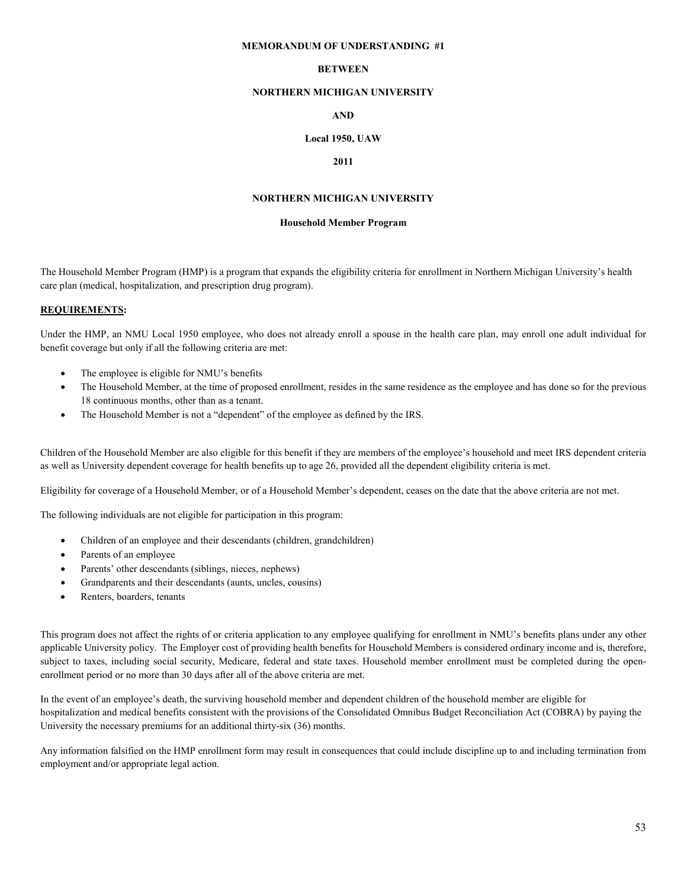**MEMORANDUM OF UNDERSTANDING #1**

**BETWEEN**

**NORTHERN MICHIGAN UNIVERSITY**

**AND**

**Local 1950, UAW**

**2011**

**NORTHERN MICHIGAN UNIVERSITY**

**Household Member Program**

The Household Member Program (HMP) is a program that expands the eligibility criteria for enrollment in Northern Michigan University's health care plan (medical, hospitalization, and prescription drug program).

**REQUIREMENTS:**

Under the HMP, an NMU Local 1950 employee, who does not already enroll a spouse in the health care plan, may enroll one adult individual for benefit coverage but only if all the following criteria are met:

- The employee is eligible for NMU's benefits
- The Household Member, at the time of proposed enrollment, resides in the same residence as the employee and has done so for the previous 18 continuous months, other than as a tenant.
- The Household Member is not a "dependent" of the employee as defined by the IRS.

Children of the Household Member are also eligible for this benefit if they are members of the employee's household and meet IRS dependent criteria as well as University dependent coverage for health benefits up to age 26, provided all the dependent eligibility criteria is met.

Eligibility for coverage of a Household Member, or of a Household Member's dependent, ceases on the date that the above criteria are not met.

The following individuals are not eligible for participation in this program:

- Children of an employee and their descendants (children, grandchildren)
- Parents of an employee
- Parents' other descendants (siblings, nieces, nephews)
- Grandparents and their descendants (aunts, uncles, cousins)
- Renters, boarders, tenants

This program does not affect the rights of or criteria application to any employee qualifying for enrollment in NMU's benefits plans under any other applicable University policy. The Employer cost of providing health benefits for Household Members is considered ordinary income and is, therefore, subject to taxes, including social security, Medicare, federal and state taxes. Household member enrollment must be completed during the open-enrollment period or no more than 30 days after all of the above criteria are met.

In the event of an employee's death, the surviving household member and dependent children of the household member are eligible for hospitalization and medical benefits consistent with the provisions of the Consolidated Omnibus Budget Reconciliation Act (COBRA) by paying the University the necessary premiums for an additional thirty-six (36) months.

Any information falsified on the HMP enrollment form may result in consequences that could include discipline up to and including termination from employment and/or appropriate legal action.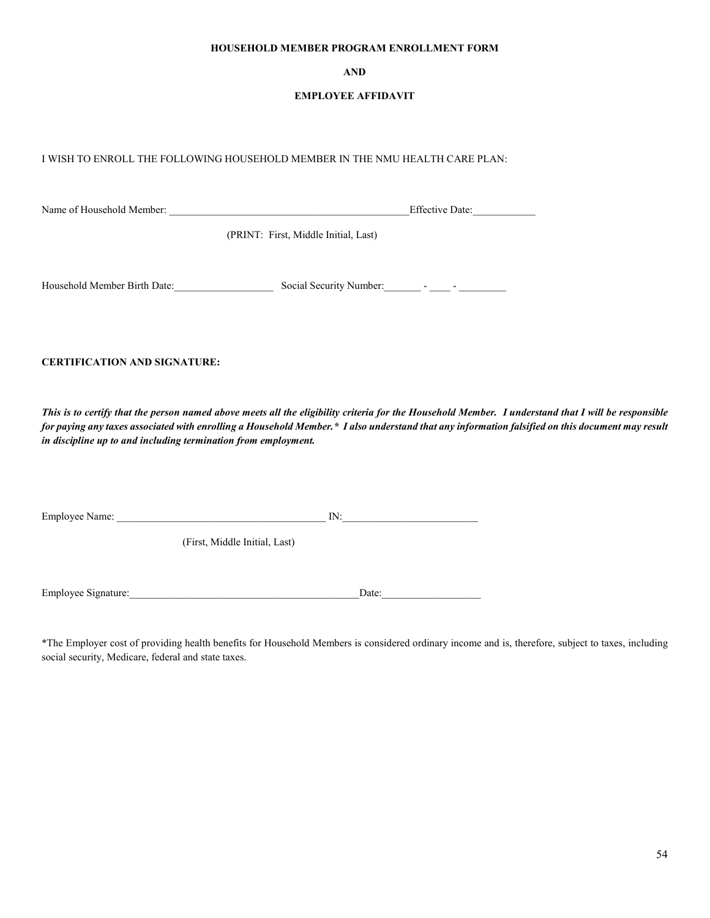**HOUSEHOLD MEMBER PROGRAM ENROLLMENT FORM**

**AND**

**EMPLOYEE AFFIDAVIT**

I WISH TO ENROLL THE FOLLOWING HOUSEHOLD MEMBER IN THE NMU HEALTH CARE PLAN:

Name of Household Member: _______________________________________________Effective Date:____________

(PRINT: First, Middle Initial, Last)

Household Member Birth Date:___________________ Social Security Number:_______ - ____ - _________

**CERTIFICATION AND SIGNATURE:**

***This is to certify that the person named above meets all the eligibility criteria for the Household Member. I understand that I will be responsible for paying any taxes associated with enrolling a Household Member.* I also understand that any information falsified on this document may result in discipline up to and including termination from employment.***

Employee Name: _________________________________________ IN:__________________________

(First, Middle Initial, Last)

Employee Signature:____________________________________________Date:___________________

*The Employer cost of providing health benefits for Household Members is considered ordinary income and is, therefore, subject to taxes, including social security, Medicare, federal and state taxes.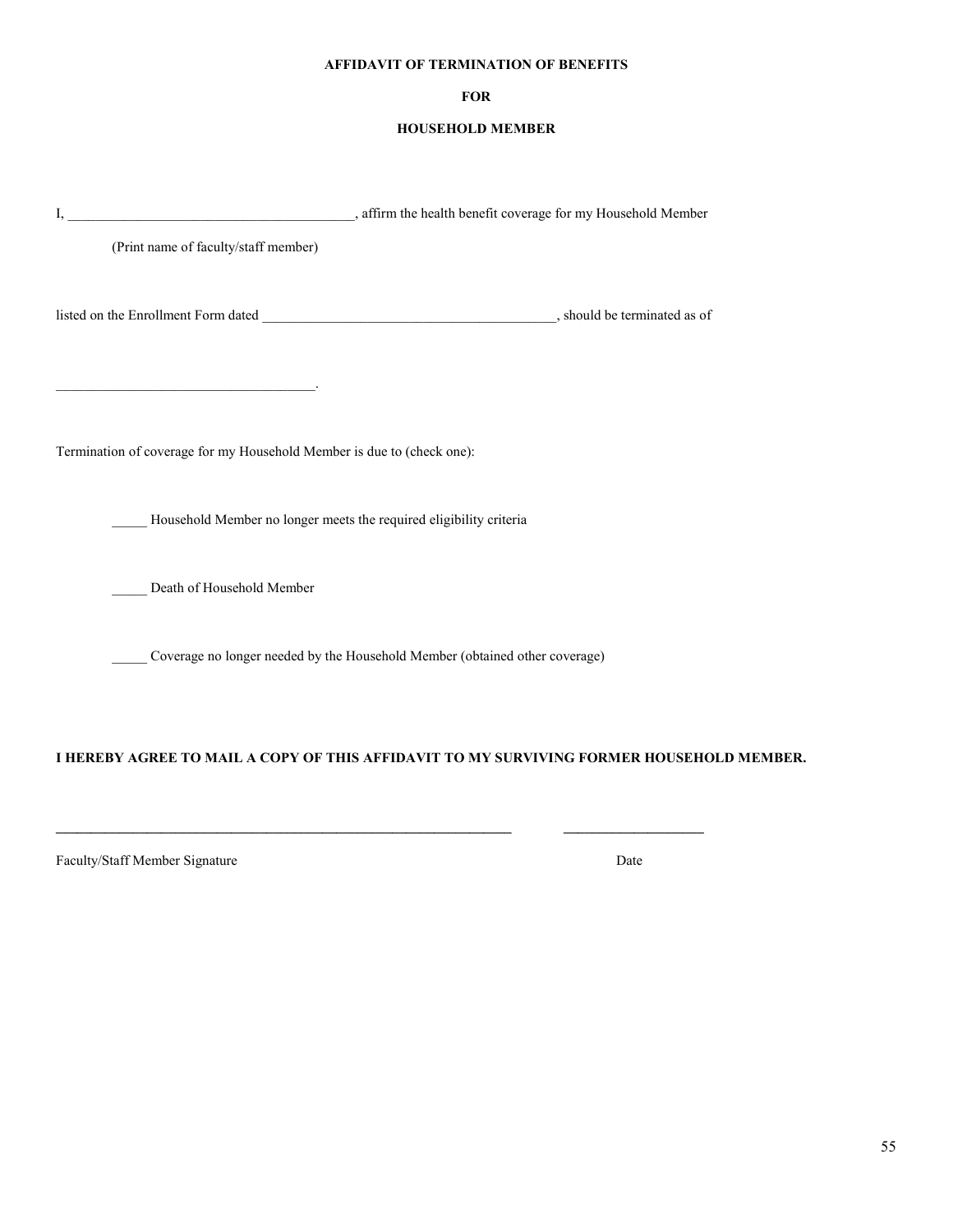**AFFIDAVIT OF TERMINATION OF BENEFITS**

**FOR**

**HOUSEHOLD MEMBER**

I, ________________________________________, affirm the health benefit coverage for my Household Member

(Print name of faculty/staff member)

listed on the Enrollment Form dated __________________________________________, should be terminated as of

_____________________________________.

Termination of coverage for my Household Member is due to (check one):

_____ Household Member no longer meets the required eligibility criteria

_____ Death of Household Member

_____ Coverage no longer needed by the Household Member (obtained other coverage)

**I HEREBY AGREE TO MAIL A COPY OF THIS AFFIDAVIT TO MY SURVIVING FORMER HOUSEHOLD MEMBER.**

_________________________________________________________________ ____________________

Faculty/Staff Member Signature Date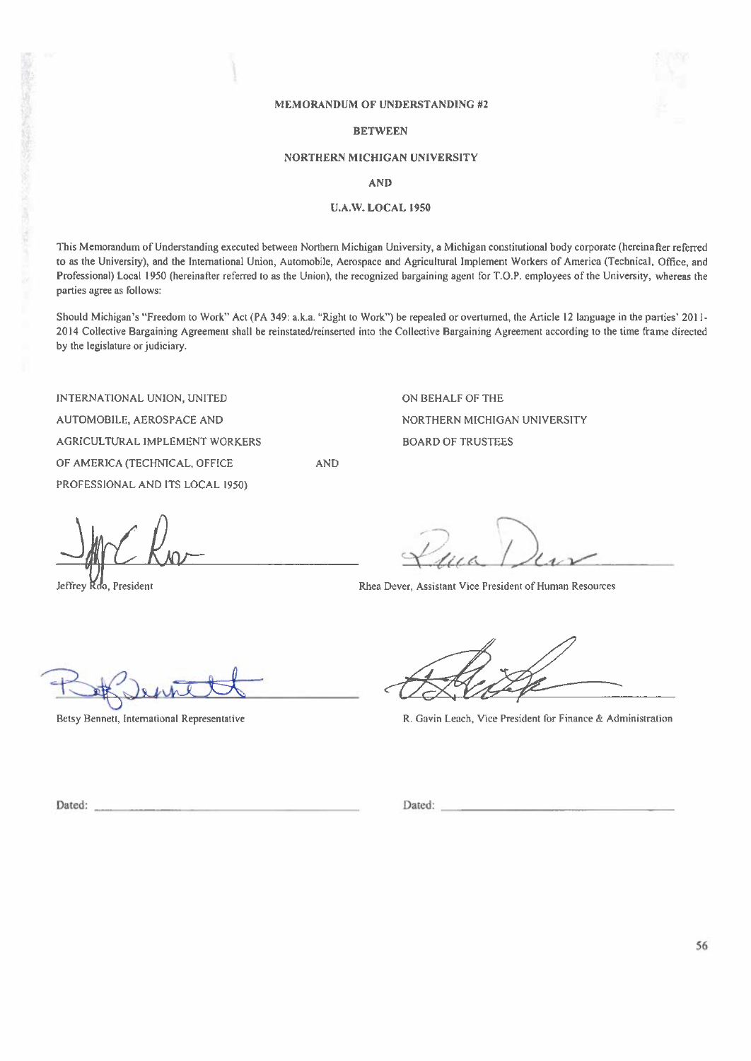**MEMORANDUM OF UNDERSTANDING #2**

**BETWEEN**

**NORTHERN MICHIGAN UNIVERSITY**

**AND**

**U.A.W. LOCAL 1950**

This Memorandum of Understanding executed between Northern Michigan University, a Michigan constitutional body corporate (hereinafter referred to as the University), and the International Union, Automobile, Aerospace and Agricultural Implement Workers of America (Technical, Office, and Professional) Local 1950 (hereinafter referred to as the Union), the recognized bargaining agent for T.O.P. employees of the University, whereas the parties agree as follows:

Should Michigan's "Freedom to Work" Act (PA 349: a.k.a. "Right to Work") be repealed or overturned, the Article 12 language in the parties' 2011-2014 Collective Bargaining Agreement shall be reinstated/reinserted into the Collective Bargaining Agreement according to the time frame directed by the legislature or judiciary.

INTERNATIONAL UNION, UNITED AUTOMOBILE, AEROSPACE AND AGRICULTURAL IMPLEMENT WORKERS OF AMERICA (TECHNICAL, OFFICE PROFESSIONAL AND ITS LOCAL 1950)

AND

ON BEHALF OF THE NORTHERN MICHIGAN UNIVERSITY BOARD OF TRUSTEES

Jeffrey Roo, President

Rhea Dever, Assistant Vice President of Human Resources

Betsy Bennett, International Representative

R. Gavin Leach, Vice President for Finance & Administration

Dated: ______________________

Dated: ______________________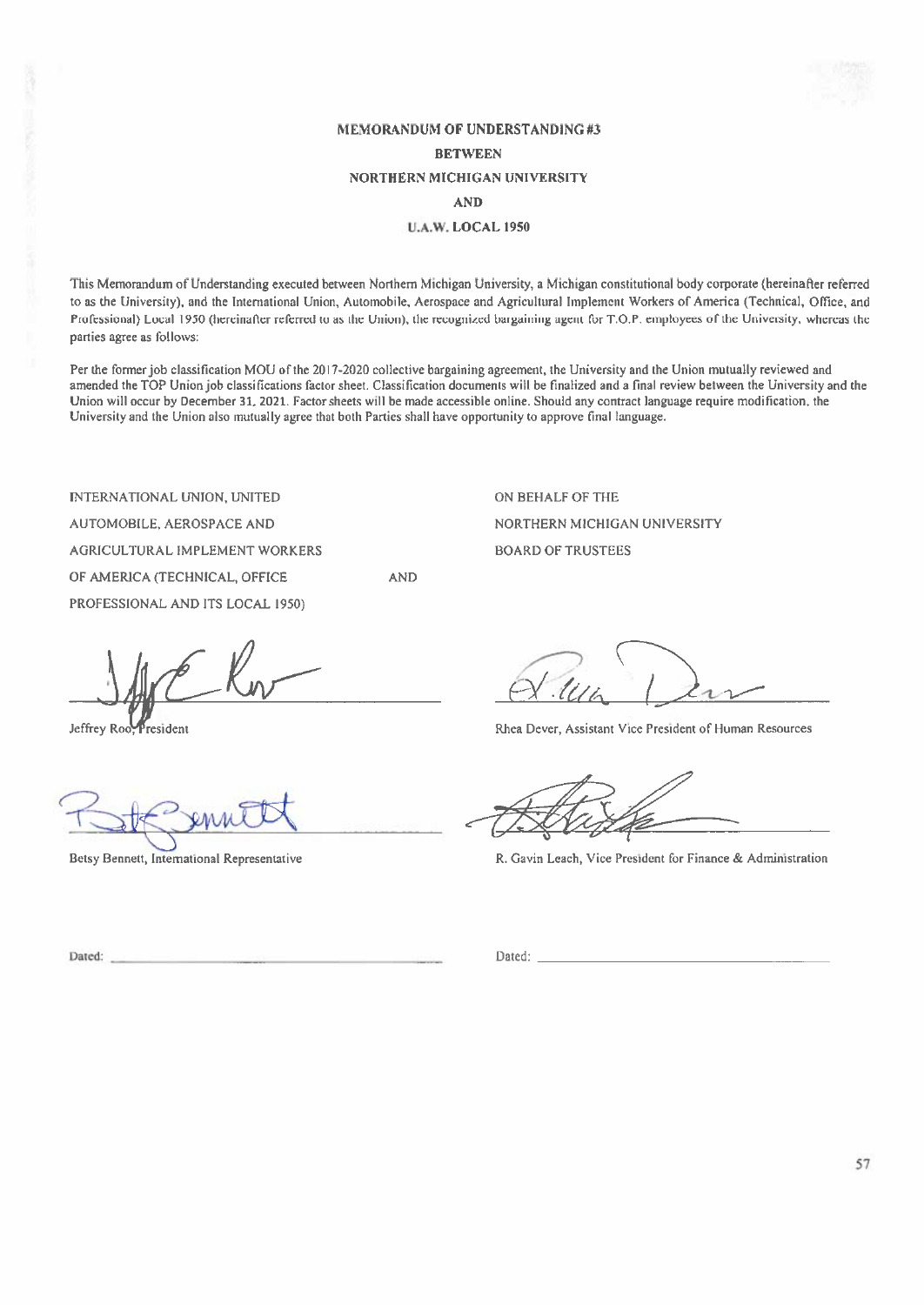**MEMORANDUM OF UNDERSTANDING #3**

**BETWEEN**

**NORTHERN MICHIGAN UNIVERSITY**

**AND**

**U.A.W. LOCAL 1950**

This Memorandum of Understanding executed between Northern Michigan University, a Michigan constitutional body corporate (hereinafter referred to as the University), and the International Union, Automobile, Aerospace and Agricultural Implement Workers of America (Technical, Office, and Professional) Local 1950 (hereinafter referred to as the Union), the recognized bargaining agent for T.O.P. employees of the University, whereas the parties agree as follows:

Per the former job classification MOU of the 2017-2020 collective bargaining agreement, the University and the Union mutually reviewed and amended the TOP Union job classifications factor sheet. Classification documents will be finalized and a final review between the University and the Union will occur by December 31, 2021. Factor sheets will be made accessible online. Should any contract language require modification, the University and the Union also mutually agree that both Parties shall have opportunity to approve final language.

INTERNATIONAL UNION, UNITED AUTOMOBILE, AEROSPACE AND AGRICULTURAL IMPLEMENT WORKERS OF AMERICA (TECHNICAL, OFFICE PROFESSIONAL AND ITS LOCAL 1950)

AND

ON BEHALF OF THE NORTHERN MICHIGAN UNIVERSITY BOARD OF TRUSTEES

Jeffrey Roo, President

Rhea Dever, Assistant Vice President of Human Resources

Betsy Bennett, International Representative

R. Gavin Leach, Vice President for Finance & Administration

Dated: ______________________

Dated: ______________________